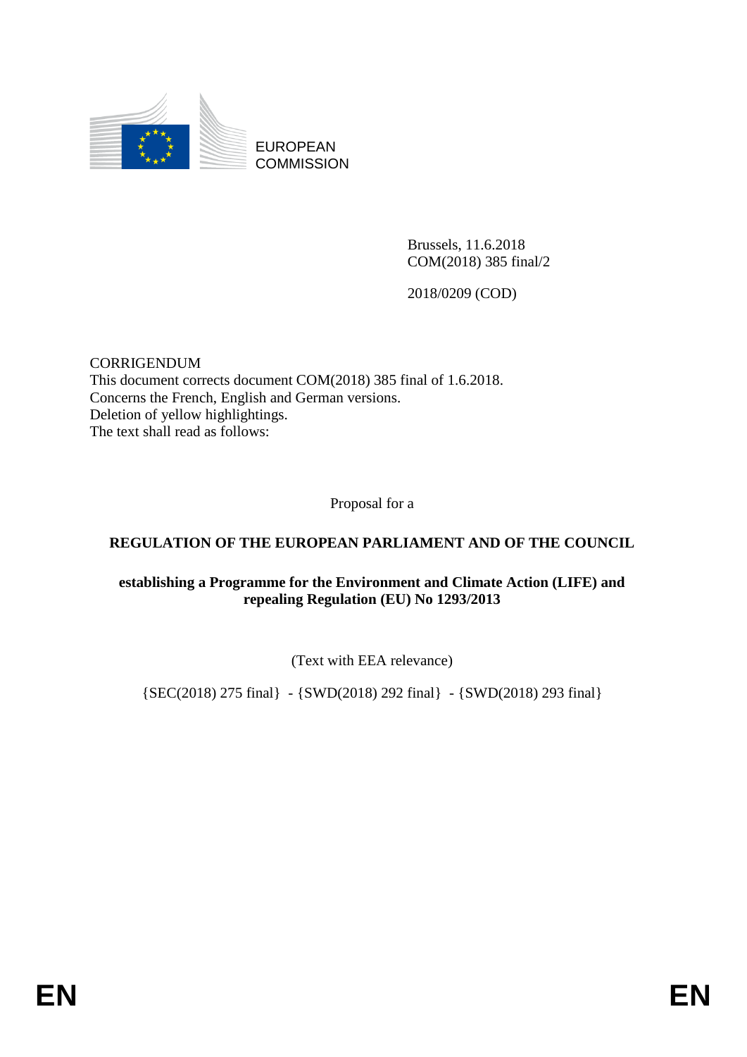EUROPEAN COMMISSION

Brussels, 11.6.2018
COM(2018) 385 final/2

2018/0209 (COD)

CORRIGENDUM
This document corrects document COM(2018) 385 final of 1.6.2018.
Concerns the French, English and German versions.
Deletion of yellow highlightings.
The text shall read as follows:

Proposal for a

# REGULATION OF THE EUROPEAN PARLIAMENT AND OF THE COUNCIL

## establishing a Programme for the Environment and Climate Action (LIFE) and repealing Regulation (EU) No 1293/2013

(Text with EEA relevance)

{SEC(2018) 275 final} - {SWD(2018) 292 final} - {SWD(2018) 293 final}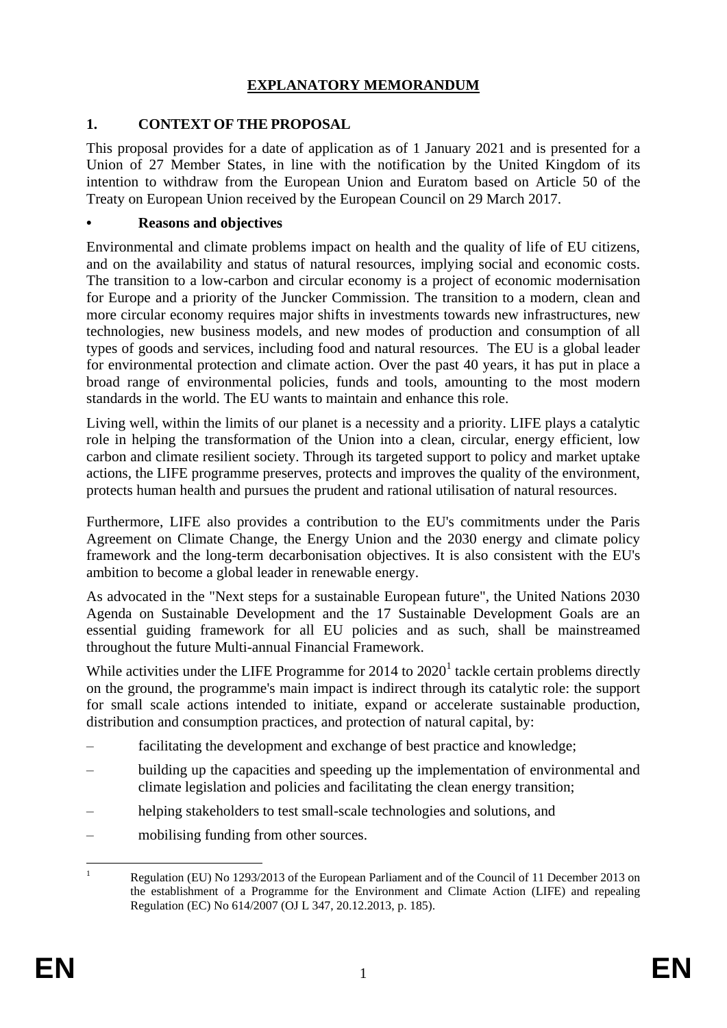# EXPLANATORY MEMORANDUM

## 1. CONTEXT OF THE PROPOSAL

This proposal provides for a date of application as of 1 January 2021 and is presented for a Union of 27 Member States, in line with the notification by the United Kingdom of its intention to withdraw from the European Union and Euratom based on Article 50 of the Treaty on European Union received by the European Council on 29 March 2017.

### • Reasons and objectives

Environmental and climate problems impact on health and the quality of life of EU citizens, and on the availability and status of natural resources, implying social and economic costs. The transition to a low-carbon and circular economy is a project of economic modernisation for Europe and a priority of the Juncker Commission. The transition to a modern, clean and more circular economy requires major shifts in investments towards new infrastructures, new technologies, new business models, and new modes of production and consumption of all types of goods and services, including food and natural resources. The EU is a global leader for environmental protection and climate action. Over the past 40 years, it has put in place a broad range of environmental policies, funds and tools, amounting to the most modern standards in the world. The EU wants to maintain and enhance this role.

Living well, within the limits of our planet is a necessity and a priority. LIFE plays a catalytic role in helping the transformation of the Union into a clean, circular, energy efficient, low carbon and climate resilient society. Through its targeted support to policy and market uptake actions, the LIFE programme preserves, protects and improves the quality of the environment, protects human health and pursues the prudent and rational utilisation of natural resources.

Furthermore, LIFE also provides a contribution to the EU's commitments under the Paris Agreement on Climate Change, the Energy Union and the 2030 energy and climate policy framework and the long-term decarbonisation objectives. It is also consistent with the EU's ambition to become a global leader in renewable energy.

As advocated in the "Next steps for a sustainable European future", the United Nations 2030 Agenda on Sustainable Development and the 17 Sustainable Development Goals are an essential guiding framework for all EU policies and as such, shall be mainstreamed throughout the future Multi-annual Financial Framework.

While activities under the LIFE Programme for 2014 to 2020[1] tackle certain problems directly on the ground, the programme's main impact is indirect through its catalytic role: the support for small scale actions intended to initiate, expand or accelerate sustainable production, distribution and consumption practices, and protection of natural capital, by:

– facilitating the development and exchange of best practice and knowledge;

– building up the capacities and speeding up the implementation of environmental and climate legislation and policies and facilitating the clean energy transition;

– helping stakeholders to test small-scale technologies and solutions, and

– mobilising funding from other sources.

---

[1] Regulation (EU) No 1293/2013 of the European Parliament and of the Council of 11 December 2013 on the establishment of a Programme for the Environment and Climate Action (LIFE) and repealing Regulation (EC) No 614/2007 (OJ L 347, 20.12.2013, p. 185).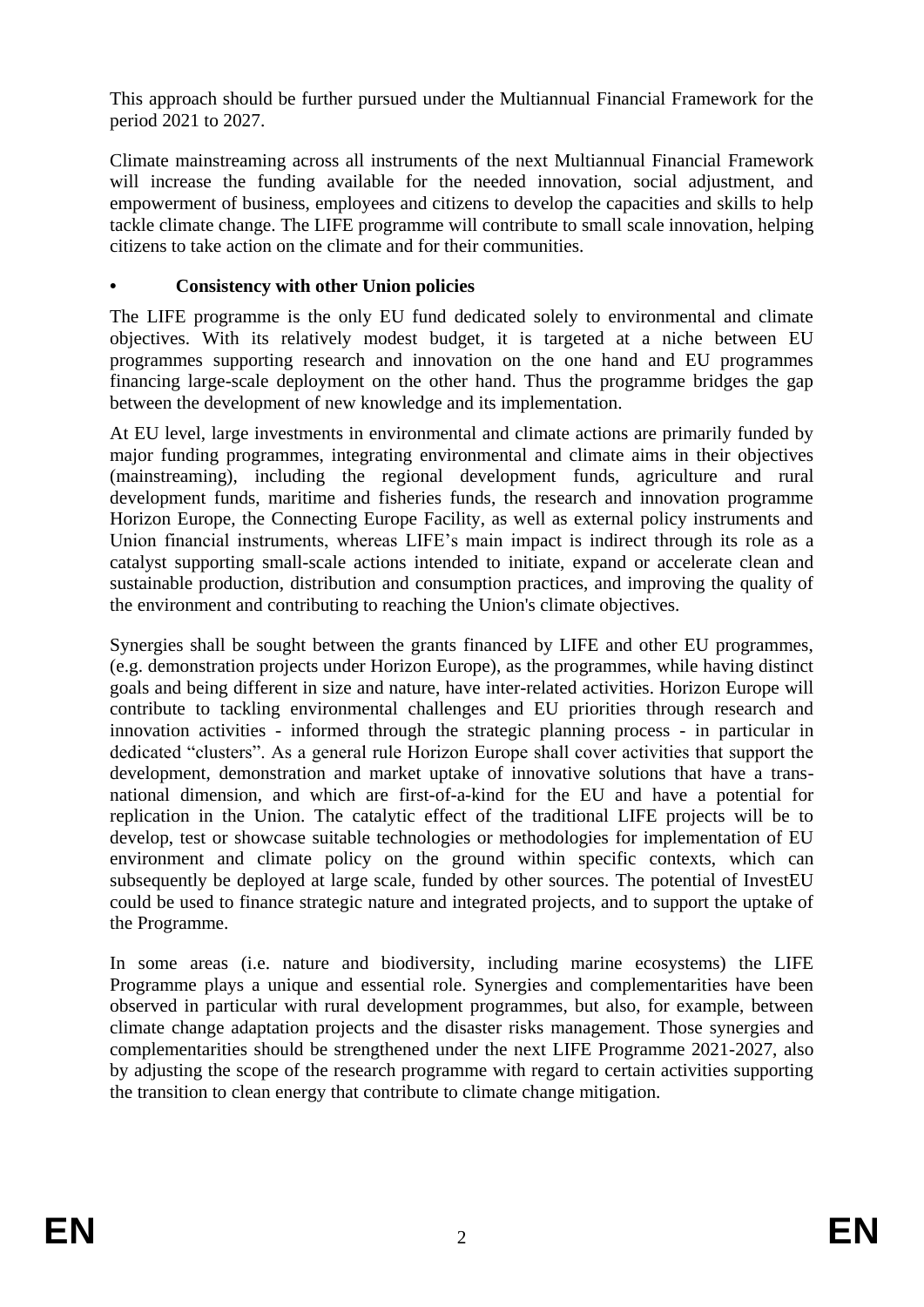This approach should be further pursued under the Multiannual Financial Framework for the period 2021 to 2027.

Climate mainstreaming across all instruments of the next Multiannual Financial Framework will increase the funding available for the needed innovation, social adjustment, and empowerment of business, employees and citizens to develop the capacities and skills to help tackle climate change. The LIFE programme will contribute to small scale innovation, helping citizens to take action on the climate and for their communities.

- **Consistency with other Union policies**

The LIFE programme is the only EU fund dedicated solely to environmental and climate objectives. With its relatively modest budget, it is targeted at a niche between EU programmes supporting research and innovation on the one hand and EU programmes financing large-scale deployment on the other hand. Thus the programme bridges the gap between the development of new knowledge and its implementation.

At EU level, large investments in environmental and climate actions are primarily funded by major funding programmes, integrating environmental and climate aims in their objectives (mainstreaming), including the regional development funds, agriculture and rural development funds, maritime and fisheries funds, the research and innovation programme Horizon Europe, the Connecting Europe Facility, as well as external policy instruments and Union financial instruments, whereas LIFE's main impact is indirect through its role as a catalyst supporting small-scale actions intended to initiate, expand or accelerate clean and sustainable production, distribution and consumption practices, and improving the quality of the environment and contributing to reaching the Union's climate objectives.

Synergies shall be sought between the grants financed by LIFE and other EU programmes, (e.g. demonstration projects under Horizon Europe), as the programmes, while having distinct goals and being different in size and nature, have inter-related activities. Horizon Europe will contribute to tackling environmental challenges and EU priorities through research and innovation activities - informed through the strategic planning process - in particular in dedicated "clusters". As a general rule Horizon Europe shall cover activities that support the development, demonstration and market uptake of innovative solutions that have a trans-national dimension, and which are first-of-a-kind for the EU and have a potential for replication in the Union. The catalytic effect of the traditional LIFE projects will be to develop, test or showcase suitable technologies or methodologies for implementation of EU environment and climate policy on the ground within specific contexts, which can subsequently be deployed at large scale, funded by other sources. The potential of InvestEU could be used to finance strategic nature and integrated projects, and to support the uptake of the Programme.

In some areas (i.e. nature and biodiversity, including marine ecosystems) the LIFE Programme plays a unique and essential role. Synergies and complementarities have been observed in particular with rural development programmes, but also, for example, between climate change adaptation projects and the disaster risks management. Those synergies and complementarities should be strengthened under the next LIFE Programme 2021-2027, also by adjusting the scope of the research programme with regard to certain activities supporting the transition to clean energy that contribute to climate change mitigation.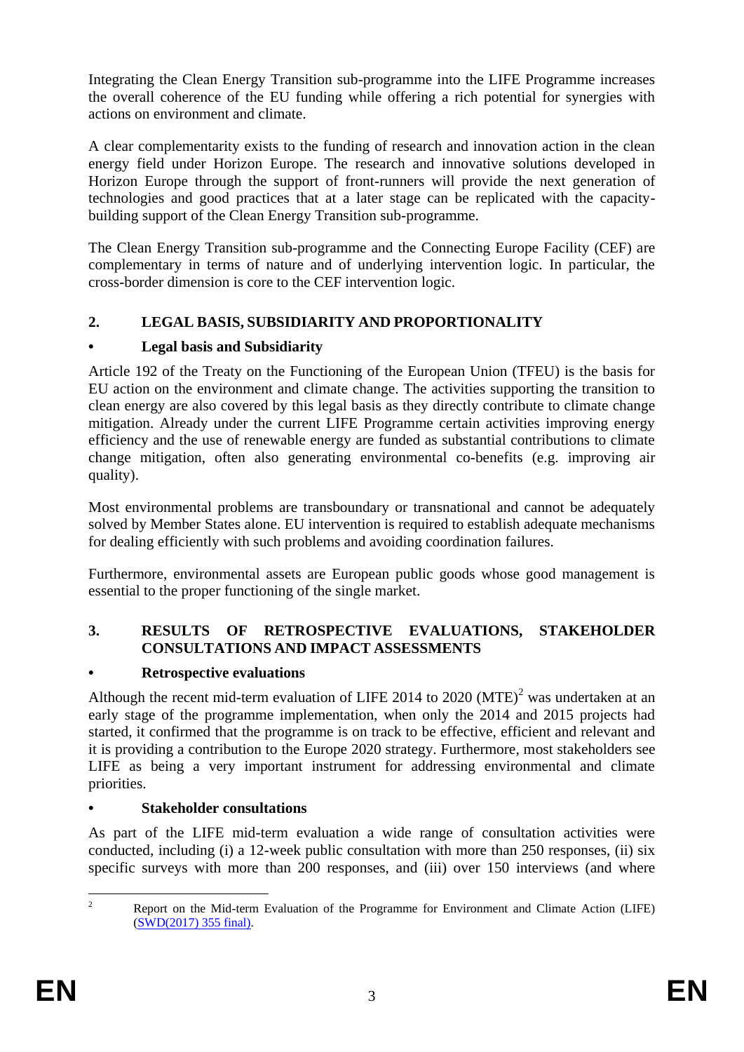Integrating the Clean Energy Transition sub-programme into the LIFE Programme increases the overall coherence of the EU funding while offering a rich potential for synergies with actions on environment and climate.

A clear complementarity exists to the funding of research and innovation action in the clean energy field under Horizon Europe. The research and innovative solutions developed in Horizon Europe through the support of front-runners will provide the next generation of technologies and good practices that at a later stage can be replicated with the capacity-building support of the Clean Energy Transition sub-programme.

The Clean Energy Transition sub-programme and the Connecting Europe Facility (CEF) are complementary in terms of nature and of underlying intervention logic. In particular, the cross-border dimension is core to the CEF intervention logic.

## 2. LEGAL BASIS, SUBSIDIARITY AND PROPORTIONALITY

### • Legal basis and Subsidiarity

Article 192 of the Treaty on the Functioning of the European Union (TFEU) is the basis for EU action on the environment and climate change. The activities supporting the transition to clean energy are also covered by this legal basis as they directly contribute to climate change mitigation. Already under the current LIFE Programme certain activities improving energy efficiency and the use of renewable energy are funded as substantial contributions to climate change mitigation, often also generating environmental co-benefits (e.g. improving air quality).

Most environmental problems are transboundary or transnational and cannot be adequately solved by Member States alone. EU intervention is required to establish adequate mechanisms for dealing efficiently with such problems and avoiding coordination failures.

Furthermore, environmental assets are European public goods whose good management is essential to the proper functioning of the single market.

## 3. RESULTS OF RETROSPECTIVE EVALUATIONS, STAKEHOLDER CONSULTATIONS AND IMPACT ASSESSMENTS

### • Retrospective evaluations

Although the recent mid-term evaluation of LIFE 2014 to 2020 (MTE)[2] was undertaken at an early stage of the programme implementation, when only the 2014 and 2015 projects had started, it confirmed that the programme is on track to be effective, efficient and relevant and it is providing a contribution to the Europe 2020 strategy. Furthermore, most stakeholders see LIFE as being a very important instrument for addressing environmental and climate priorities.

### • Stakeholder consultations

As part of the LIFE mid-term evaluation a wide range of consultation activities were conducted, including (i) a 12-week public consultation with more than 250 responses, (ii) six specific surveys with more than 200 responses, and (iii) over 150 interviews (and where

[2] Report on the Mid-term Evaluation of the Programme for Environment and Climate Action (LIFE) (SWD(2017) 355 final).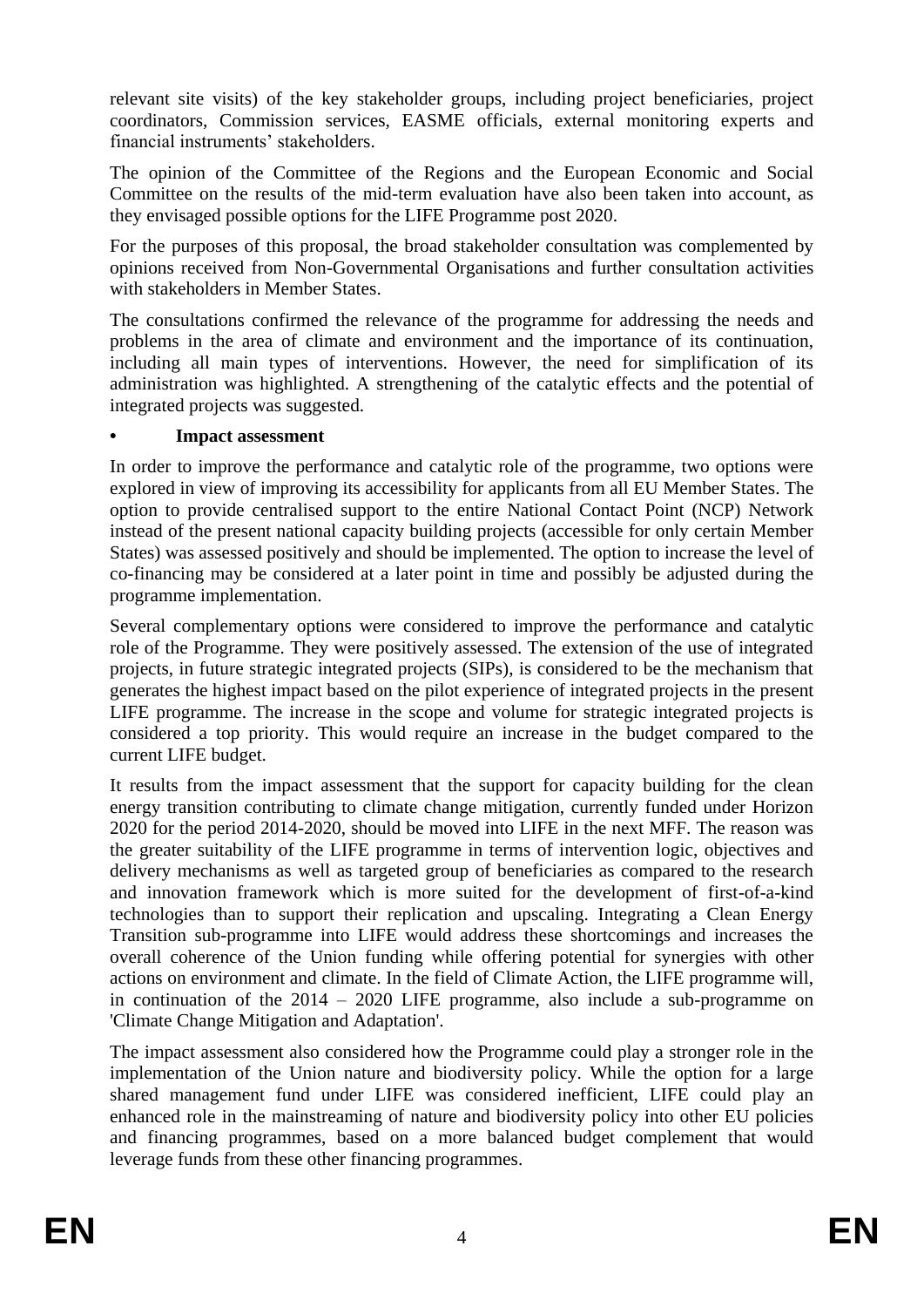relevant site visits) of the key stakeholder groups, including project beneficiaries, project coordinators, Commission services, EASME officials, external monitoring experts and financial instruments' stakeholders.

The opinion of the Committee of the Regions and the European Economic and Social Committee on the results of the mid-term evaluation have also been taken into account, as they envisaged possible options for the LIFE Programme post 2020.

For the purposes of this proposal, the broad stakeholder consultation was complemented by opinions received from Non-Governmental Organisations and further consultation activities with stakeholders in Member States.

The consultations confirmed the relevance of the programme for addressing the needs and problems in the area of climate and environment and the importance of its continuation, including all main types of interventions. However, the need for simplification of its administration was highlighted. A strengthening of the catalytic effects and the potential of integrated projects was suggested.

- **Impact assessment**

In order to improve the performance and catalytic role of the programme, two options were explored in view of improving its accessibility for applicants from all EU Member States. The option to provide centralised support to the entire National Contact Point (NCP) Network instead of the present national capacity building projects (accessible for only certain Member States) was assessed positively and should be implemented. The option to increase the level of co-financing may be considered at a later point in time and possibly be adjusted during the programme implementation.

Several complementary options were considered to improve the performance and catalytic role of the Programme. They were positively assessed. The extension of the use of integrated projects, in future strategic integrated projects (SIPs), is considered to be the mechanism that generates the highest impact based on the pilot experience of integrated projects in the present LIFE programme. The increase in the scope and volume for strategic integrated projects is considered a top priority. This would require an increase in the budget compared to the current LIFE budget.

It results from the impact assessment that the support for capacity building for the clean energy transition contributing to climate change mitigation, currently funded under Horizon 2020 for the period 2014-2020, should be moved into LIFE in the next MFF. The reason was the greater suitability of the LIFE programme in terms of intervention logic, objectives and delivery mechanisms as well as targeted group of beneficiaries as compared to the research and innovation framework which is more suited for the development of first-of-a-kind technologies than to support their replication and upscaling. Integrating a Clean Energy Transition sub-programme into LIFE would address these shortcomings and increases the overall coherence of the Union funding while offering potential for synergies with other actions on environment and climate. In the field of Climate Action, the LIFE programme will, in continuation of the 2014 – 2020 LIFE programme, also include a sub-programme on 'Climate Change Mitigation and Adaptation'.

The impact assessment also considered how the Programme could play a stronger role in the implementation of the Union nature and biodiversity policy. While the option for a large shared management fund under LIFE was considered inefficient, LIFE could play an enhanced role in the mainstreaming of nature and biodiversity policy into other EU policies and financing programmes, based on a more balanced budget complement that would leverage funds from these other financing programmes.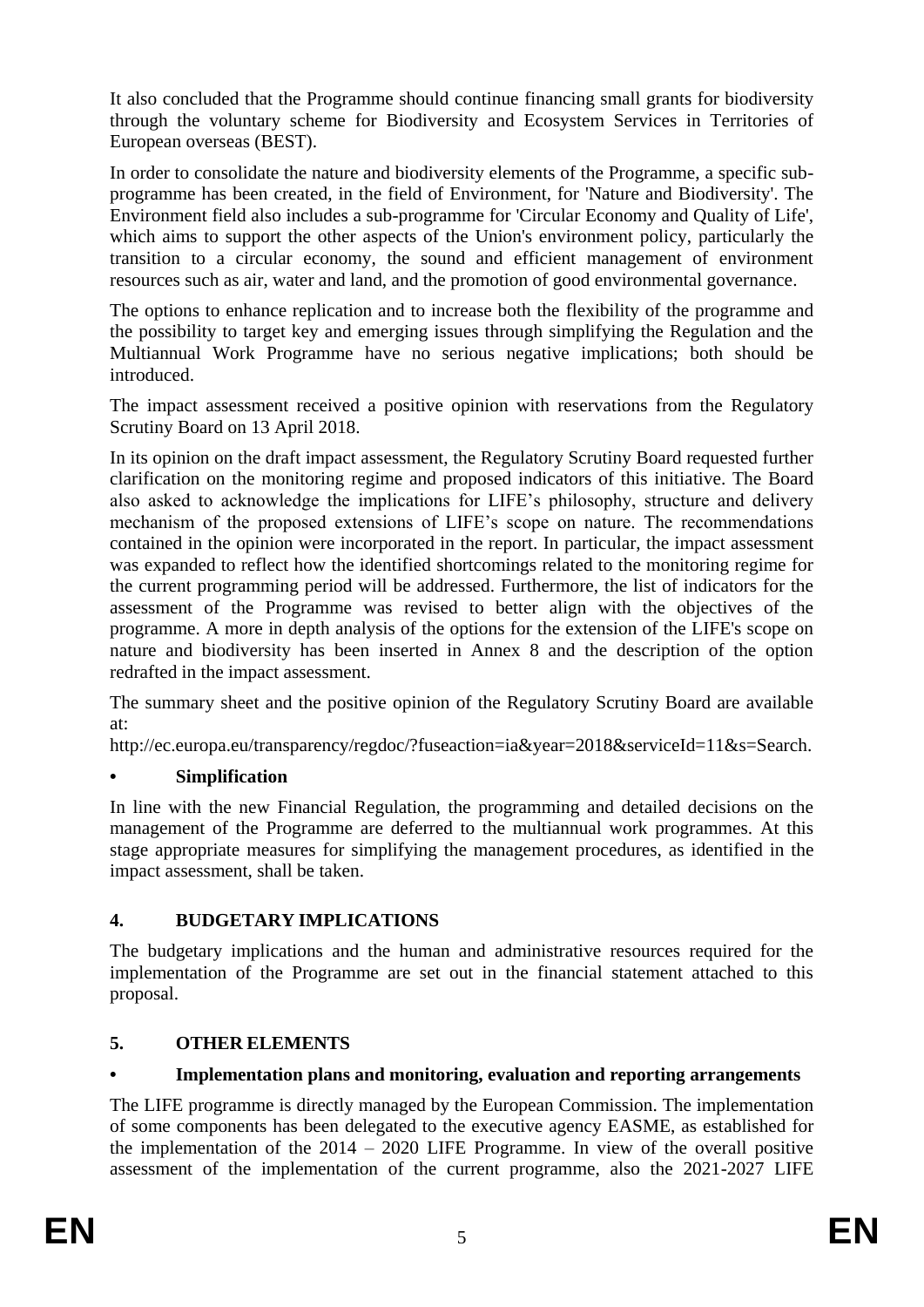It also concluded that the Programme should continue financing small grants for biodiversity through the voluntary scheme for Biodiversity and Ecosystem Services in Territories of European overseas (BEST).

In order to consolidate the nature and biodiversity elements of the Programme, a specific sub-programme has been created, in the field of Environment, for 'Nature and Biodiversity'. The Environment field also includes a sub-programme for 'Circular Economy and Quality of Life', which aims to support the other aspects of the Union's environment policy, particularly the transition to a circular economy, the sound and efficient management of environment resources such as air, water and land, and the promotion of good environmental governance.

The options to enhance replication and to increase both the flexibility of the programme and the possibility to target key and emerging issues through simplifying the Regulation and the Multiannual Work Programme have no serious negative implications; both should be introduced.

The impact assessment received a positive opinion with reservations from the Regulatory Scrutiny Board on 13 April 2018.

In its opinion on the draft impact assessment, the Regulatory Scrutiny Board requested further clarification on the monitoring regime and proposed indicators of this initiative. The Board also asked to acknowledge the implications for LIFE's philosophy, structure and delivery mechanism of the proposed extensions of LIFE's scope on nature. The recommendations contained in the opinion were incorporated in the report. In particular, the impact assessment was expanded to reflect how the identified shortcomings related to the monitoring regime for the current programming period will be addressed. Furthermore, the list of indicators for the assessment of the Programme was revised to better align with the objectives of the programme. A more in depth analysis of the options for the extension of the LIFE's scope on nature and biodiversity has been inserted in Annex 8 and the description of the option redrafted in the impact assessment.

The summary sheet and the positive opinion of the Regulatory Scrutiny Board are available at:
http://ec.europa.eu/transparency/regdoc/?fuseaction=ia&year=2018&serviceId=11&s=Search.

- **Simplification**

In line with the new Financial Regulation, the programming and detailed decisions on the management of the Programme are deferred to the multiannual work programmes. At this stage appropriate measures for simplifying the management procedures, as identified in the impact assessment, shall be taken.

## 4. BUDGETARY IMPLICATIONS

The budgetary implications and the human and administrative resources required for the implementation of the Programme are set out in the financial statement attached to this proposal.

## 5. OTHER ELEMENTS

- **Implementation plans and monitoring, evaluation and reporting arrangements**

The LIFE programme is directly managed by the European Commission. The implementation of some components has been delegated to the executive agency EASME, as established for the implementation of the 2014 – 2020 LIFE Programme. In view of the overall positive assessment of the implementation of the current programme, also the 2021-2027 LIFE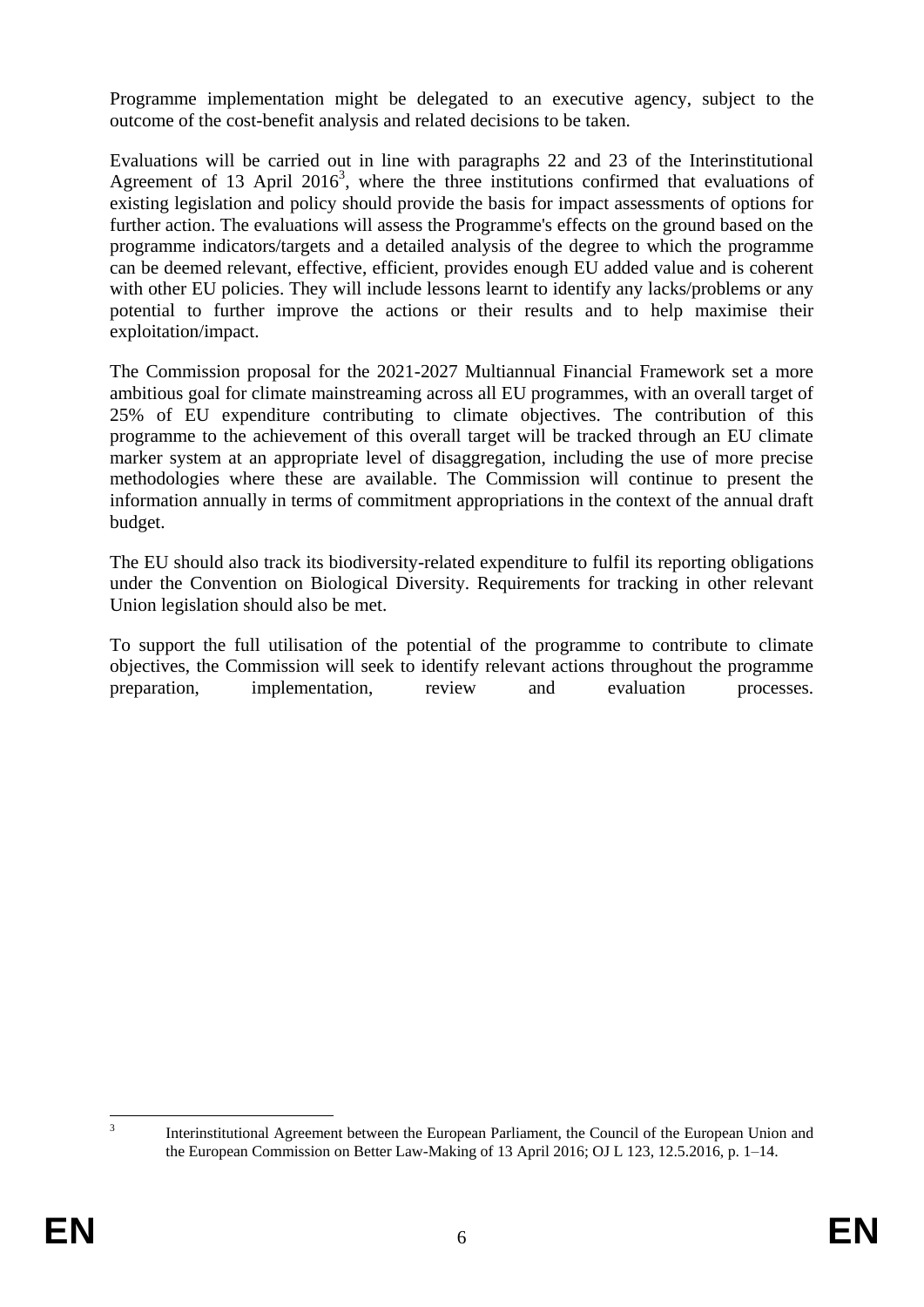Programme implementation might be delegated to an executive agency, subject to the outcome of the cost-benefit analysis and related decisions to be taken.

Evaluations will be carried out in line with paragraphs 22 and 23 of the Interinstitutional Agreement of 13 April 2016[3], where the three institutions confirmed that evaluations of existing legislation and policy should provide the basis for impact assessments of options for further action. The evaluations will assess the Programme's effects on the ground based on the programme indicators/targets and a detailed analysis of the degree to which the programme can be deemed relevant, effective, efficient, provides enough EU added value and is coherent with other EU policies. They will include lessons learnt to identify any lacks/problems or any potential to further improve the actions or their results and to help maximise their exploitation/impact.

The Commission proposal for the 2021-2027 Multiannual Financial Framework set a more ambitious goal for climate mainstreaming across all EU programmes, with an overall target of 25% of EU expenditure contributing to climate objectives. The contribution of this programme to the achievement of this overall target will be tracked through an EU climate marker system at an appropriate level of disaggregation, including the use of more precise methodologies where these are available. The Commission will continue to present the information annually in terms of commitment appropriations in the context of the annual draft budget.

The EU should also track its biodiversity-related expenditure to fulfil its reporting obligations under the Convention on Biological Diversity. Requirements for tracking in other relevant Union legislation should also be met.

To support the full utilisation of the potential of the programme to contribute to climate objectives, the Commission will seek to identify relevant actions throughout the programme preparation, implementation, review and evaluation processes.

---

[3] Interinstitutional Agreement between the European Parliament, the Council of the European Union and the European Commission on Better Law-Making of 13 April 2016; OJ L 123, 12.5.2016, p. 1–14.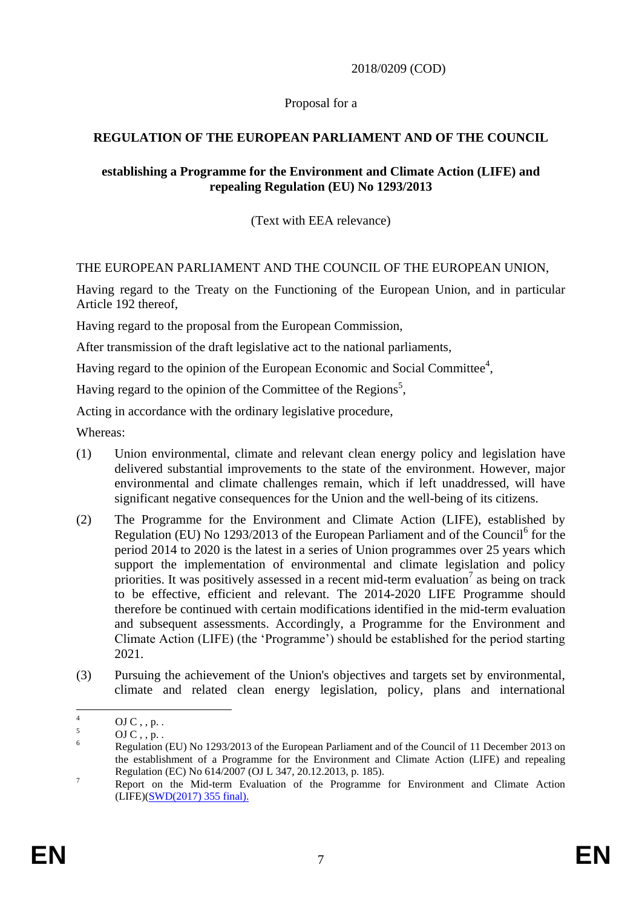2018/0209 (COD)

Proposal for a

**REGULATION OF THE EUROPEAN PARLIAMENT AND OF THE COUNCIL**

**establishing a Programme for the Environment and Climate Action (LIFE) and repealing Regulation (EU) No 1293/2013**

(Text with EEA relevance)

THE EUROPEAN PARLIAMENT AND THE COUNCIL OF THE EUROPEAN UNION,

Having regard to the Treaty on the Functioning of the European Union, and in particular Article 192 thereof,

Having regard to the proposal from the European Commission,

After transmission of the draft legislative act to the national parliaments,

Having regard to the opinion of the European Economic and Social Committee[4],

Having regard to the opinion of the Committee of the Regions[5],

Acting in accordance with the ordinary legislative procedure,

Whereas:

(1) Union environmental, climate and relevant clean energy policy and legislation have delivered substantial improvements to the state of the environment. However, major environmental and climate challenges remain, which if left unaddressed, will have significant negative consequences for the Union and the well-being of its citizens.

(2) The Programme for the Environment and Climate Action (LIFE), established by Regulation (EU) No 1293/2013 of the European Parliament and of the Council[6] for the period 2014 to 2020 is the latest in a series of Union programmes over 25 years which support the implementation of environmental and climate legislation and policy priorities. It was positively assessed in a recent mid-term evaluation[7] as being on track to be effective, efficient and relevant. The 2014-2020 LIFE Programme should therefore be continued with certain modifications identified in the mid-term evaluation and subsequent assessments. Accordingly, a Programme for the Environment and Climate Action (LIFE) (the 'Programme') should be established for the period starting 2021.

(3) Pursuing the achievement of the Union's objectives and targets set by environmental, climate and related clean energy legislation, policy, plans and international

---

4 OJ C , , p. .

5 OJ C , , p. .

6 Regulation (EU) No 1293/2013 of the European Parliament and of the Council of 11 December 2013 on the establishment of a Programme for the Environment and Climate Action (LIFE) and repealing Regulation (EC) No 614/2007 (OJ L 347, 20.12.2013, p. 185).

7 Report on the Mid-term Evaluation of the Programme for Environment and Climate Action (LIFE)(SWD(2017) 355 final).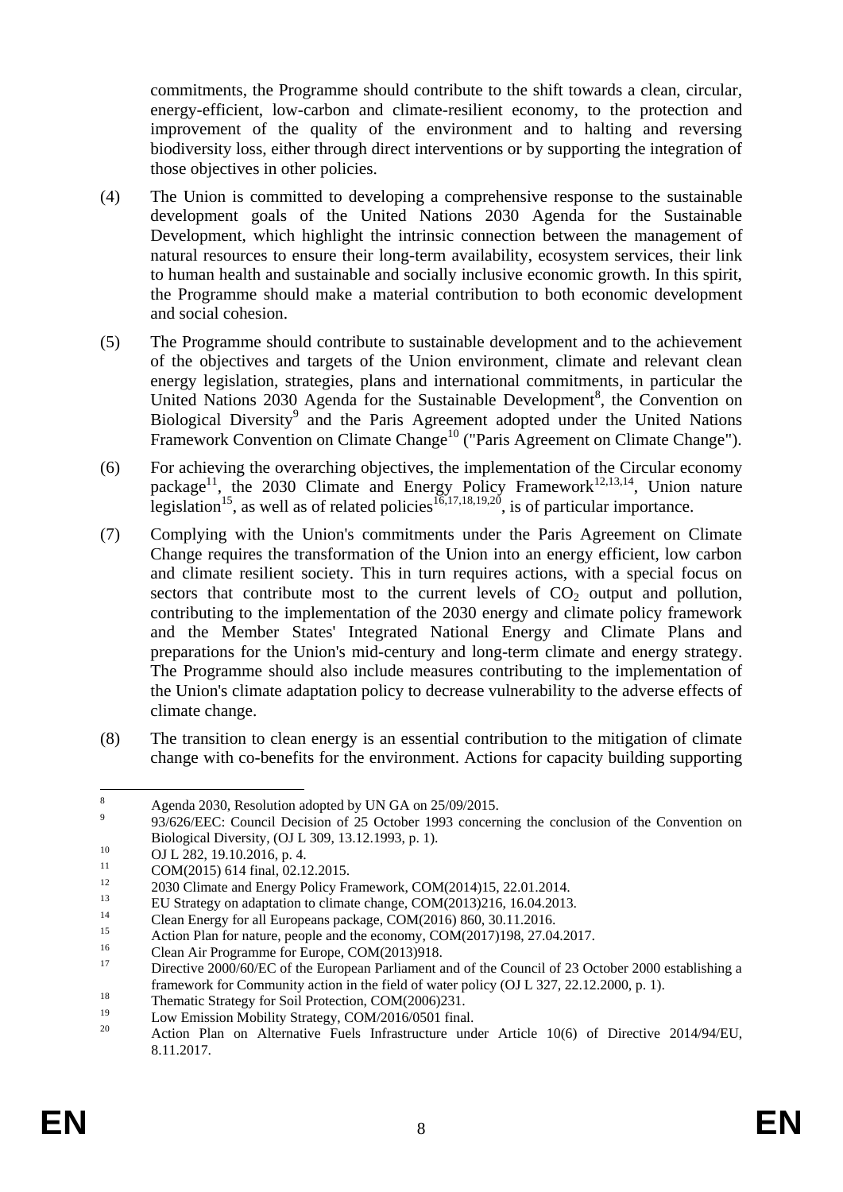commitments, the Programme should contribute to the shift towards a clean, circular, energy-efficient, low-carbon and climate-resilient economy, to the protection and improvement of the quality of the environment and to halting and reversing biodiversity loss, either through direct interventions or by supporting the integration of those objectives in other policies.

(4) The Union is committed to developing a comprehensive response to the sustainable development goals of the United Nations 2030 Agenda for the Sustainable Development, which highlight the intrinsic connection between the management of natural resources to ensure their long-term availability, ecosystem services, their link to human health and sustainable and socially inclusive economic growth. In this spirit, the Programme should make a material contribution to both economic development and social cohesion.

(5) The Programme should contribute to sustainable development and to the achievement of the objectives and targets of the Union environment, climate and relevant clean energy legislation, strategies, plans and international commitments, in particular the United Nations 2030 Agenda for the Sustainable Development[8], the Convention on Biological Diversity[9] and the Paris Agreement adopted under the United Nations Framework Convention on Climate Change[10] ("Paris Agreement on Climate Change").

(6) For achieving the overarching objectives, the implementation of the Circular economy package[11], the 2030 Climate and Energy Policy Framework[12,13,14], Union nature legislation[15], as well as of related policies[16,17,18,19,20], is of particular importance.

(7) Complying with the Union's commitments under the Paris Agreement on Climate Change requires the transformation of the Union into an energy efficient, low carbon and climate resilient society. This in turn requires actions, with a special focus on sectors that contribute most to the current levels of $CO_2$ output and pollution, contributing to the implementation of the 2030 energy and climate policy framework and the Member States' Integrated National Energy and Climate Plans and preparations for the Union's mid-century and long-term climate and energy strategy. The Programme should also include measures contributing to the implementation of the Union's climate adaptation policy to decrease vulnerability to the adverse effects of climate change.

(8) The transition to clean energy is an essential contribution to the mitigation of climate change with co-benefits for the environment. Actions for capacity building supporting

---

[8] Agenda 2030, Resolution adopted by UN GA on 25/09/2015.

[9] 93/626/EEC: Council Decision of 25 October 1993 concerning the conclusion of the Convention on Biological Diversity, (OJ L 309, 13.12.1993, p. 1).

[10] OJ L 282, 19.10.2016, p. 4.

[11] COM(2015) 614 final, 02.12.2015.

[12] 2030 Climate and Energy Policy Framework, COM(2014)15, 22.01.2014.

[13] EU Strategy on adaptation to climate change, COM(2013)216, 16.04.2013.

[14] Clean Energy for all Europeans package, COM(2016) 860, 30.11.2016.

[15] Action Plan for nature, people and the economy, COM(2017)198, 27.04.2017.

[16] Clean Air Programme for Europe, COM(2013)918.

[17] Directive 2000/60/EC of the European Parliament and of the Council of 23 October 2000 establishing a framework for Community action in the field of water policy (OJ L 327, 22.12.2000, p. 1).

[18] Thematic Strategy for Soil Protection, COM(2006)231.

[19] Low Emission Mobility Strategy, COM/2016/0501 final.

[20] Action Plan on Alternative Fuels Infrastructure under Article 10(6) of Directive 2014/94/EU, 8.11.2017.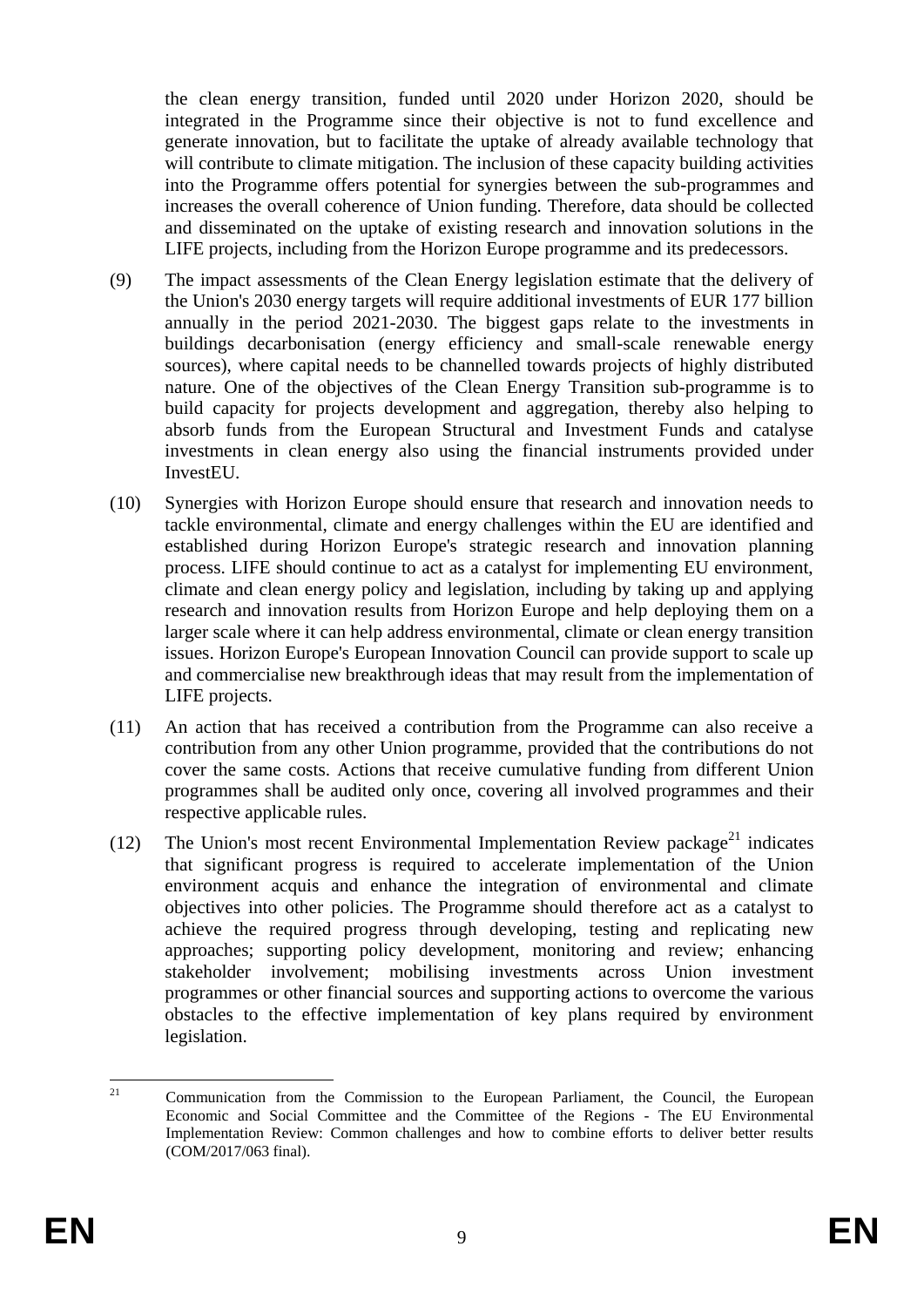the clean energy transition, funded until 2020 under Horizon 2020, should be integrated in the Programme since their objective is not to fund excellence and generate innovation, but to facilitate the uptake of already available technology that will contribute to climate mitigation. The inclusion of these capacity building activities into the Programme offers potential for synergies between the sub-programmes and increases the overall coherence of Union funding. Therefore, data should be collected and disseminated on the uptake of existing research and innovation solutions in the LIFE projects, including from the Horizon Europe programme and its predecessors.

(9) The impact assessments of the Clean Energy legislation estimate that the delivery of the Union's 2030 energy targets will require additional investments of EUR 177 billion annually in the period 2021-2030. The biggest gaps relate to the investments in buildings decarbonisation (energy efficiency and small-scale renewable energy sources), where capital needs to be channelled towards projects of highly distributed nature. One of the objectives of the Clean Energy Transition sub-programme is to build capacity for projects development and aggregation, thereby also helping to absorb funds from the European Structural and Investment Funds and catalyse investments in clean energy also using the financial instruments provided under InvestEU.

(10) Synergies with Horizon Europe should ensure that research and innovation needs to tackle environmental, climate and energy challenges within the EU are identified and established during Horizon Europe's strategic research and innovation planning process. LIFE should continue to act as a catalyst for implementing EU environment, climate and clean energy policy and legislation, including by taking up and applying research and innovation results from Horizon Europe and help deploying them on a larger scale where it can help address environmental, climate or clean energy transition issues. Horizon Europe's European Innovation Council can provide support to scale up and commercialise new breakthrough ideas that may result from the implementation of LIFE projects.

(11) An action that has received a contribution from the Programme can also receive a contribution from any other Union programme, provided that the contributions do not cover the same costs. Actions that receive cumulative funding from different Union programmes shall be audited only once, covering all involved programmes and their respective applicable rules.

(12) The Union's most recent Environmental Implementation Review package[21] indicates that significant progress is required to accelerate implementation of the Union environment acquis and enhance the integration of environmental and climate objectives into other policies. The Programme should therefore act as a catalyst to achieve the required progress through developing, testing and replicating new approaches; supporting policy development, monitoring and review; enhancing stakeholder involvement; mobilising investments across Union investment programmes or other financial sources and supporting actions to overcome the various obstacles to the effective implementation of key plans required by environment legislation.

---

[21] Communication from the Commission to the European Parliament, the Council, the European Economic and Social Committee and the Committee of the Regions - The EU Environmental Implementation Review: Common challenges and how to combine efforts to deliver better results (COM/2017/063 final).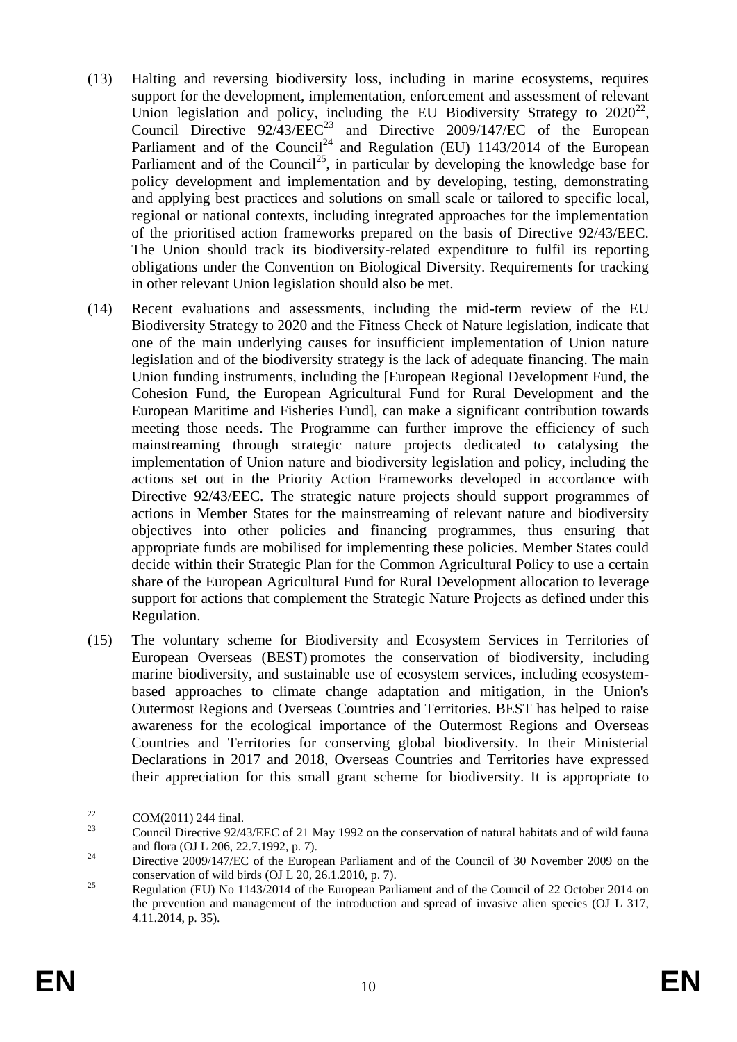(13) Halting and reversing biodiversity loss, including in marine ecosystems, requires support for the development, implementation, enforcement and assessment of relevant Union legislation and policy, including the EU Biodiversity Strategy to 2020[22], Council Directive 92/43/EEC[23] and Directive 2009/147/EC of the European Parliament and of the Council[24] and Regulation (EU) 1143/2014 of the European Parliament and of the Council[25], in particular by developing the knowledge base for policy development and implementation and by developing, testing, demonstrating and applying best practices and solutions on small scale or tailored to specific local, regional or national contexts, including integrated approaches for the implementation of the prioritised action frameworks prepared on the basis of Directive 92/43/EEC. The Union should track its biodiversity-related expenditure to fulfil its reporting obligations under the Convention on Biological Diversity. Requirements for tracking in other relevant Union legislation should also be met.

(14) Recent evaluations and assessments, including the mid-term review of the EU Biodiversity Strategy to 2020 and the Fitness Check of Nature legislation, indicate that one of the main underlying causes for insufficient implementation of Union nature legislation and of the biodiversity strategy is the lack of adequate financing. The main Union funding instruments, including the [European Regional Development Fund, the Cohesion Fund, the European Agricultural Fund for Rural Development and the European Maritime and Fisheries Fund], can make a significant contribution towards meeting those needs. The Programme can further improve the efficiency of such mainstreaming through strategic nature projects dedicated to catalysing the implementation of Union nature and biodiversity legislation and policy, including the actions set out in the Priority Action Frameworks developed in accordance with Directive 92/43/EEC. The strategic nature projects should support programmes of actions in Member States for the mainstreaming of relevant nature and biodiversity objectives into other policies and financing programmes, thus ensuring that appropriate funds are mobilised for implementing these policies. Member States could decide within their Strategic Plan for the Common Agricultural Policy to use a certain share of the European Agricultural Fund for Rural Development allocation to leverage support for actions that complement the Strategic Nature Projects as defined under this Regulation.

(15) The voluntary scheme for Biodiversity and Ecosystem Services in Territories of European Overseas (BEST) promotes the conservation of biodiversity, including marine biodiversity, and sustainable use of ecosystem services, including ecosystem-based approaches to climate change adaptation and mitigation, in the Union's Outermost Regions and Overseas Countries and Territories. BEST has helped to raise awareness for the ecological importance of the Outermost Regions and Overseas Countries and Territories for conserving global biodiversity. In their Ministerial Declarations in 2017 and 2018, Overseas Countries and Territories have expressed their appreciation for this small grant scheme for biodiversity. It is appropriate to

---

[22] COM(2011) 244 final.

[23] Council Directive 92/43/EEC of 21 May 1992 on the conservation of natural habitats and of wild fauna and flora (OJ L 206, 22.7.1992, p. 7).

[24] Directive 2009/147/EC of the European Parliament and of the Council of 30 November 2009 on the conservation of wild birds (OJ L 20, 26.1.2010, p. 7).

[25] Regulation (EU) No 1143/2014 of the European Parliament and of the Council of 22 October 2014 on the prevention and management of the introduction and spread of invasive alien species (OJ L 317, 4.11.2014, p. 35).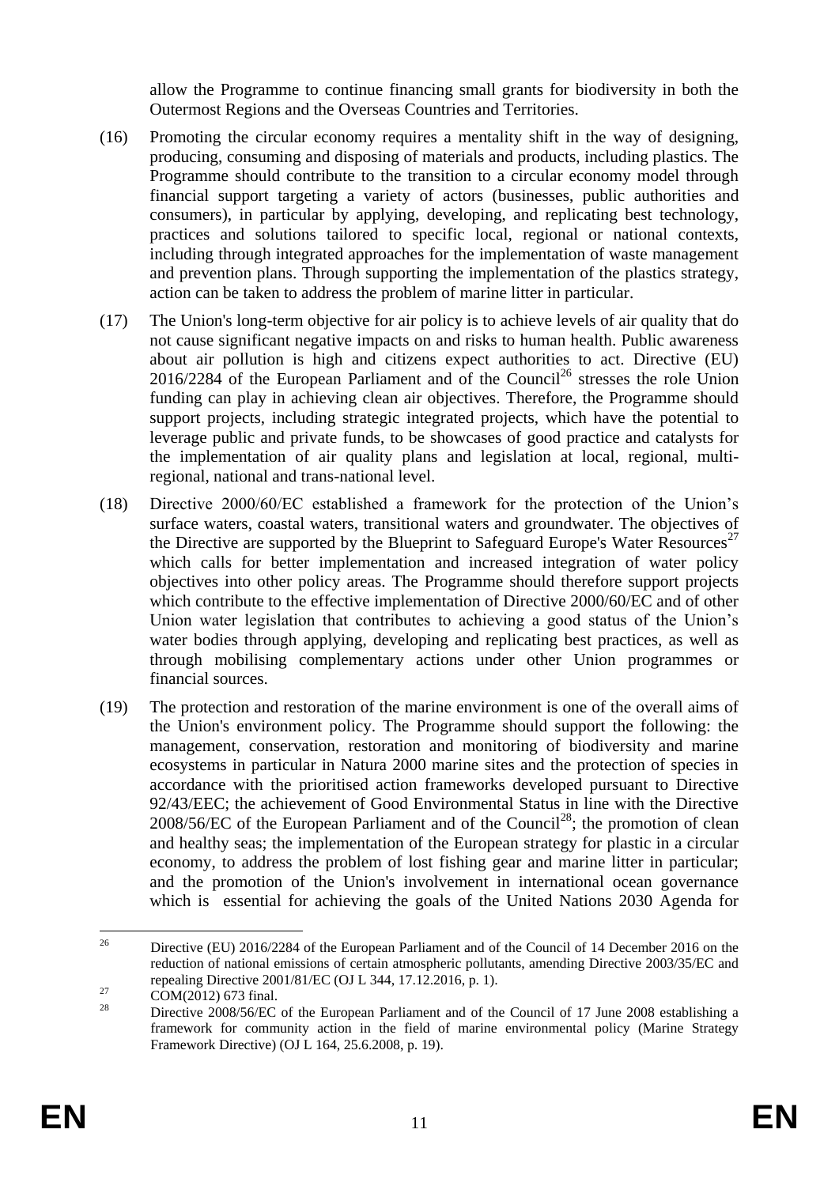allow the Programme to continue financing small grants for biodiversity in both the Outermost Regions and the Overseas Countries and Territories.

(16) Promoting the circular economy requires a mentality shift in the way of designing, producing, consuming and disposing of materials and products, including plastics. The Programme should contribute to the transition to a circular economy model through financial support targeting a variety of actors (businesses, public authorities and consumers), in particular by applying, developing, and replicating best technology, practices and solutions tailored to specific local, regional or national contexts, including through integrated approaches for the implementation of waste management and prevention plans. Through supporting the implementation of the plastics strategy, action can be taken to address the problem of marine litter in particular.

(17) The Union's long-term objective for air policy is to achieve levels of air quality that do not cause significant negative impacts on and risks to human health. Public awareness about air pollution is high and citizens expect authorities to act. Directive (EU) 2016/2284 of the European Parliament and of the Council[26] stresses the role Union funding can play in achieving clean air objectives. Therefore, the Programme should support projects, including strategic integrated projects, which have the potential to leverage public and private funds, to be showcases of good practice and catalysts for the implementation of air quality plans and legislation at local, regional, multi-regional, national and trans-national level.

(18) Directive 2000/60/EC established a framework for the protection of the Union's surface waters, coastal waters, transitional waters and groundwater. The objectives of the Directive are supported by the Blueprint to Safeguard Europe's Water Resources[27] which calls for better implementation and increased integration of water policy objectives into other policy areas. The Programme should therefore support projects which contribute to the effective implementation of Directive 2000/60/EC and of other Union water legislation that contributes to achieving a good status of the Union's water bodies through applying, developing and replicating best practices, as well as through mobilising complementary actions under other Union programmes or financial sources.

(19) The protection and restoration of the marine environment is one of the overall aims of the Union's environment policy. The Programme should support the following: the management, conservation, restoration and monitoring of biodiversity and marine ecosystems in particular in Natura 2000 marine sites and the protection of species in accordance with the prioritised action frameworks developed pursuant to Directive 92/43/EEC; the achievement of Good Environmental Status in line with the Directive 2008/56/EC of the European Parliament and of the Council[28]; the promotion of clean and healthy seas; the implementation of the European strategy for plastic in a circular economy, to address the problem of lost fishing gear and marine litter in particular; and the promotion of the Union's involvement in international ocean governance which is essential for achieving the goals of the United Nations 2030 Agenda for

---

[26] Directive (EU) 2016/2284 of the European Parliament and of the Council of 14 December 2016 on the reduction of national emissions of certain atmospheric pollutants, amending Directive 2003/35/EC and repealing Directive 2001/81/EC (OJ L 344, 17.12.2016, p. 1).

[27] COM(2012) 673 final.

[28] Directive 2008/56/EC of the European Parliament and of the Council of 17 June 2008 establishing a framework for community action in the field of marine environmental policy (Marine Strategy Framework Directive) (OJ L 164, 25.6.2008, p. 19).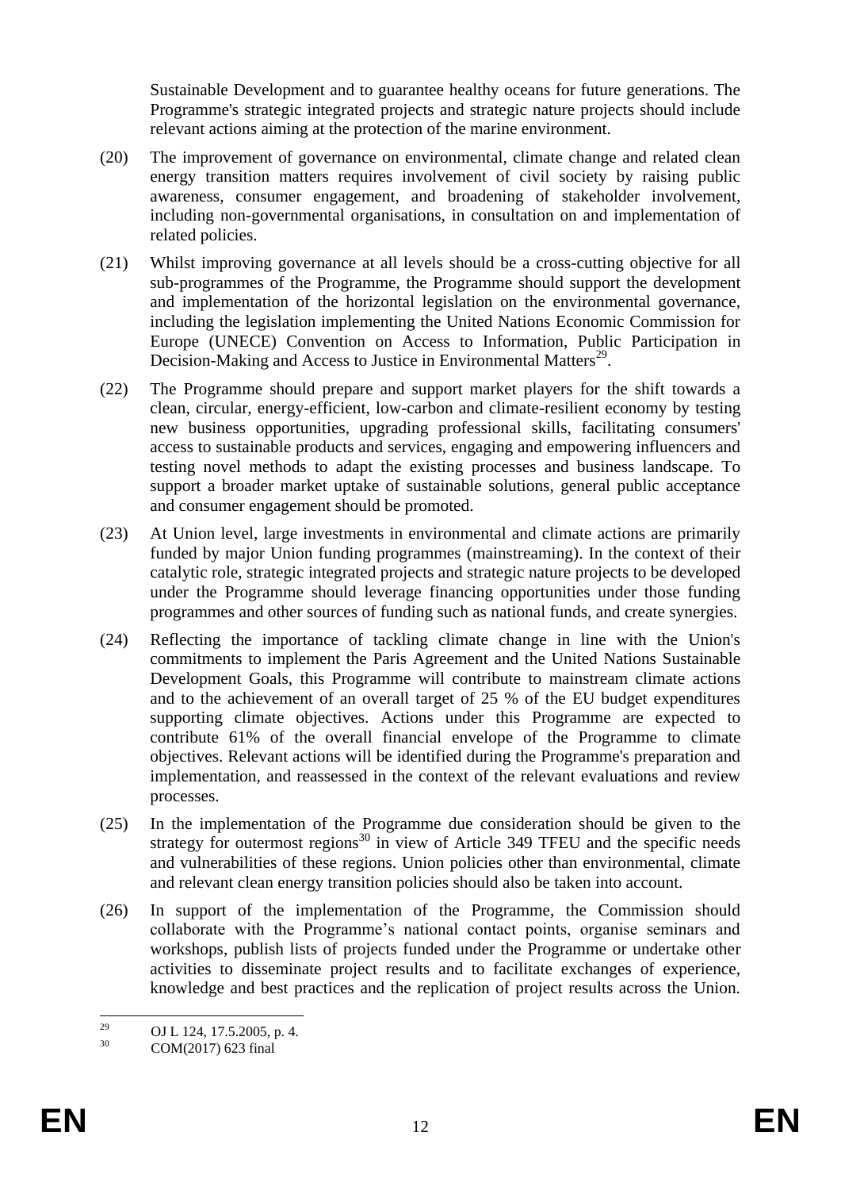Sustainable Development and to guarantee healthy oceans for future generations. The Programme's strategic integrated projects and strategic nature projects should include relevant actions aiming at the protection of the marine environment.

(20) The improvement of governance on environmental, climate change and related clean energy transition matters requires involvement of civil society by raising public awareness, consumer engagement, and broadening of stakeholder involvement, including non-governmental organisations, in consultation on and implementation of related policies.

(21) Whilst improving governance at all levels should be a cross-cutting objective for all sub-programmes of the Programme, the Programme should support the development and implementation of the horizontal legislation on the environmental governance, including the legislation implementing the United Nations Economic Commission for Europe (UNECE) Convention on Access to Information, Public Participation in Decision-Making and Access to Justice in Environmental Matters[29].

(22) The Programme should prepare and support market players for the shift towards a clean, circular, energy-efficient, low-carbon and climate-resilient economy by testing new business opportunities, upgrading professional skills, facilitating consumers' access to sustainable products and services, engaging and empowering influencers and testing novel methods to adapt the existing processes and business landscape. To support a broader market uptake of sustainable solutions, general public acceptance and consumer engagement should be promoted.

(23) At Union level, large investments in environmental and climate actions are primarily funded by major Union funding programmes (mainstreaming). In the context of their catalytic role, strategic integrated projects and strategic nature projects to be developed under the Programme should leverage financing opportunities under those funding programmes and other sources of funding such as national funds, and create synergies.

(24) Reflecting the importance of tackling climate change in line with the Union's commitments to implement the Paris Agreement and the United Nations Sustainable Development Goals, this Programme will contribute to mainstream climate actions and to the achievement of an overall target of 25 % of the EU budget expenditures supporting climate objectives. Actions under this Programme are expected to contribute 61% of the overall financial envelope of the Programme to climate objectives. Relevant actions will be identified during the Programme's preparation and implementation, and reassessed in the context of the relevant evaluations and review processes.

(25) In the implementation of the Programme due consideration should be given to the strategy for outermost regions[30] in view of Article 349 TFEU and the specific needs and vulnerabilities of these regions. Union policies other than environmental, climate and relevant clean energy transition policies should also be taken into account.

(26) In support of the implementation of the Programme, the Commission should collaborate with the Programme's national contact points, organise seminars and workshops, publish lists of projects funded under the Programme or undertake other activities to disseminate project results and to facilitate exchanges of experience, knowledge and best practices and the replication of project results across the Union.

---

[29] OJ L 124, 17.5.2005, p. 4.

[30] COM(2017) 623 final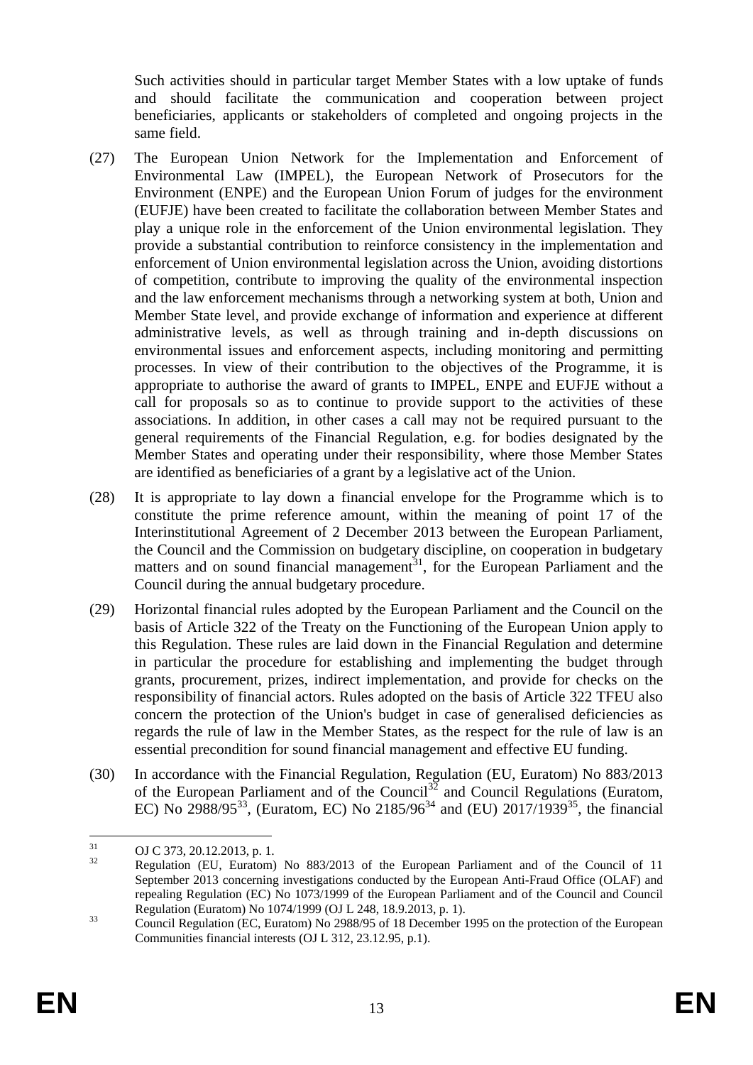Such activities should in particular target Member States with a low uptake of funds and should facilitate the communication and cooperation between project beneficiaries, applicants or stakeholders of completed and ongoing projects in the same field.

(27) The European Union Network for the Implementation and Enforcement of Environmental Law (IMPEL), the European Network of Prosecutors for the Environment (ENPE) and the European Union Forum of judges for the environment (EUFJE) have been created to facilitate the collaboration between Member States and play a unique role in the enforcement of the Union environmental legislation. They provide a substantial contribution to reinforce consistency in the implementation and enforcement of Union environmental legislation across the Union, avoiding distortions of competition, contribute to improving the quality of the environmental inspection and the law enforcement mechanisms through a networking system at both, Union and Member State level, and provide exchange of information and experience at different administrative levels, as well as through training and in-depth discussions on environmental issues and enforcement aspects, including monitoring and permitting processes. In view of their contribution to the objectives of the Programme, it is appropriate to authorise the award of grants to IMPEL, ENPE and EUFJE without a call for proposals so as to continue to provide support to the activities of these associations. In addition, in other cases a call may not be required pursuant to the general requirements of the Financial Regulation, e.g. for bodies designated by the Member States and operating under their responsibility, where those Member States are identified as beneficiaries of a grant by a legislative act of the Union.

(28) It is appropriate to lay down a financial envelope for the Programme which is to constitute the prime reference amount, within the meaning of point 17 of the Interinstitutional Agreement of 2 December 2013 between the European Parliament, the Council and the Commission on budgetary discipline, on cooperation in budgetary matters and on sound financial management[31], for the European Parliament and the Council during the annual budgetary procedure.

(29) Horizontal financial rules adopted by the European Parliament and the Council on the basis of Article 322 of the Treaty on the Functioning of the European Union apply to this Regulation. These rules are laid down in the Financial Regulation and determine in particular the procedure for establishing and implementing the budget through grants, procurement, prizes, indirect implementation, and provide for checks on the responsibility of financial actors. Rules adopted on the basis of Article 322 TFEU also concern the protection of the Union's budget in case of generalised deficiencies as regards the rule of law in the Member States, as the respect for the rule of law is an essential precondition for sound financial management and effective EU funding.

(30) In accordance with the Financial Regulation, Regulation (EU, Euratom) No 883/2013 of the European Parliament and of the Council[32] and Council Regulations (Euratom, EC) No 2988/95[33], (Euratom, EC) No 2185/96[34] and (EU) 2017/1939[35], the financial

---

[31] OJ C 373, 20.12.2013, p. 1.

[32] Regulation (EU, Euratom) No 883/2013 of the European Parliament and of the Council of 11 September 2013 concerning investigations conducted by the European Anti-Fraud Office (OLAF) and repealing Regulation (EC) No 1073/1999 of the European Parliament and of the Council and Council Regulation (Euratom) No 1074/1999 (OJ L 248, 18.9.2013, p. 1).

[33] Council Regulation (EC, Euratom) No 2988/95 of 18 December 1995 on the protection of the European Communities financial interests (OJ L 312, 23.12.95, p.1).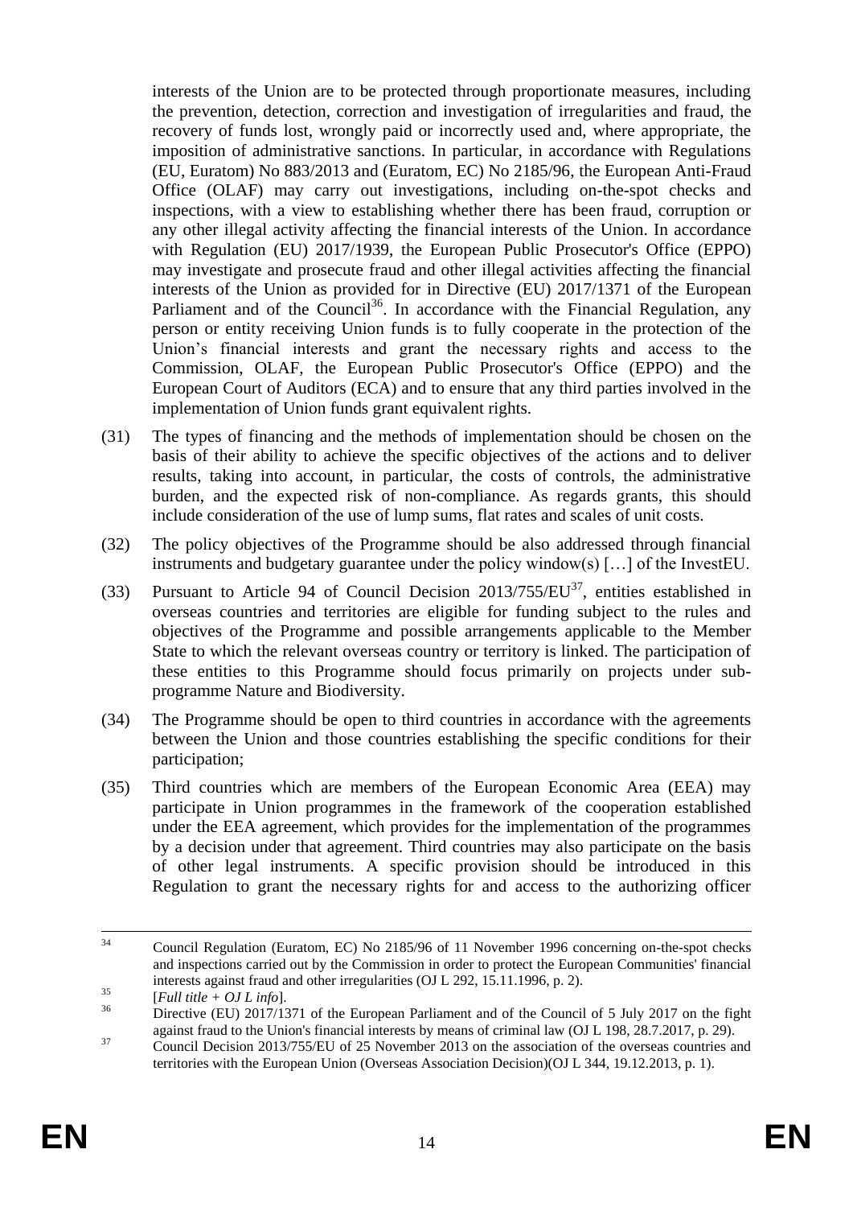interests of the Union are to be protected through proportionate measures, including the prevention, detection, correction and investigation of irregularities and fraud, the recovery of funds lost, wrongly paid or incorrectly used and, where appropriate, the imposition of administrative sanctions. In particular, in accordance with Regulations (EU, Euratom) No 883/2013 and (Euratom, EC) No 2185/96, the European Anti-Fraud Office (OLAF) may carry out investigations, including on-the-spot checks and inspections, with a view to establishing whether there has been fraud, corruption or any other illegal activity affecting the financial interests of the Union. In accordance with Regulation (EU) 2017/1939, the European Public Prosecutor's Office (EPPO) may investigate and prosecute fraud and other illegal activities affecting the financial interests of the Union as provided for in Directive (EU) 2017/1371 of the European Parliament and of the Council[36]. In accordance with the Financial Regulation, any person or entity receiving Union funds is to fully cooperate in the protection of the Union's financial interests and grant the necessary rights and access to the Commission, OLAF, the European Public Prosecutor's Office (EPPO) and the European Court of Auditors (ECA) and to ensure that any third parties involved in the implementation of Union funds grant equivalent rights.

(31) The types of financing and the methods of implementation should be chosen on the basis of their ability to achieve the specific objectives of the actions and to deliver results, taking into account, in particular, the costs of controls, the administrative burden, and the expected risk of non-compliance. As regards grants, this should include consideration of the use of lump sums, flat rates and scales of unit costs.

(32) The policy objectives of the Programme should be also addressed through financial instruments and budgetary guarantee under the policy window(s) […] of the InvestEU.

(33) Pursuant to Article 94 of Council Decision 2013/755/EU[37], entities established in overseas countries and territories are eligible for funding subject to the rules and objectives of the Programme and possible arrangements applicable to the Member State to which the relevant overseas country or territory is linked. The participation of these entities to this Programme should focus primarily on projects under sub-programme Nature and Biodiversity.

(34) The Programme should be open to third countries in accordance with the agreements between the Union and those countries establishing the specific conditions for their participation;

(35) Third countries which are members of the European Economic Area (EEA) may participate in Union programmes in the framework of the cooperation established under the EEA agreement, which provides for the implementation of the programmes by a decision under that agreement. Third countries may also participate on the basis of other legal instruments. A specific provision should be introduced in this Regulation to grant the necessary rights for and access to the authorizing officer

---

[34] Council Regulation (Euratom, EC) No 2185/96 of 11 November 1996 concerning on-the-spot checks and inspections carried out by the Commission in order to protect the European Communities' financial interests against fraud and other irregularities (OJ L 292, 15.11.1996, p. 2).

[35] [*Full title + OJ L info*].

[36] Directive (EU) 2017/1371 of the European Parliament and of the Council of 5 July 2017 on the fight against fraud to the Union's financial interests by means of criminal law (OJ L 198, 28.7.2017, p. 29).

[37] Council Decision 2013/755/EU of 25 November 2013 on the association of the overseas countries and territories with the European Union (Overseas Association Decision)(OJ L 344, 19.12.2013, p. 1).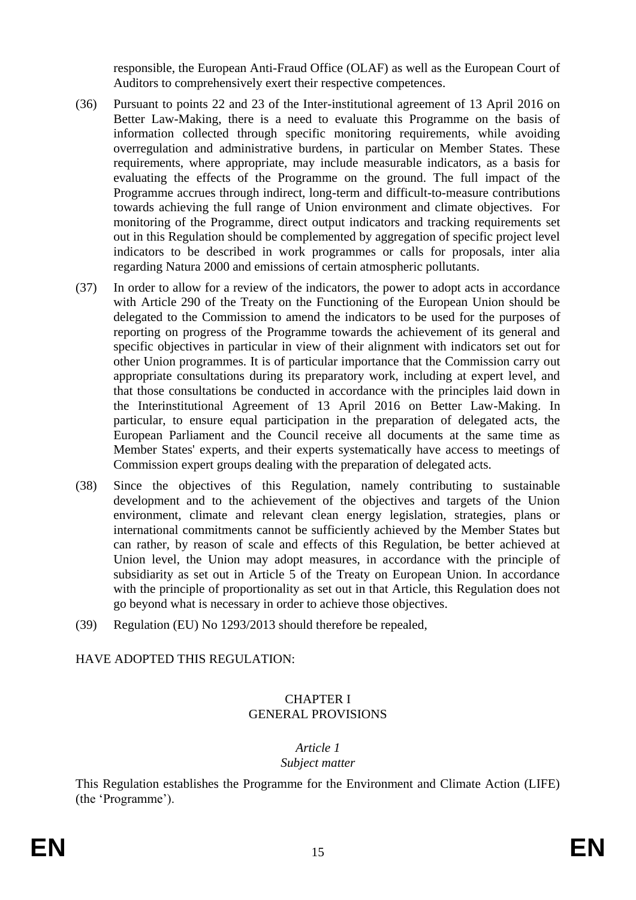responsible, the European Anti-Fraud Office (OLAF) as well as the European Court of Auditors to comprehensively exert their respective competences.

(36) Pursuant to points 22 and 23 of the Inter-institutional agreement of 13 April 2016 on Better Law-Making, there is a need to evaluate this Programme on the basis of information collected through specific monitoring requirements, while avoiding overregulation and administrative burdens, in particular on Member States. These requirements, where appropriate, may include measurable indicators, as a basis for evaluating the effects of the Programme on the ground. The full impact of the Programme accrues through indirect, long-term and difficult-to-measure contributions towards achieving the full range of Union environment and climate objectives. For monitoring of the Programme, direct output indicators and tracking requirements set out in this Regulation should be complemented by aggregation of specific project level indicators to be described in work programmes or calls for proposals, inter alia regarding Natura 2000 and emissions of certain atmospheric pollutants.

(37) In order to allow for a review of the indicators, the power to adopt acts in accordance with Article 290 of the Treaty on the Functioning of the European Union should be delegated to the Commission to amend the indicators to be used for the purposes of reporting on progress of the Programme towards the achievement of its general and specific objectives in particular in view of their alignment with indicators set out for other Union programmes. It is of particular importance that the Commission carry out appropriate consultations during its preparatory work, including at expert level, and that those consultations be conducted in accordance with the principles laid down in the Interinstitutional Agreement of 13 April 2016 on Better Law-Making. In particular, to ensure equal participation in the preparation of delegated acts, the European Parliament and the Council receive all documents at the same time as Member States' experts, and their experts systematically have access to meetings of Commission expert groups dealing with the preparation of delegated acts.

(38) Since the objectives of this Regulation, namely contributing to sustainable development and to the achievement of the objectives and targets of the Union environment, climate and relevant clean energy legislation, strategies, plans or international commitments cannot be sufficiently achieved by the Member States but can rather, by reason of scale and effects of this Regulation, be better achieved at Union level, the Union may adopt measures, in accordance with the principle of subsidiarity as set out in Article 5 of the Treaty on European Union. In accordance with the principle of proportionality as set out in that Article, this Regulation does not go beyond what is necessary in order to achieve those objectives.

(39) Regulation (EU) No 1293/2013 should therefore be repealed,

HAVE ADOPTED THIS REGULATION:

## CHAPTER I
## GENERAL PROVISIONS

### *Article 1*
### *Subject matter*

This Regulation establishes the Programme for the Environment and Climate Action (LIFE) (the 'Programme').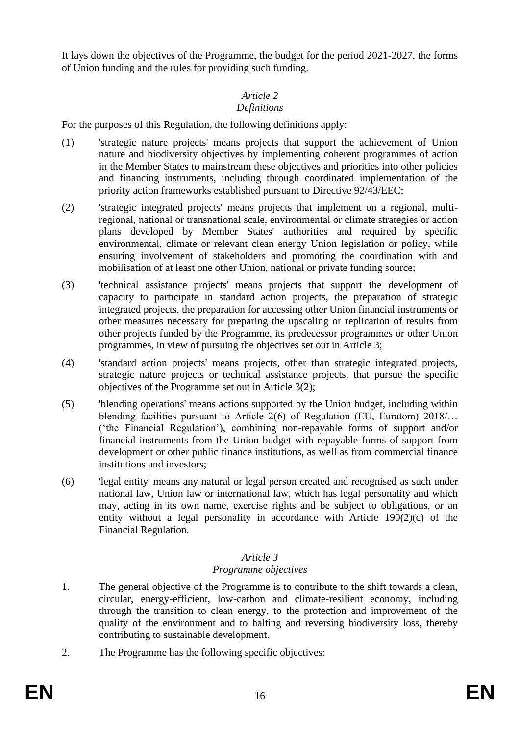It lays down the objectives of the Programme, the budget for the period 2021-2027, the forms of Union funding and the rules for providing such funding.

*Article 2*
*Definitions*

For the purposes of this Regulation, the following definitions apply:

(1) 'strategic nature projects' means projects that support the achievement of Union nature and biodiversity objectives by implementing coherent programmes of action in the Member States to mainstream these objectives and priorities into other policies and financing instruments, including through coordinated implementation of the priority action frameworks established pursuant to Directive 92/43/EEC;

(2) 'strategic integrated projects' means projects that implement on a regional, multi-regional, national or transnational scale, environmental or climate strategies or action plans developed by Member States' authorities and required by specific environmental, climate or relevant clean energy Union legislation or policy, while ensuring involvement of stakeholders and promoting the coordination with and mobilisation of at least one other Union, national or private funding source;

(3) 'technical assistance projects' means projects that support the development of capacity to participate in standard action projects, the preparation of strategic integrated projects, the preparation for accessing other Union financial instruments or other measures necessary for preparing the upscaling or replication of results from other projects funded by the Programme, its predecessor programmes or other Union programmes, in view of pursuing the objectives set out in Article 3;

(4) 'standard action projects' means projects, other than strategic integrated projects, strategic nature projects or technical assistance projects, that pursue the specific objectives of the Programme set out in Article 3(2);

(5) 'blending operations' means actions supported by the Union budget, including within blending facilities pursuant to Article 2(6) of Regulation (EU, Euratom) 2018/… ('the Financial Regulation'), combining non-repayable forms of support and/or financial instruments from the Union budget with repayable forms of support from development or other public finance institutions, as well as from commercial finance institutions and investors;

(6) 'legal entity' means any natural or legal person created and recognised as such under national law, Union law or international law, which has legal personality and which may, acting in its own name, exercise rights and be subject to obligations, or an entity without a legal personality in accordance with Article 190(2)(c) of the Financial Regulation.

*Article 3*
*Programme objectives*

1. The general objective of the Programme is to contribute to the shift towards a clean, circular, energy-efficient, low-carbon and climate-resilient economy, including through the transition to clean energy, to the protection and improvement of the quality of the environment and to halting and reversing biodiversity loss, thereby contributing to sustainable development.

2. The Programme has the following specific objectives: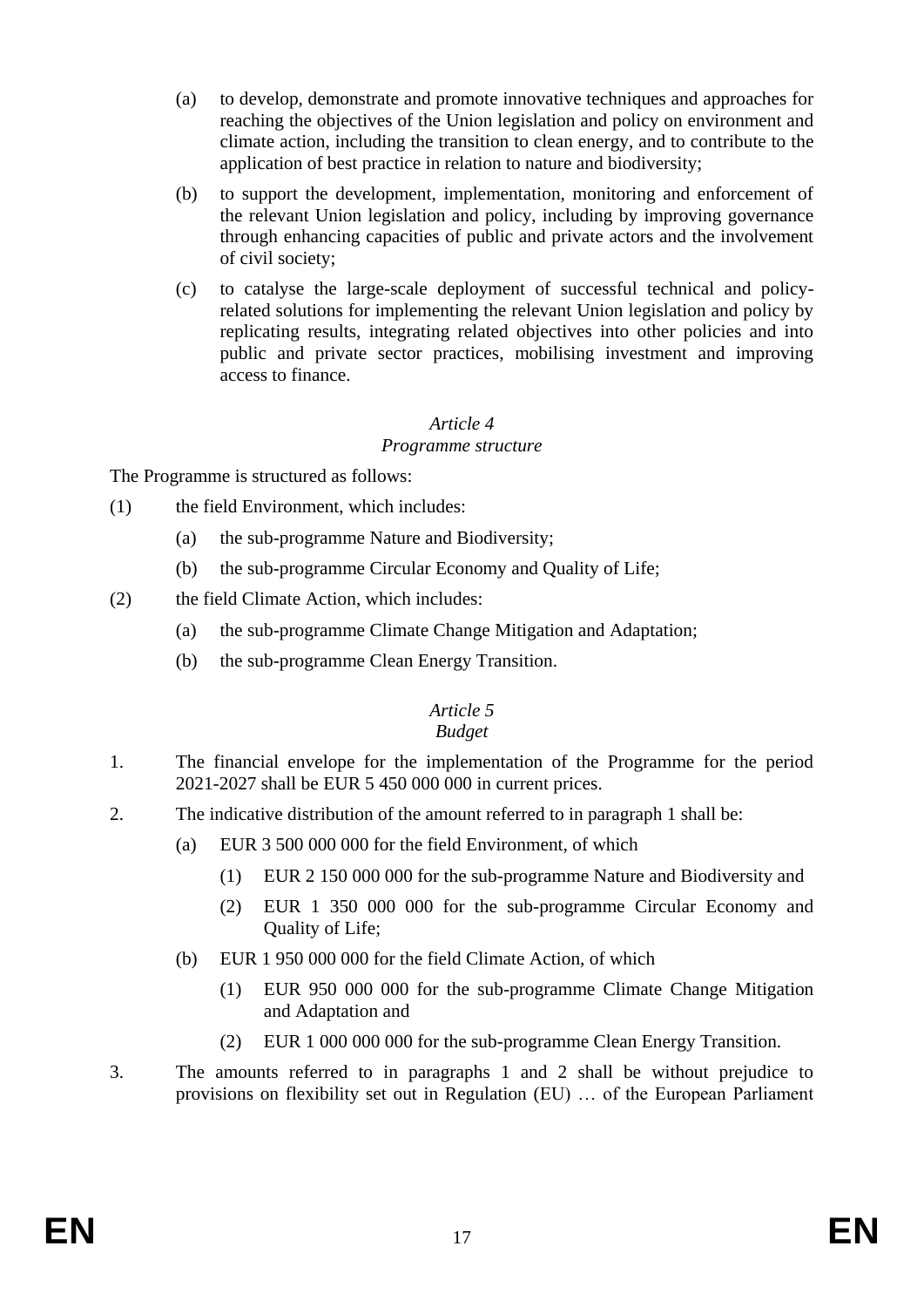(a) to develop, demonstrate and promote innovative techniques and approaches for reaching the objectives of the Union legislation and policy on environment and climate action, including the transition to clean energy, and to contribute to the application of best practice in relation to nature and biodiversity;

(b) to support the development, implementation, monitoring and enforcement of the relevant Union legislation and policy, including by improving governance through enhancing capacities of public and private actors and the involvement of civil society;

(c) to catalyse the large-scale deployment of successful technical and policy-related solutions for implementing the relevant Union legislation and policy by replicating results, integrating related objectives into other policies and into public and private sector practices, mobilising investment and improving access to finance.

*Article 4*
*Programme structure*

The Programme is structured as follows:

(1) the field Environment, which includes:

(a) the sub-programme Nature and Biodiversity;

(b) the sub-programme Circular Economy and Quality of Life;

(2) the field Climate Action, which includes:

(a) the sub-programme Climate Change Mitigation and Adaptation;

(b) the sub-programme Clean Energy Transition.

*Article 5*
*Budget*

1. The financial envelope for the implementation of the Programme for the period 2021-2027 shall be EUR 5 450 000 000 in current prices.

2. The indicative distribution of the amount referred to in paragraph 1 shall be:

(a) EUR 3 500 000 000 for the field Environment, of which

(1) EUR 2 150 000 000 for the sub-programme Nature and Biodiversity and

(2) EUR 1 350 000 000 for the sub-programme Circular Economy and Quality of Life;

(b) EUR 1 950 000 000 for the field Climate Action, of which

(1) EUR 950 000 000 for the sub-programme Climate Change Mitigation and Adaptation and

(2) EUR 1 000 000 000 for the sub-programme Clean Energy Transition.

3. The amounts referred to in paragraphs 1 and 2 shall be without prejudice to provisions on flexibility set out in Regulation (EU) … of the European Parliament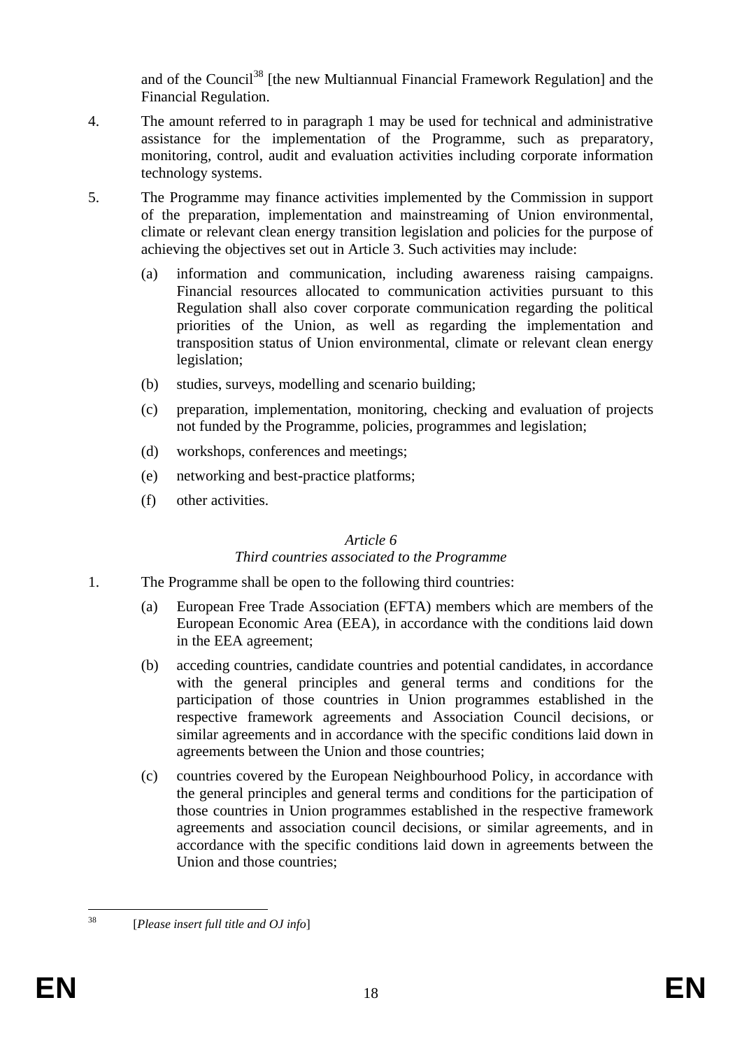and of the Council[38] [the new Multiannual Financial Framework Regulation] and the Financial Regulation.

4. The amount referred to in paragraph 1 may be used for technical and administrative assistance for the implementation of the Programme, such as preparatory, monitoring, control, audit and evaluation activities including corporate information technology systems.

5. The Programme may finance activities implemented by the Commission in support of the preparation, implementation and mainstreaming of Union environmental, climate or relevant clean energy transition legislation and policies for the purpose of achieving the objectives set out in Article 3. Such activities may include:

   (a) information and communication, including awareness raising campaigns. Financial resources allocated to communication activities pursuant to this Regulation shall also cover corporate communication regarding the political priorities of the Union, as well as regarding the implementation and transposition status of Union environmental, climate or relevant clean energy legislation;

   (b) studies, surveys, modelling and scenario building;

   (c) preparation, implementation, monitoring, checking and evaluation of projects not funded by the Programme, policies, programmes and legislation;

   (d) workshops, conferences and meetings;

   (e) networking and best-practice platforms;

   (f) other activities.

*Article 6*

*Third countries associated to the Programme*

1. The Programme shall be open to the following third countries:

   (a) European Free Trade Association (EFTA) members which are members of the European Economic Area (EEA), in accordance with the conditions laid down in the EEA agreement;

   (b) acceding countries, candidate countries and potential candidates, in accordance with the general principles and general terms and conditions for the participation of those countries in Union programmes established in the respective framework agreements and Association Council decisions, or similar agreements and in accordance with the specific conditions laid down in agreements between the Union and those countries;

   (c) countries covered by the European Neighbourhood Policy, in accordance with the general principles and general terms and conditions for the participation of those countries in Union programmes established in the respective framework agreements and association council decisions, or similar agreements, and in accordance with the specific conditions laid down in agreements between the Union and those countries;

---

[38] [*Please insert full title and OJ info*]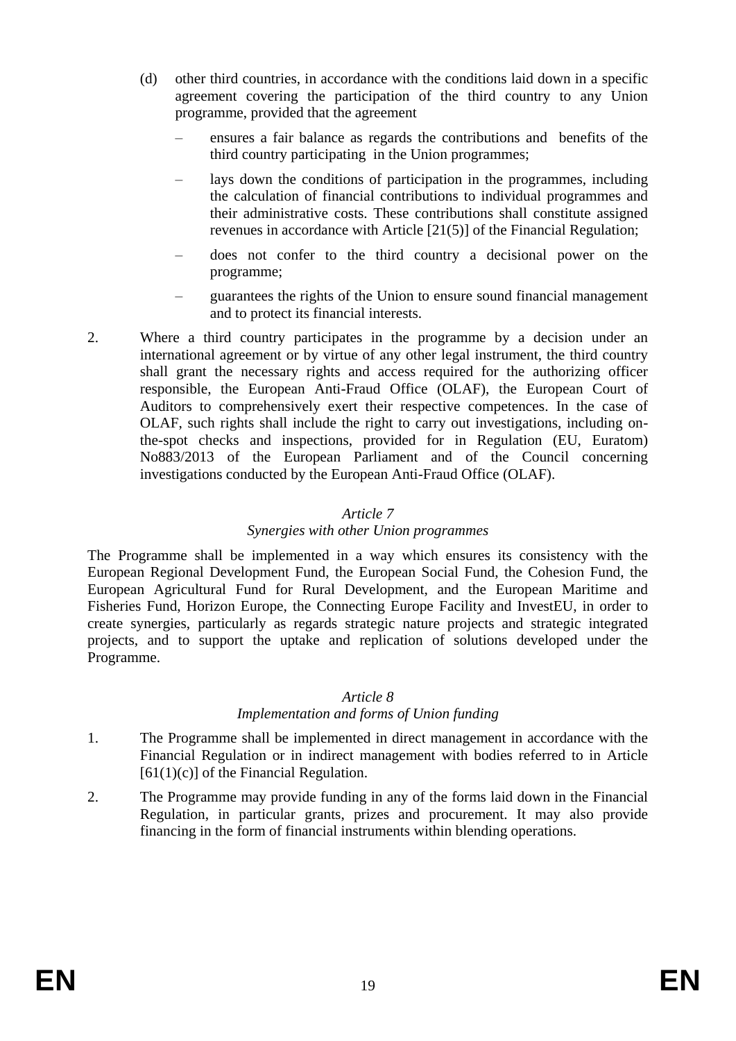(d) other third countries, in accordance with the conditions laid down in a specific agreement covering the participation of the third country to any Union programme, provided that the agreement

   – ensures a fair balance as regards the contributions and benefits of the third country participating in the Union programmes;

   – lays down the conditions of participation in the programmes, including the calculation of financial contributions to individual programmes and their administrative costs. These contributions shall constitute assigned revenues in accordance with Article [21(5)] of the Financial Regulation;

   – does not confer to the third country a decisional power on the programme;

   – guarantees the rights of the Union to ensure sound financial management and to protect its financial interests.

2. Where a third country participates in the programme by a decision under an international agreement or by virtue of any other legal instrument, the third country shall grant the necessary rights and access required for the authorizing officer responsible, the European Anti-Fraud Office (OLAF), the European Court of Auditors to comprehensively exert their respective competences. In the case of OLAF, such rights shall include the right to carry out investigations, including on-the-spot checks and inspections, provided for in Regulation (EU, Euratom) No883/2013 of the European Parliament and of the Council concerning investigations conducted by the European Anti-Fraud Office (OLAF).

*Article 7*

*Synergies with other Union programmes*

The Programme shall be implemented in a way which ensures its consistency with the European Regional Development Fund, the European Social Fund, the Cohesion Fund, the European Agricultural Fund for Rural Development, and the European Maritime and Fisheries Fund, Horizon Europe, the Connecting Europe Facility and InvestEU, in order to create synergies, particularly as regards strategic nature projects and strategic integrated projects, and to support the uptake and replication of solutions developed under the Programme.

*Article 8*

*Implementation and forms of Union funding*

1. The Programme shall be implemented in direct management in accordance with the Financial Regulation or in indirect management with bodies referred to in Article [61(1)(c)] of the Financial Regulation.

2. The Programme may provide funding in any of the forms laid down in the Financial Regulation, in particular grants, prizes and procurement. It may also provide financing in the form of financial instruments within blending operations.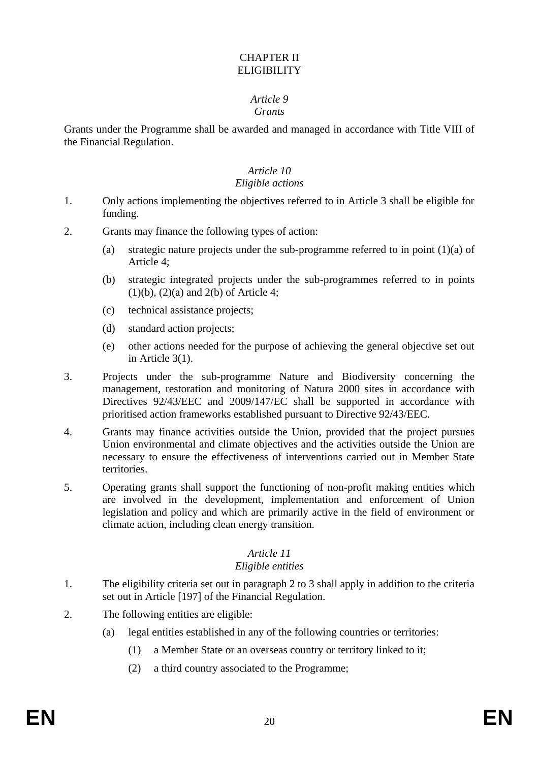# CHAPTER II
# ELIGIBILITY

## *Article 9*
## *Grants*

Grants under the Programme shall be awarded and managed in accordance with Title VIII of the Financial Regulation.

## *Article 10*
## *Eligible actions*

1. Only actions implementing the objectives referred to in Article 3 shall be eligible for funding.

2. Grants may finance the following types of action:

   (a) strategic nature projects under the sub-programme referred to in point (1)(a) of Article 4;

   (b) strategic integrated projects under the sub-programmes referred to in points (1)(b), (2)(a) and 2(b) of Article 4;

   (c) technical assistance projects;

   (d) standard action projects;

   (e) other actions needed for the purpose of achieving the general objective set out in Article 3(1).

3. Projects under the sub-programme Nature and Biodiversity concerning the management, restoration and monitoring of Natura 2000 sites in accordance with Directives 92/43/EEC and 2009/147/EC shall be supported in accordance with prioritised action frameworks established pursuant to Directive 92/43/EEC.

4. Grants may finance activities outside the Union, provided that the project pursues Union environmental and climate objectives and the activities outside the Union are necessary to ensure the effectiveness of interventions carried out in Member State territories.

5. Operating grants shall support the functioning of non-profit making entities which are involved in the development, implementation and enforcement of Union legislation and policy and which are primarily active in the field of environment or climate action, including clean energy transition.

## *Article 11*
## *Eligible entities*

1. The eligibility criteria set out in paragraph 2 to 3 shall apply in addition to the criteria set out in Article [197] of the Financial Regulation.

2. The following entities are eligible:

   (a) legal entities established in any of the following countries or territories:

      (1) a Member State or an overseas country or territory linked to it;

      (2) a third country associated to the Programme;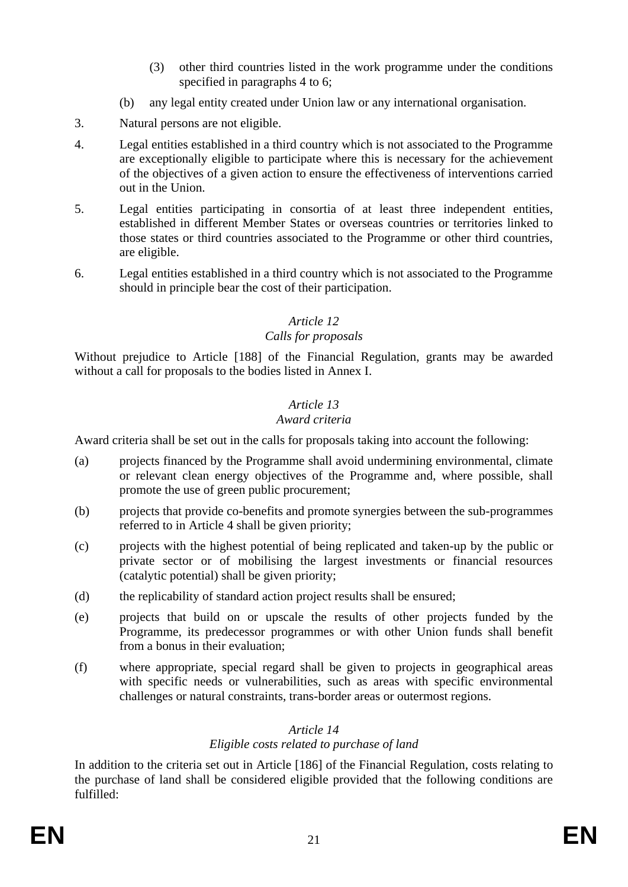(3) other third countries listed in the work programme under the conditions specified in paragraphs 4 to 6;

(b) any legal entity created under Union law or any international organisation.

3. Natural persons are not eligible.

4. Legal entities established in a third country which is not associated to the Programme are exceptionally eligible to participate where this is necessary for the achievement of the objectives of a given action to ensure the effectiveness of interventions carried out in the Union.

5. Legal entities participating in consortia of at least three independent entities, established in different Member States or overseas countries or territories linked to those states or third countries associated to the Programme or other third countries, are eligible.

6. Legal entities established in a third country which is not associated to the Programme should in principle bear the cost of their participation.

### *Article 12*
### *Calls for proposals*

Without prejudice to Article [188] of the Financial Regulation, grants may be awarded without a call for proposals to the bodies listed in Annex I.

### *Article 13*
### *Award criteria*

Award criteria shall be set out in the calls for proposals taking into account the following:

(a) projects financed by the Programme shall avoid undermining environmental, climate or relevant clean energy objectives of the Programme and, where possible, shall promote the use of green public procurement;

(b) projects that provide co-benefits and promote synergies between the sub-programmes referred to in Article 4 shall be given priority;

(c) projects with the highest potential of being replicated and taken-up by the public or private sector or of mobilising the largest investments or financial resources (catalytic potential) shall be given priority;

(d) the replicability of standard action project results shall be ensured;

(e) projects that build on or upscale the results of other projects funded by the Programme, its predecessor programmes or with other Union funds shall benefit from a bonus in their evaluation;

(f) where appropriate, special regard shall be given to projects in geographical areas with specific needs or vulnerabilities, such as areas with specific environmental challenges or natural constraints, trans-border areas or outermost regions.

### *Article 14*
### *Eligible costs related to purchase of land*

In addition to the criteria set out in Article [186] of the Financial Regulation, costs relating to the purchase of land shall be considered eligible provided that the following conditions are fulfilled: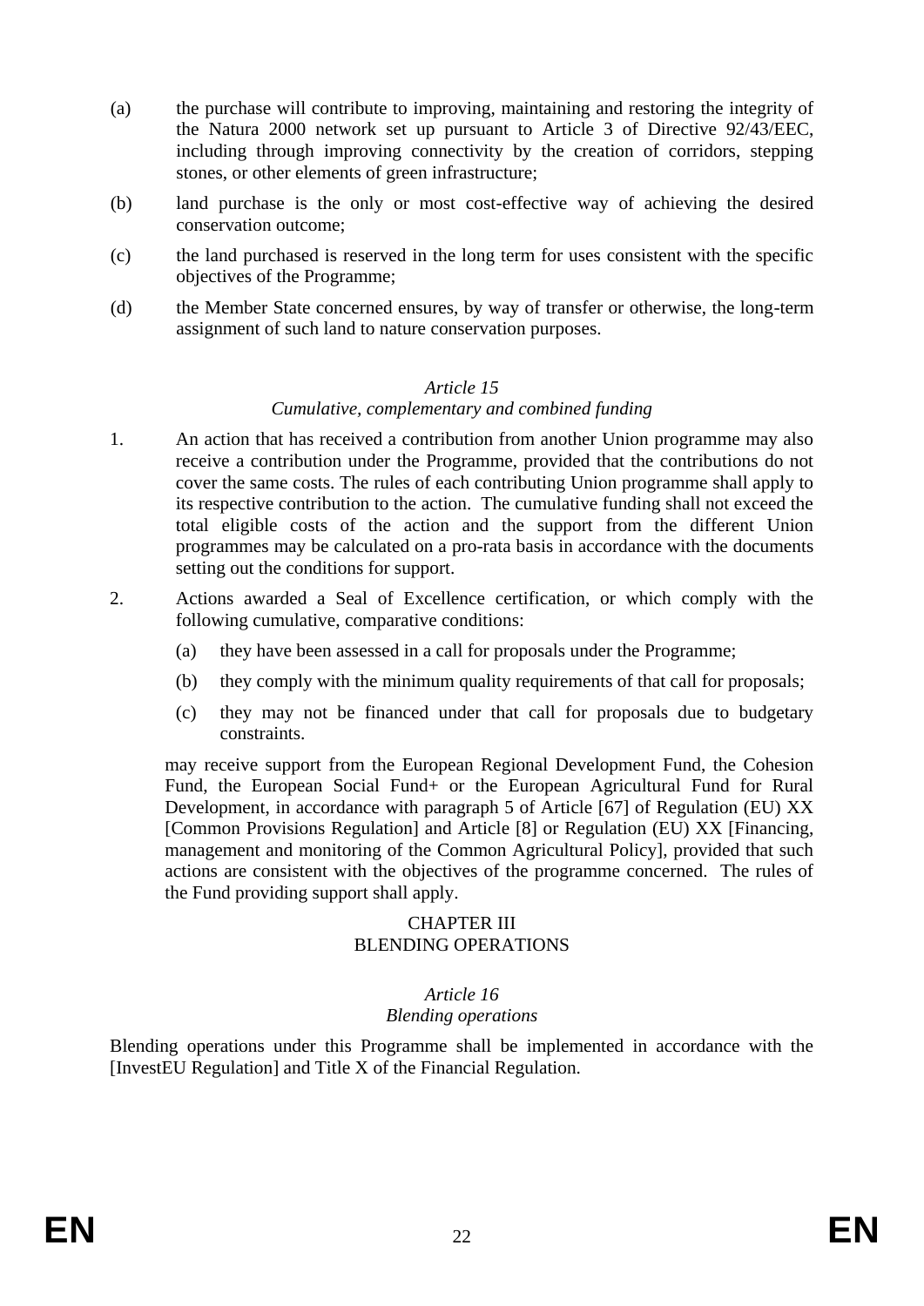(a) the purchase will contribute to improving, maintaining and restoring the integrity of the Natura 2000 network set up pursuant to Article 3 of Directive 92/43/EEC, including through improving connectivity by the creation of corridors, stepping stones, or other elements of green infrastructure;

(b) land purchase is the only or most cost-effective way of achieving the desired conservation outcome;

(c) the land purchased is reserved in the long term for uses consistent with the specific objectives of the Programme;

(d) the Member State concerned ensures, by way of transfer or otherwise, the long-term assignment of such land to nature conservation purposes.

*Article 15*
*Cumulative, complementary and combined funding*

1. An action that has received a contribution from another Union programme may also receive a contribution under the Programme, provided that the contributions do not cover the same costs. The rules of each contributing Union programme shall apply to its respective contribution to the action. The cumulative funding shall not exceed the total eligible costs of the action and the support from the different Union programmes may be calculated on a pro-rata basis in accordance with the documents setting out the conditions for support.

2. Actions awarded a Seal of Excellence certification, or which comply with the following cumulative, comparative conditions:

   (a) they have been assessed in a call for proposals under the Programme;

   (b) they comply with the minimum quality requirements of that call for proposals;

   (c) they may not be financed under that call for proposals due to budgetary constraints.

   may receive support from the European Regional Development Fund, the Cohesion Fund, the European Social Fund+ or the European Agricultural Fund for Rural Development, in accordance with paragraph 5 of Article [67] of Regulation (EU) XX [Common Provisions Regulation] and Article [8] or Regulation (EU) XX [Financing, management and monitoring of the Common Agricultural Policy], provided that such actions are consistent with the objectives of the programme concerned. The rules of the Fund providing support shall apply.

CHAPTER III
BLENDING OPERATIONS

*Article 16*
*Blending operations*

Blending operations under this Programme shall be implemented in accordance with the [InvestEU Regulation] and Title X of the Financial Regulation.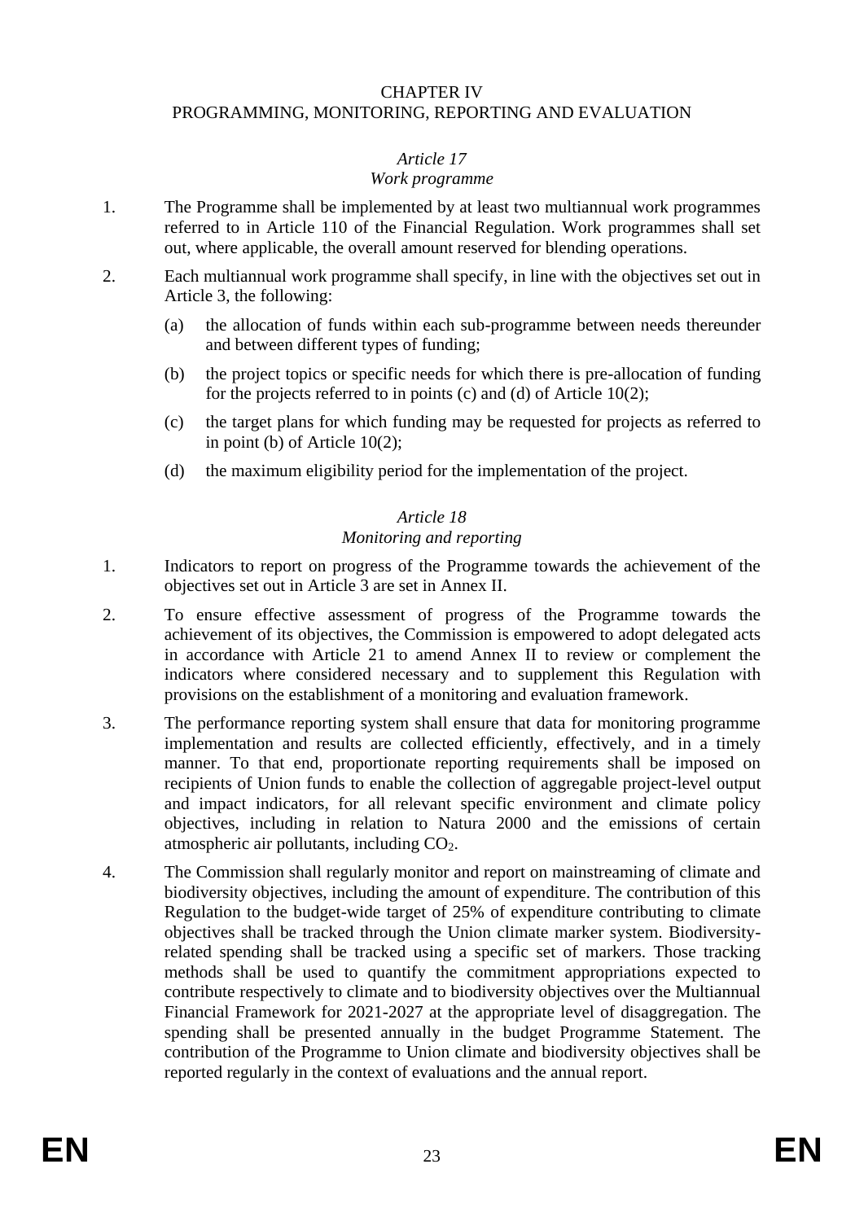## CHAPTER IV
## PROGRAMMING, MONITORING, REPORTING AND EVALUATION

### *Article 17*
### *Work programme*

1. The Programme shall be implemented by at least two multiannual work programmes referred to in Article 110 of the Financial Regulation. Work programmes shall set out, where applicable, the overall amount reserved for blending operations.

2. Each multiannual work programme shall specify, in line with the objectives set out in Article 3, the following:

   (a) the allocation of funds within each sub-programme between needs thereunder and between different types of funding;

   (b) the project topics or specific needs for which there is pre-allocation of funding for the projects referred to in points (c) and (d) of Article 10(2);

   (c) the target plans for which funding may be requested for projects as referred to in point (b) of Article 10(2);

   (d) the maximum eligibility period for the implementation of the project.

### *Article 18*
### *Monitoring and reporting*

1. Indicators to report on progress of the Programme towards the achievement of the objectives set out in Article 3 are set in Annex II.

2. To ensure effective assessment of progress of the Programme towards the achievement of its objectives, the Commission is empowered to adopt delegated acts in accordance with Article 21 to amend Annex II to review or complement the indicators where considered necessary and to supplement this Regulation with provisions on the establishment of a monitoring and evaluation framework.

3. The performance reporting system shall ensure that data for monitoring programme implementation and results are collected efficiently, effectively, and in a timely manner. To that end, proportionate reporting requirements shall be imposed on recipients of Union funds to enable the collection of aggregable project-level output and impact indicators, for all relevant specific environment and climate policy objectives, including in relation to Natura 2000 and the emissions of certain atmospheric air pollutants, including $CO_2$.

4. The Commission shall regularly monitor and report on mainstreaming of climate and biodiversity objectives, including the amount of expenditure. The contribution of this Regulation to the budget-wide target of 25% of expenditure contributing to climate objectives shall be tracked through the Union climate marker system. Biodiversity-related spending shall be tracked using a specific set of markers. Those tracking methods shall be used to quantify the commitment appropriations expected to contribute respectively to climate and to biodiversity objectives over the Multiannual Financial Framework for 2021-2027 at the appropriate level of disaggregation. The spending shall be presented annually in the budget Programme Statement. The contribution of the Programme to Union climate and biodiversity objectives shall be reported regularly in the context of evaluations and the annual report.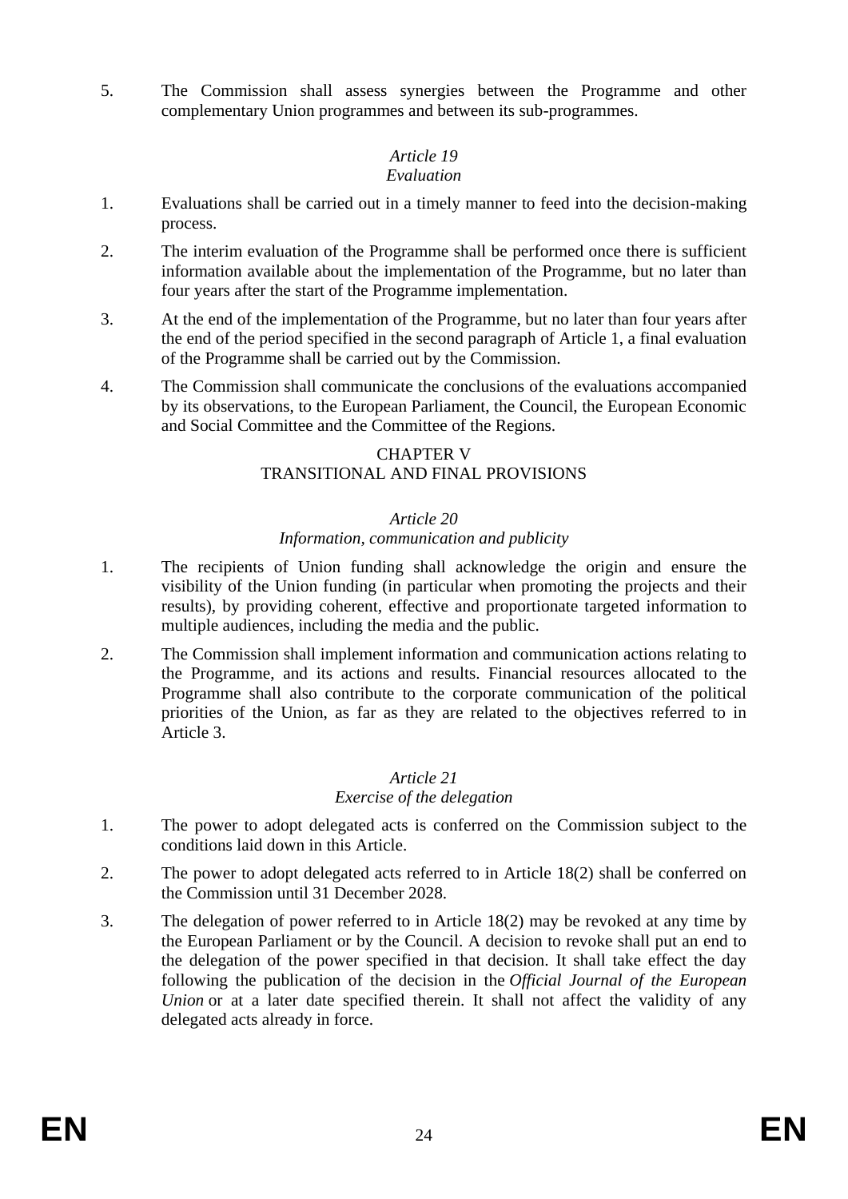5. The Commission shall assess synergies between the Programme and other complementary Union programmes and between its sub-programmes.

### *Article 19*
### *Evaluation*

1. Evaluations shall be carried out in a timely manner to feed into the decision-making process.
2. The interim evaluation of the Programme shall be performed once there is sufficient information available about the implementation of the Programme, but no later than four years after the start of the Programme implementation.
3. At the end of the implementation of the Programme, but no later than four years after the end of the period specified in the second paragraph of Article 1, a final evaluation of the Programme shall be carried out by the Commission.
4. The Commission shall communicate the conclusions of the evaluations accompanied by its observations, to the European Parliament, the Council, the European Economic and Social Committee and the Committee of the Regions.

## CHAPTER V
## TRANSITIONAL AND FINAL PROVISIONS

### *Article 20*
### *Information, communication and publicity*

1. The recipients of Union funding shall acknowledge the origin and ensure the visibility of the Union funding (in particular when promoting the projects and their results), by providing coherent, effective and proportionate targeted information to multiple audiences, including the media and the public.
2. The Commission shall implement information and communication actions relating to the Programme, and its actions and results. Financial resources allocated to the Programme shall also contribute to the corporate communication of the political priorities of the Union, as far as they are related to the objectives referred to in Article 3.

### *Article 21*
### *Exercise of the delegation*

1. The power to adopt delegated acts is conferred on the Commission subject to the conditions laid down in this Article.
2. The power to adopt delegated acts referred to in Article 18(2) shall be conferred on the Commission until 31 December 2028.
3. The delegation of power referred to in Article 18(2) may be revoked at any time by the European Parliament or by the Council. A decision to revoke shall put an end to the delegation of the power specified in that decision. It shall take effect the day following the publication of the decision in the *Official Journal of the European Union* or at a later date specified therein. It shall not affect the validity of any delegated acts already in force.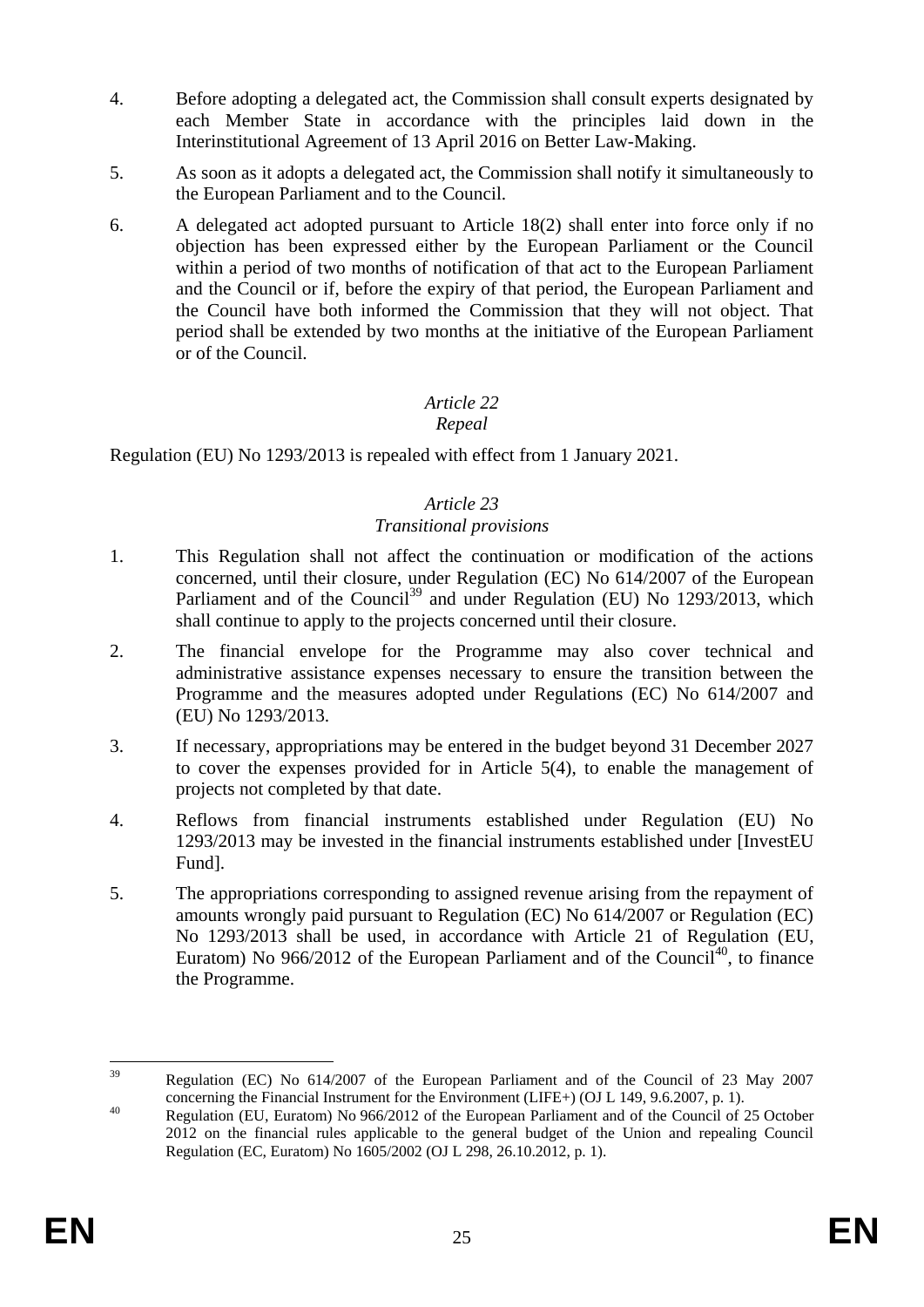4. Before adopting a delegated act, the Commission shall consult experts designated by each Member State in accordance with the principles laid down in the Interinstitutional Agreement of 13 April 2016 on Better Law-Making.

5. As soon as it adopts a delegated act, the Commission shall notify it simultaneously to the European Parliament and to the Council.

6. A delegated act adopted pursuant to Article 18(2) shall enter into force only if no objection has been expressed either by the European Parliament or the Council within a period of two months of notification of that act to the European Parliament and the Council or if, before the expiry of that period, the European Parliament and the Council have both informed the Commission that they will not object. That period shall be extended by two months at the initiative of the European Parliament or of the Council.

*Article 22*

*Repeal*

Regulation (EU) No 1293/2013 is repealed with effect from 1 January 2021.

*Article 23*

*Transitional provisions*

1. This Regulation shall not affect the continuation or modification of the actions concerned, until their closure, under Regulation (EC) No 614/2007 of the European Parliament and of the Council[39] and under Regulation (EU) No 1293/2013, which shall continue to apply to the projects concerned until their closure.

2. The financial envelope for the Programme may also cover technical and administrative assistance expenses necessary to ensure the transition between the Programme and the measures adopted under Regulations (EC) No 614/2007 and (EU) No 1293/2013.

3. If necessary, appropriations may be entered in the budget beyond 31 December 2027 to cover the expenses provided for in Article 5(4), to enable the management of projects not completed by that date.

4. Reflows from financial instruments established under Regulation (EU) No 1293/2013 may be invested in the financial instruments established under [InvestEU Fund].

5. The appropriations corresponding to assigned revenue arising from the repayment of amounts wrongly paid pursuant to Regulation (EC) No 614/2007 or Regulation (EC) No 1293/2013 shall be used, in accordance with Article 21 of Regulation (EU, Euratom) No 966/2012 of the European Parliament and of the Council[40], to finance the Programme.

---

[39] Regulation (EC) No 614/2007 of the European Parliament and of the Council of 23 May 2007 concerning the Financial Instrument for the Environment (LIFE+) (OJ L 149, 9.6.2007, p. 1).

[40] Regulation (EU, Euratom) No 966/2012 of the European Parliament and of the Council of 25 October 2012 on the financial rules applicable to the general budget of the Union and repealing Council Regulation (EC, Euratom) No 1605/2002 (OJ L 298, 26.10.2012, p. 1).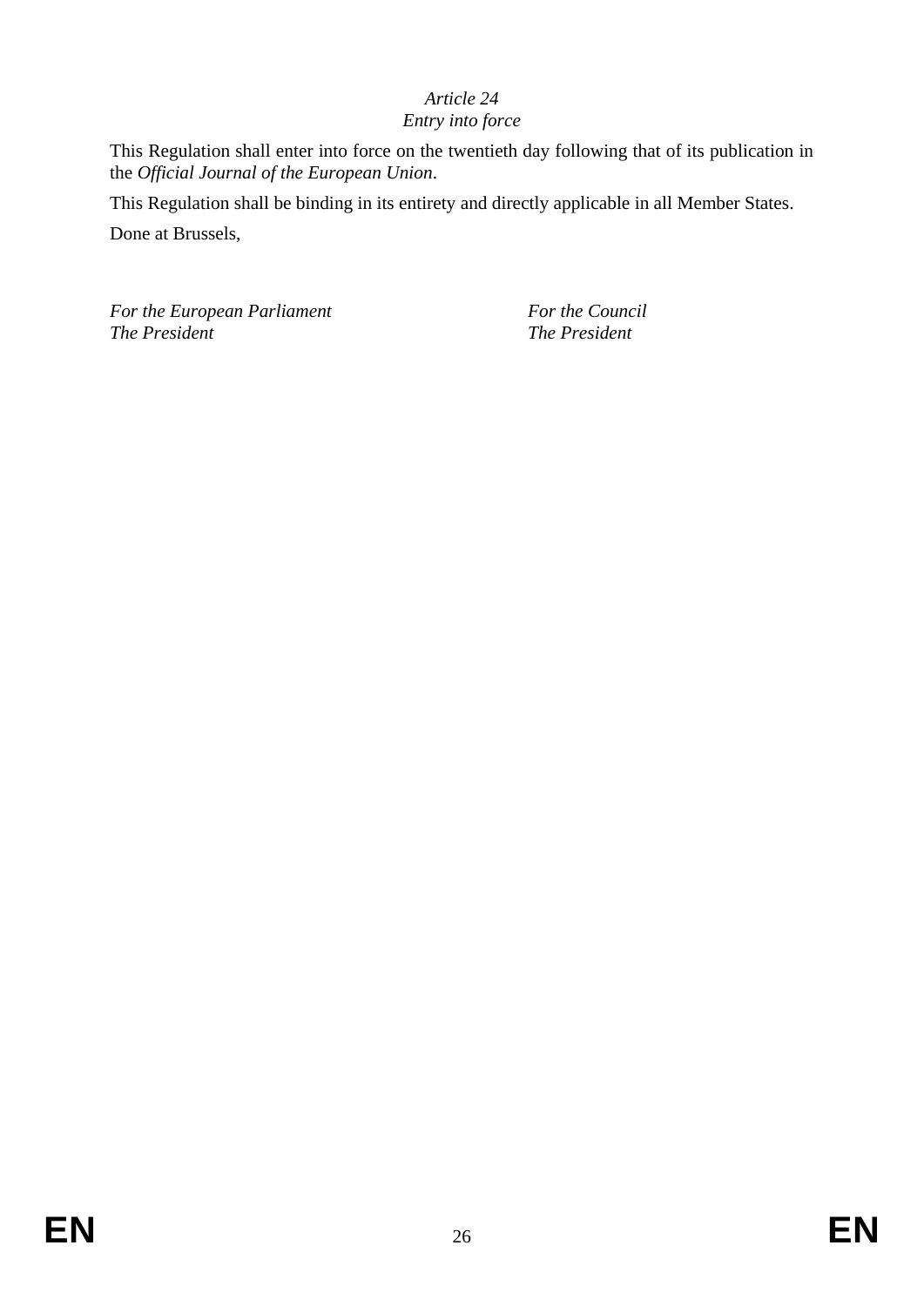*Article 24*
*Entry into force*

This Regulation shall enter into force on the twentieth day following that of its publication in the *Official Journal of the European Union*.

This Regulation shall be binding in its entirety and directly applicable in all Member States.

Done at Brussels,

*For the European Parliament*
*The President*

*For the Council*
*The President*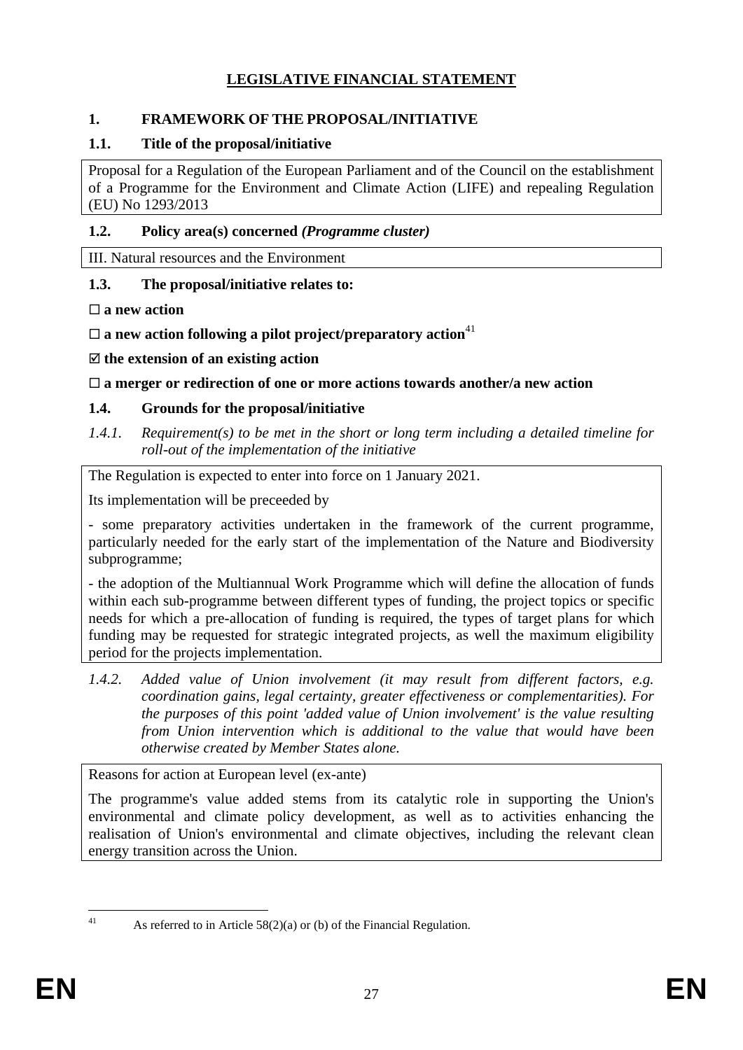# **LEGISLATIVE FINANCIAL STATEMENT**

## 1. FRAMEWORK OF THE PROPOSAL/INITIATIVE

### 1.1. Title of the proposal/initiative

Proposal for a Regulation of the European Parliament and of the Council on the establishment of a Programme for the Environment and Climate Action (LIFE) and repealing Regulation (EU) No 1293/2013

### 1.2. Policy area(s) concerned *(Programme cluster)*

III. Natural resources and the Environment

### 1.3. The proposal/initiative relates to:

☐ **a new action**

☐ **a new action following a pilot project/preparatory action**[41]

☑ **the extension of an existing action**

☐ **a merger or redirection of one or more actions towards another/a new action**

### 1.4. Grounds for the proposal/initiative

*1.4.1. Requirement(s) to be met in the short or long term including a detailed timeline for roll-out of the implementation of the initiative*

The Regulation is expected to enter into force on 1 January 2021.

Its implementation will be preceeded by

- some preparatory activities undertaken in the framework of the current programme, particularly needed for the early start of the implementation of the Nature and Biodiversity subprogramme;

- the adoption of the Multiannual Work Programme which will define the allocation of funds within each sub-programme between different types of funding, the project topics or specific needs for which a pre-allocation of funding is required, the types of target plans for which funding may be requested for strategic integrated projects, as well the maximum eligibility period for the projects implementation.

*1.4.2. Added value of Union involvement (it may result from different factors, e.g. coordination gains, legal certainty, greater effectiveness or complementarities). For the purposes of this point 'added value of Union involvement' is the value resulting from Union intervention which is additional to the value that would have been otherwise created by Member States alone.*

Reasons for action at European level (ex-ante)

The programme's value added stems from its catalytic role in supporting the Union's environmental and climate policy development, as well as to activities enhancing the realisation of Union's environmental and climate objectives, including the relevant clean energy transition across the Union.

---

[41] As referred to in Article 58(2)(a) or (b) of the Financial Regulation.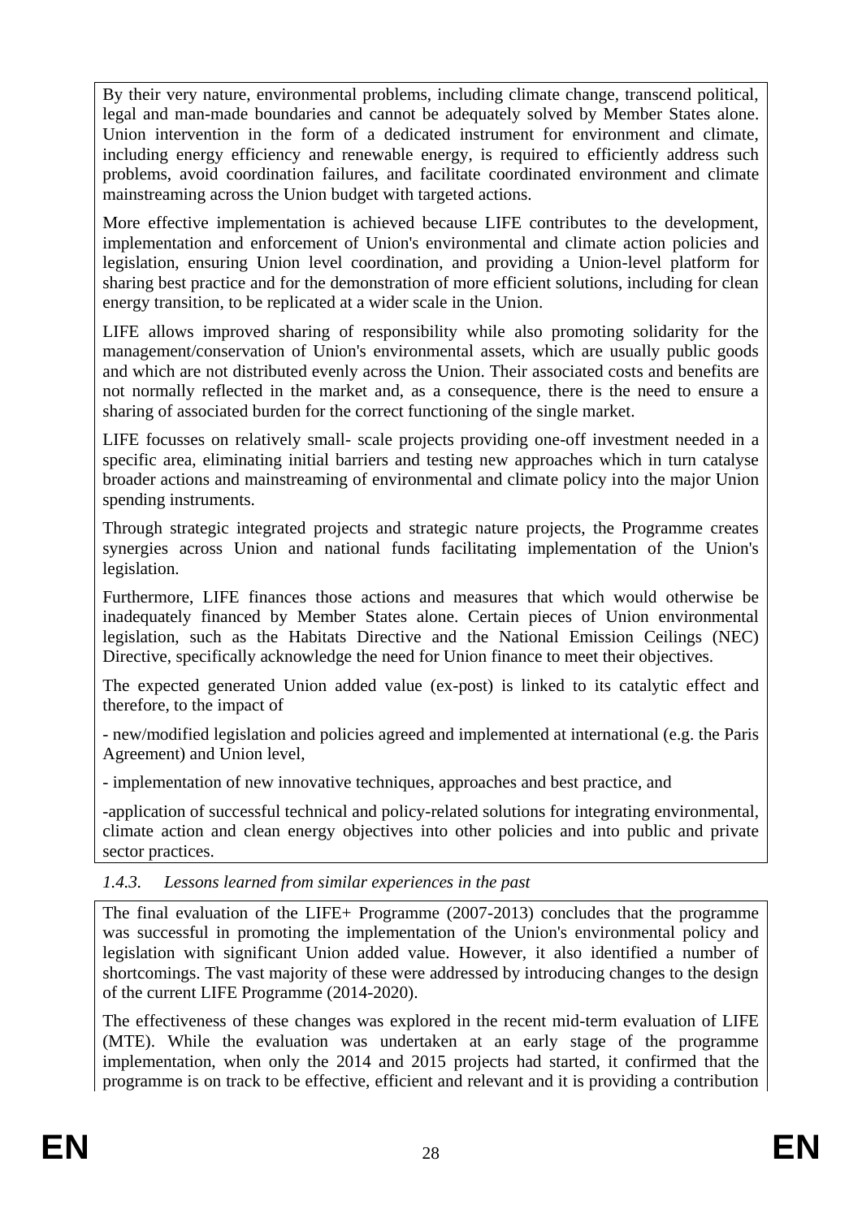By their very nature, environmental problems, including climate change, transcend political, legal and man-made boundaries and cannot be adequately solved by Member States alone. Union intervention in the form of a dedicated instrument for environment and climate, including energy efficiency and renewable energy, is required to efficiently address such problems, avoid coordination failures, and facilitate coordinated environment and climate mainstreaming across the Union budget with targeted actions.

More effective implementation is achieved because LIFE contributes to the development, implementation and enforcement of Union's environmental and climate action policies and legislation, ensuring Union level coordination, and providing a Union-level platform for sharing best practice and for the demonstration of more efficient solutions, including for clean energy transition, to be replicated at a wider scale in the Union.

LIFE allows improved sharing of responsibility while also promoting solidarity for the management/conservation of Union's environmental assets, which are usually public goods and which are not distributed evenly across the Union. Their associated costs and benefits are not normally reflected in the market and, as a consequence, there is the need to ensure a sharing of associated burden for the correct functioning of the single market.

LIFE focusses on relatively small- scale projects providing one-off investment needed in a specific area, eliminating initial barriers and testing new approaches which in turn catalyse broader actions and mainstreaming of environmental and climate policy into the major Union spending instruments.

Through strategic integrated projects and strategic nature projects, the Programme creates synergies across Union and national funds facilitating implementation of the Union's legislation.

Furthermore, LIFE finances those actions and measures that which would otherwise be inadequately financed by Member States alone. Certain pieces of Union environmental legislation, such as the Habitats Directive and the National Emission Ceilings (NEC) Directive, specifically acknowledge the need for Union finance to meet their objectives.

The expected generated Union added value (ex-post) is linked to its catalytic effect and therefore, to the impact of

- new/modified legislation and policies agreed and implemented at international (e.g. the Paris Agreement) and Union level,

- implementation of new innovative techniques, approaches and best practice, and

-application of successful technical and policy-related solutions for integrating environmental, climate action and clean energy objectives into other policies and into public and private sector practices.

*1.4.3. Lessons learned from similar experiences in the past*

The final evaluation of the LIFE+ Programme (2007-2013) concludes that the programme was successful in promoting the implementation of the Union's environmental policy and legislation with significant Union added value. However, it also identified a number of shortcomings. The vast majority of these were addressed by introducing changes to the design of the current LIFE Programme (2014-2020).

The effectiveness of these changes was explored in the recent mid-term evaluation of LIFE (MTE). While the evaluation was undertaken at an early stage of the programme implementation, when only the 2014 and 2015 projects had started, it confirmed that the programme is on track to be effective, efficient and relevant and it is providing a contribution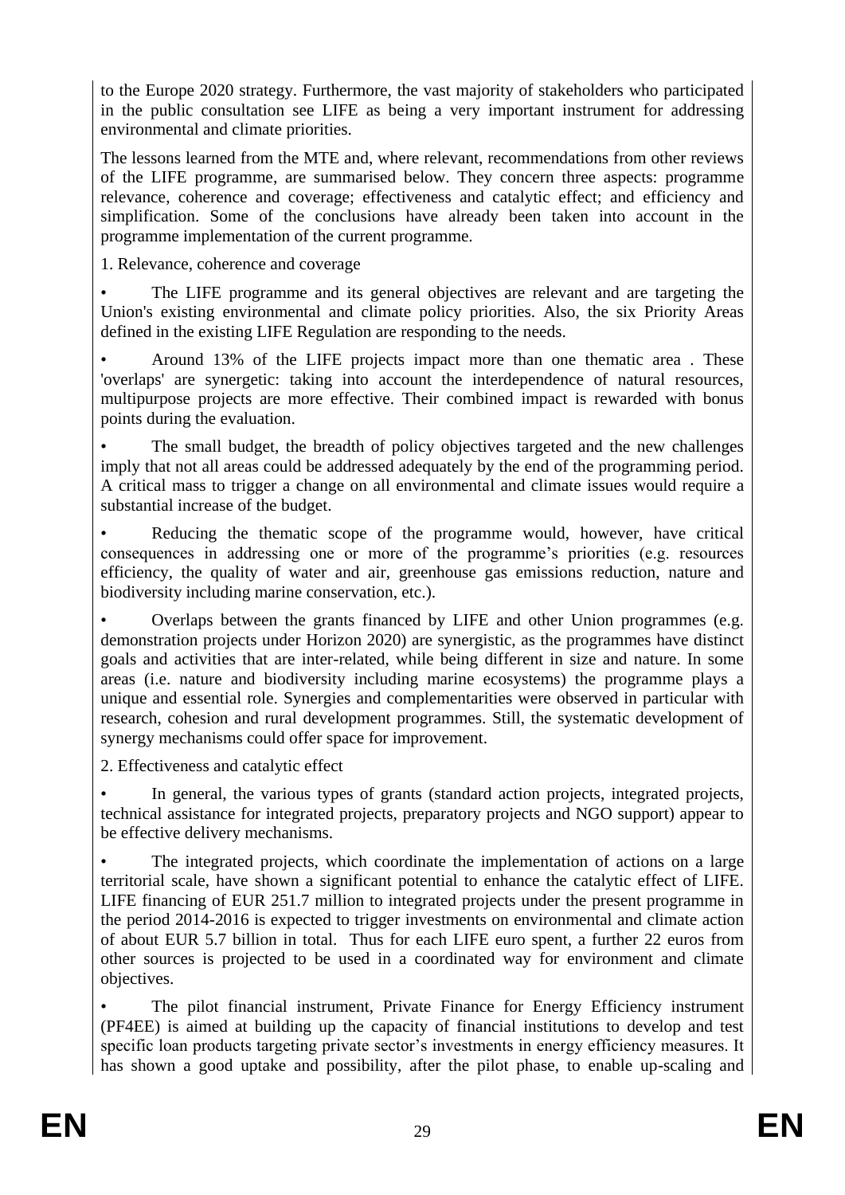to the Europe 2020 strategy. Furthermore, the vast majority of stakeholders who participated in the public consultation see LIFE as being a very important instrument for addressing environmental and climate priorities.

The lessons learned from the MTE and, where relevant, recommendations from other reviews of the LIFE programme, are summarised below. They concern three aspects: programme relevance, coherence and coverage; effectiveness and catalytic effect; and efficiency and simplification. Some of the conclusions have already been taken into account in the programme implementation of the current programme.

1. Relevance, coherence and coverage

- The LIFE programme and its general objectives are relevant and are targeting the Union's existing environmental and climate policy priorities. Also, the six Priority Areas defined in the existing LIFE Regulation are responding to the needs.
- Around 13% of the LIFE projects impact more than one thematic area . These 'overlaps' are synergetic: taking into account the interdependence of natural resources, multipurpose projects are more effective. Their combined impact is rewarded with bonus points during the evaluation.
- The small budget, the breadth of policy objectives targeted and the new challenges imply that not all areas could be addressed adequately by the end of the programming period. A critical mass to trigger a change on all environmental and climate issues would require a substantial increase of the budget.
- Reducing the thematic scope of the programme would, however, have critical consequences in addressing one or more of the programme's priorities (e.g. resources efficiency, the quality of water and air, greenhouse gas emissions reduction, nature and biodiversity including marine conservation, etc.).
- Overlaps between the grants financed by LIFE and other Union programmes (e.g. demonstration projects under Horizon 2020) are synergistic, as the programmes have distinct goals and activities that are inter-related, while being different in size and nature. In some areas (i.e. nature and biodiversity including marine ecosystems) the programme plays a unique and essential role. Synergies and complementarities were observed in particular with research, cohesion and rural development programmes. Still, the systematic development of synergy mechanisms could offer space for improvement.

2. Effectiveness and catalytic effect

- In general, the various types of grants (standard action projects, integrated projects, technical assistance for integrated projects, preparatory projects and NGO support) appear to be effective delivery mechanisms.
- The integrated projects, which coordinate the implementation of actions on a large territorial scale, have shown a significant potential to enhance the catalytic effect of LIFE. LIFE financing of EUR 251.7 million to integrated projects under the present programme in the period 2014-2016 is expected to trigger investments on environmental and climate action of about EUR 5.7 billion in total. Thus for each LIFE euro spent, a further 22 euros from other sources is projected to be used in a coordinated way for environment and climate objectives.
- The pilot financial instrument, Private Finance for Energy Efficiency instrument (PF4EE) is aimed at building up the capacity of financial institutions to develop and test specific loan products targeting private sector's investments in energy efficiency measures. It has shown a good uptake and possibility, after the pilot phase, to enable up-scaling and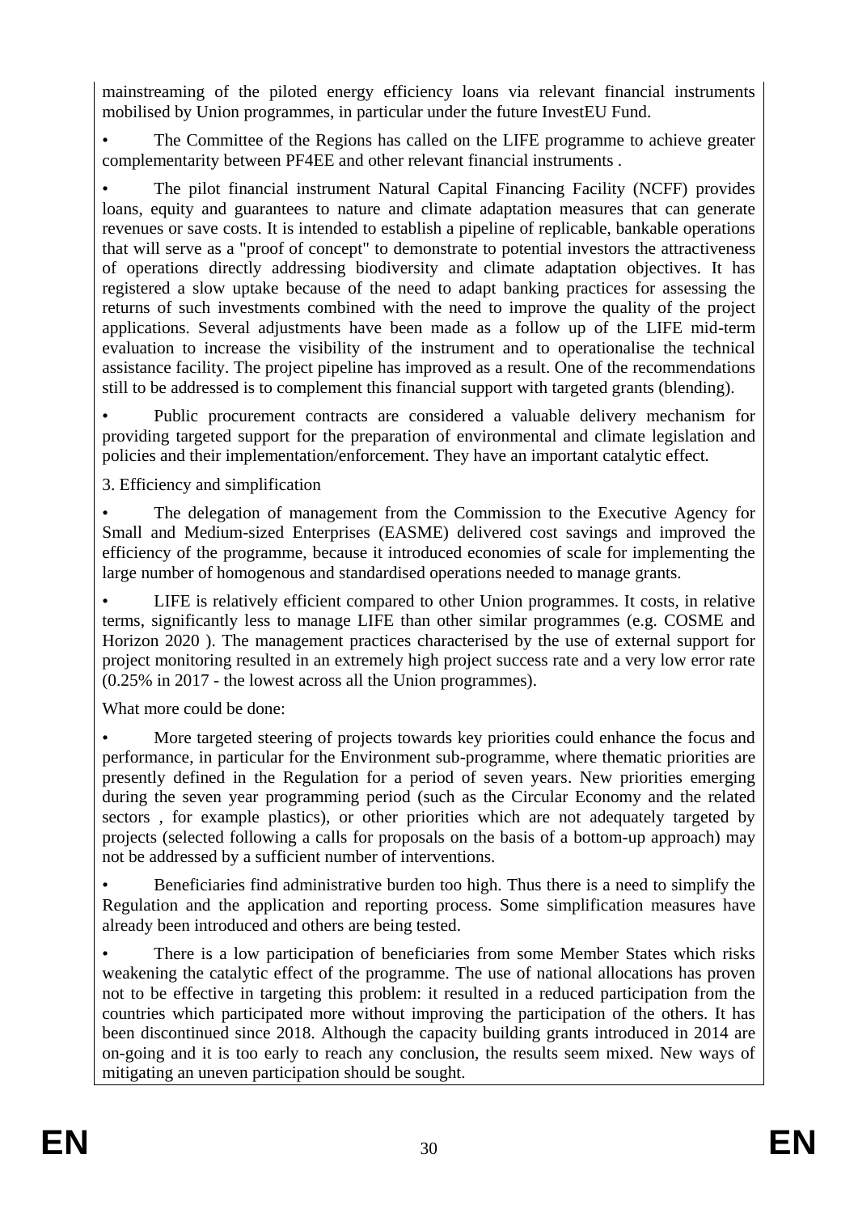mainstreaming of the piloted energy efficiency loans via relevant financial instruments mobilised by Union programmes, in particular under the future InvestEU Fund.

- The Committee of the Regions has called on the LIFE programme to achieve greater complementarity between PF4EE and other relevant financial instruments .

- The pilot financial instrument Natural Capital Financing Facility (NCFF) provides loans, equity and guarantees to nature and climate adaptation measures that can generate revenues or save costs. It is intended to establish a pipeline of replicable, bankable operations that will serve as a "proof of concept" to demonstrate to potential investors the attractiveness of operations directly addressing biodiversity and climate adaptation objectives. It has registered a slow uptake because of the need to adapt banking practices for assessing the returns of such investments combined with the need to improve the quality of the project applications. Several adjustments have been made as a follow up of the LIFE mid-term evaluation to increase the visibility of the instrument and to operationalise the technical assistance facility. The project pipeline has improved as a result. One of the recommendations still to be addressed is to complement this financial support with targeted grants (blending).

- Public procurement contracts are considered a valuable delivery mechanism for providing targeted support for the preparation of environmental and climate legislation and policies and their implementation/enforcement. They have an important catalytic effect.

3. Efficiency and simplification

- The delegation of management from the Commission to the Executive Agency for Small and Medium-sized Enterprises (EASME) delivered cost savings and improved the efficiency of the programme, because it introduced economies of scale for implementing the large number of homogenous and standardised operations needed to manage grants.

- LIFE is relatively efficient compared to other Union programmes. It costs, in relative terms, significantly less to manage LIFE than other similar programmes (e.g. COSME and Horizon 2020 ). The management practices characterised by the use of external support for project monitoring resulted in an extremely high project success rate and a very low error rate (0.25% in 2017 - the lowest across all the Union programmes).

What more could be done:

- More targeted steering of projects towards key priorities could enhance the focus and performance, in particular for the Environment sub-programme, where thematic priorities are presently defined in the Regulation for a period of seven years. New priorities emerging during the seven year programming period (such as the Circular Economy and the related sectors , for example plastics), or other priorities which are not adequately targeted by projects (selected following a calls for proposals on the basis of a bottom-up approach) may not be addressed by a sufficient number of interventions.

- Beneficiaries find administrative burden too high. Thus there is a need to simplify the Regulation and the application and reporting process. Some simplification measures have already been introduced and others are being tested.

- There is a low participation of beneficiaries from some Member States which risks weakening the catalytic effect of the programme. The use of national allocations has proven not to be effective in targeting this problem: it resulted in a reduced participation from the countries which participated more without improving the participation of the others. It has been discontinued since 2018. Although the capacity building grants introduced in 2014 are on-going and it is too early to reach any conclusion, the results seem mixed. New ways of mitigating an uneven participation should be sought.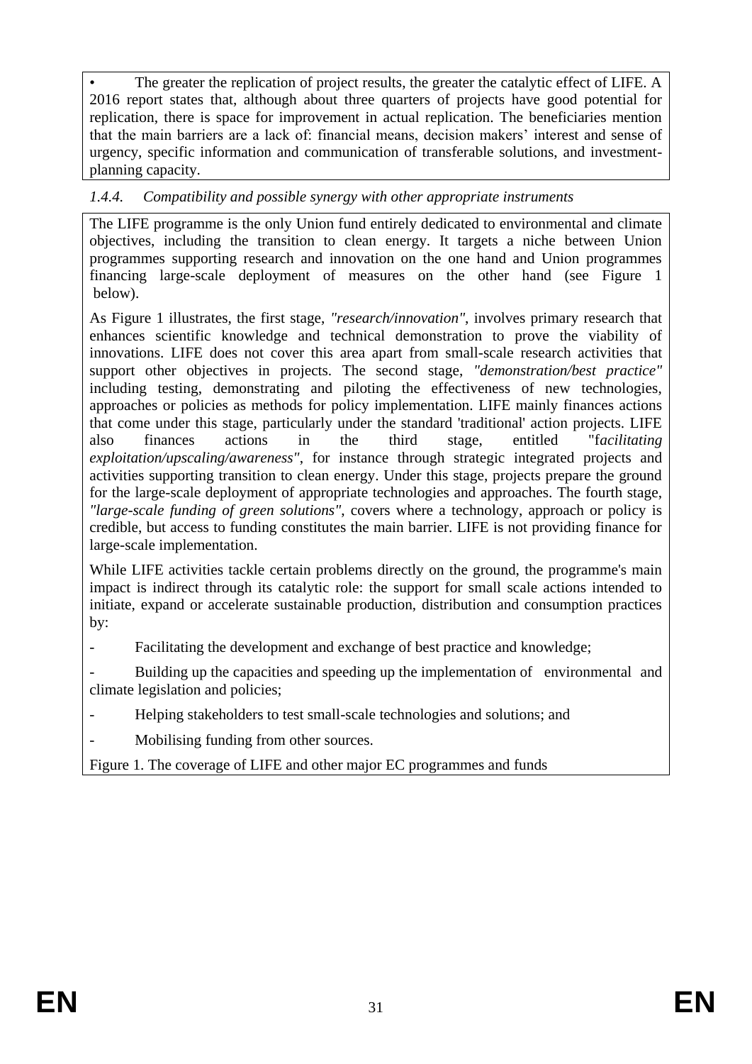- The greater the replication of project results, the greater the catalytic effect of LIFE. A 2016 report states that, although about three quarters of projects have good potential for replication, there is space for improvement in actual replication. The beneficiaries mention that the main barriers are a lack of: financial means, decision makers' interest and sense of urgency, specific information and communication of transferable solutions, and investment-planning capacity.

*1.4.4. Compatibility and possible synergy with other appropriate instruments*

The LIFE programme is the only Union fund entirely dedicated to environmental and climate objectives, including the transition to clean energy. It targets a niche between Union programmes supporting research and innovation on the one hand and Union programmes financing large-scale deployment of measures on the other hand (see Figure 1 below).

As Figure 1 illustrates, the first stage, *"research/innovation"*, involves primary research that enhances scientific knowledge and technical demonstration to prove the viability of innovations. LIFE does not cover this area apart from small-scale research activities that support other objectives in projects. The second stage, *"demonstration/best practice"* including testing, demonstrating and piloting the effectiveness of new technologies, approaches or policies as methods for policy implementation. LIFE mainly finances actions that come under this stage, particularly under the standard 'traditional' action projects. LIFE also finances actions in the third stage, entitled "f*acilitating exploitation/upscaling/awareness"*, for instance through strategic integrated projects and activities supporting transition to clean energy. Under this stage, projects prepare the ground for the large-scale deployment of appropriate technologies and approaches. The fourth stage, *"large-scale funding of green solutions"*, covers where a technology, approach or policy is credible, but access to funding constitutes the main barrier. LIFE is not providing finance for large-scale implementation.

While LIFE activities tackle certain problems directly on the ground, the programme's main impact is indirect through its catalytic role: the support for small scale actions intended to initiate, expand or accelerate sustainable production, distribution and consumption practices by:

- Facilitating the development and exchange of best practice and knowledge;
- Building up the capacities and speeding up the implementation of environmental and climate legislation and policies;
- Helping stakeholders to test small-scale technologies and solutions; and
- Mobilising funding from other sources.

Figure 1. The coverage of LIFE and other major EC programmes and funds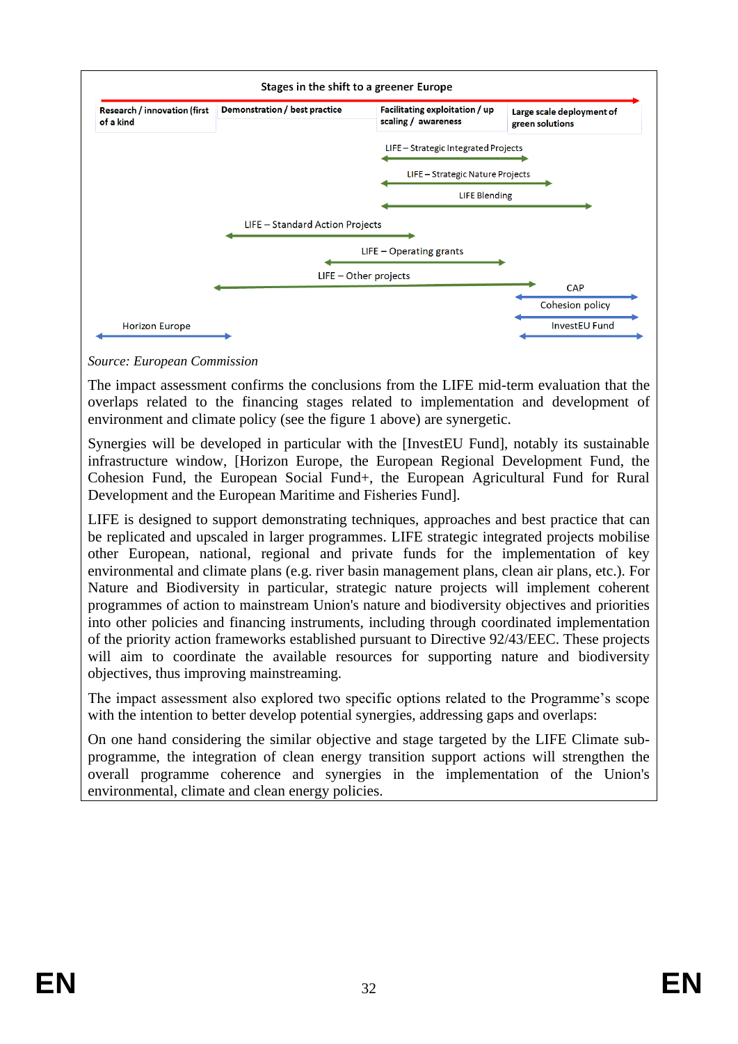**Stages in the shift to a greener Europe**

| Research / innovation (first of a kind | Demonstration / best practice | Facilitating exploitation / up scaling / awareness | Large scale deployment of green solutions |
|---|---|---|---|

- LIFE – Strategic Integrated Projects
- LIFE – Strategic Nature Projects
- LIFE Blending
- LIFE – Standard Action Projects
- LIFE – Operating grants
- LIFE – Other projects
- CAP
- Cohesion policy
- Horizon Europe
- InvestEU Fund

*Source: European Commission*

The impact assessment confirms the conclusions from the LIFE mid-term evaluation that the overlaps related to the financing stages related to implementation and development of environment and climate policy (see the figure 1 above) are synergetic.

Synergies will be developed in particular with the [InvestEU Fund], notably its sustainable infrastructure window, [Horizon Europe, the European Regional Development Fund, the Cohesion Fund, the European Social Fund+, the European Agricultural Fund for Rural Development and the European Maritime and Fisheries Fund].

LIFE is designed to support demonstrating techniques, approaches and best practice that can be replicated and upscaled in larger programmes. LIFE strategic integrated projects mobilise other European, national, regional and private funds for the implementation of key environmental and climate plans (e.g. river basin management plans, clean air plans, etc.). For Nature and Biodiversity in particular, strategic nature projects will implement coherent programmes of action to mainstream Union's nature and biodiversity objectives and priorities into other policies and financing instruments, including through coordinated implementation of the priority action frameworks established pursuant to Directive 92/43/EEC. These projects will aim to coordinate the available resources for supporting nature and biodiversity objectives, thus improving mainstreaming.

The impact assessment also explored two specific options related to the Programme's scope with the intention to better develop potential synergies, addressing gaps and overlaps:

On one hand considering the similar objective and stage targeted by the LIFE Climate sub-programme, the integration of clean energy transition support actions will strengthen the overall programme coherence and synergies in the implementation of the Union's environmental, climate and clean energy policies.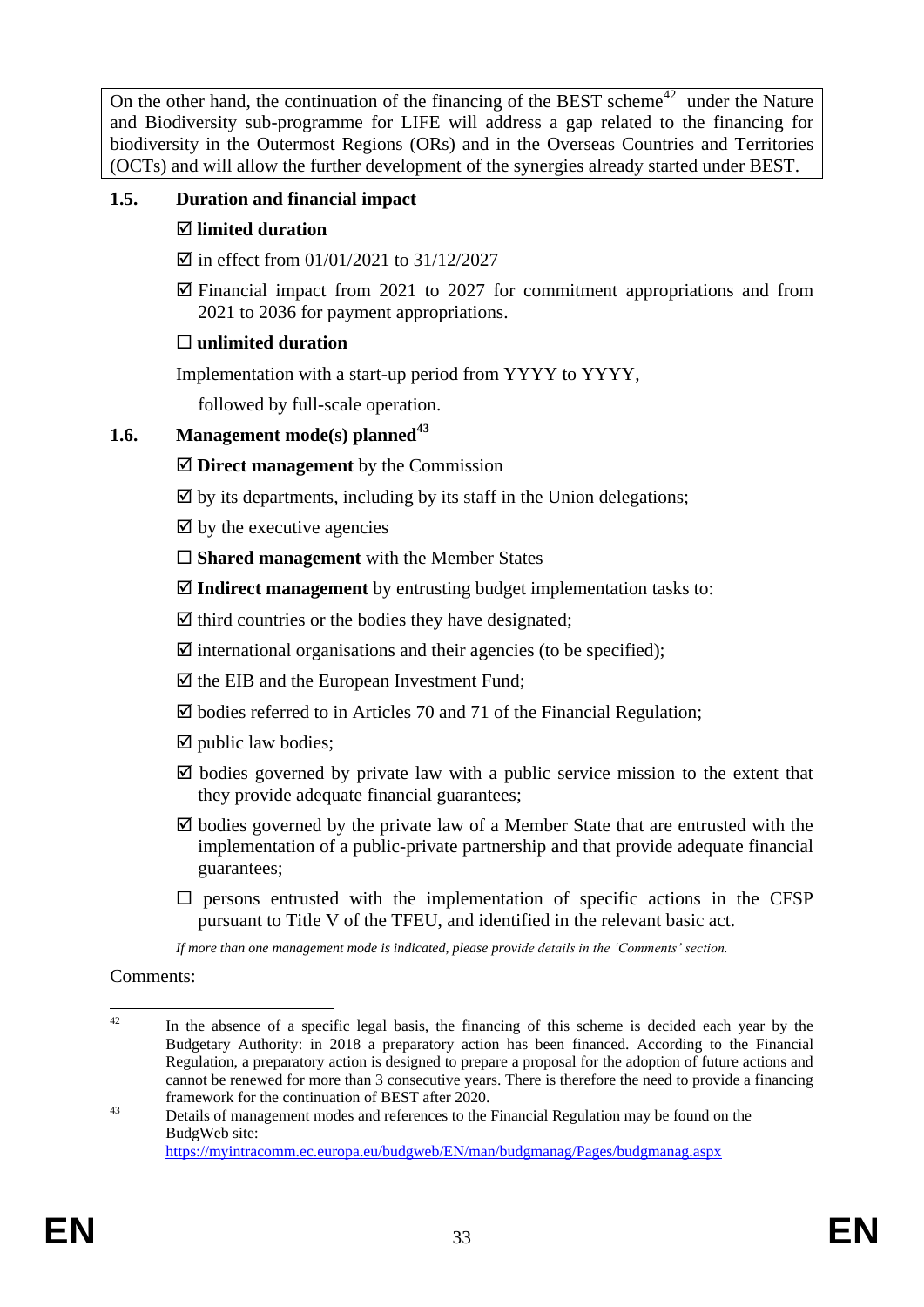On the other hand, the continuation of the financing of the BEST scheme[42] under the Nature and Biodiversity sub-programme for LIFE will address a gap related to the financing for biodiversity in the Outermost Regions (ORs) and in the Overseas Countries and Territories (OCTs) and will allow the further development of the synergies already started under BEST.

### 1.5. Duration and financial impact

☑ **limited duration**

☑ in effect from 01/01/2021 to 31/12/2027

☑ Financial impact from 2021 to 2027 for commitment appropriations and from 2021 to 2036 for payment appropriations.

☐ **unlimited duration**

Implementation with a start-up period from YYYY to YYYY,

followed by full-scale operation.

### 1.6. Management mode(s) planned[43]

☑ **Direct management** by the Commission

☑ by its departments, including by its staff in the Union delegations;

☑ by the executive agencies

☐ **Shared management** with the Member States

☑ **Indirect management** by entrusting budget implementation tasks to:

☑ third countries or the bodies they have designated;

☑ international organisations and their agencies (to be specified);

☑ the EIB and the European Investment Fund;

☑ bodies referred to in Articles 70 and 71 of the Financial Regulation;

☑ public law bodies;

☑ bodies governed by private law with a public service mission to the extent that they provide adequate financial guarantees;

☑ bodies governed by the private law of a Member State that are entrusted with the implementation of a public-private partnership and that provide adequate financial guarantees;

☐ persons entrusted with the implementation of specific actions in the CFSP pursuant to Title V of the TFEU, and identified in the relevant basic act.

*If more than one management mode is indicated, please provide details in the 'Comments' section.*

Comments:

---

[42] In the absence of a specific legal basis, the financing of this scheme is decided each year by the Budgetary Authority: in 2018 a preparatory action has been financed. According to the Financial Regulation, a preparatory action is designed to prepare a proposal for the adoption of future actions and cannot be renewed for more than 3 consecutive years. There is therefore the need to provide a financing framework for the continuation of BEST after 2020.

[43] Details of management modes and references to the Financial Regulation may be found on the BudgWeb site: https://myintracomm.ec.europa.eu/budgweb/EN/man/budgmanag/Pages/budgmanag.aspx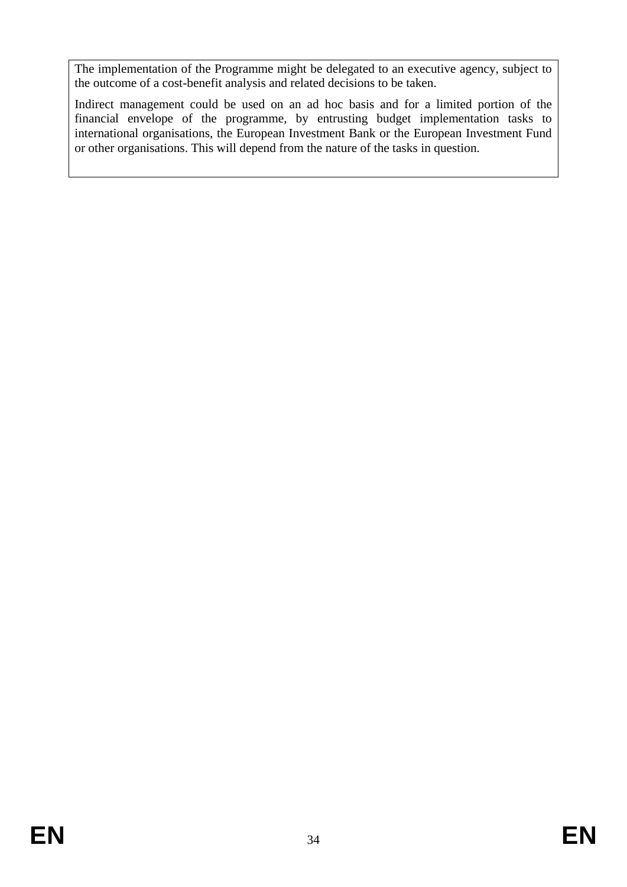The implementation of the Programme might be delegated to an executive agency, subject to the outcome of a cost-benefit analysis and related decisions to be taken.

Indirect management could be used on an ad hoc basis and for a limited portion of the financial envelope of the programme, by entrusting budget implementation tasks to international organisations, the European Investment Bank or the European Investment Fund or other organisations. This will depend from the nature of the tasks in question.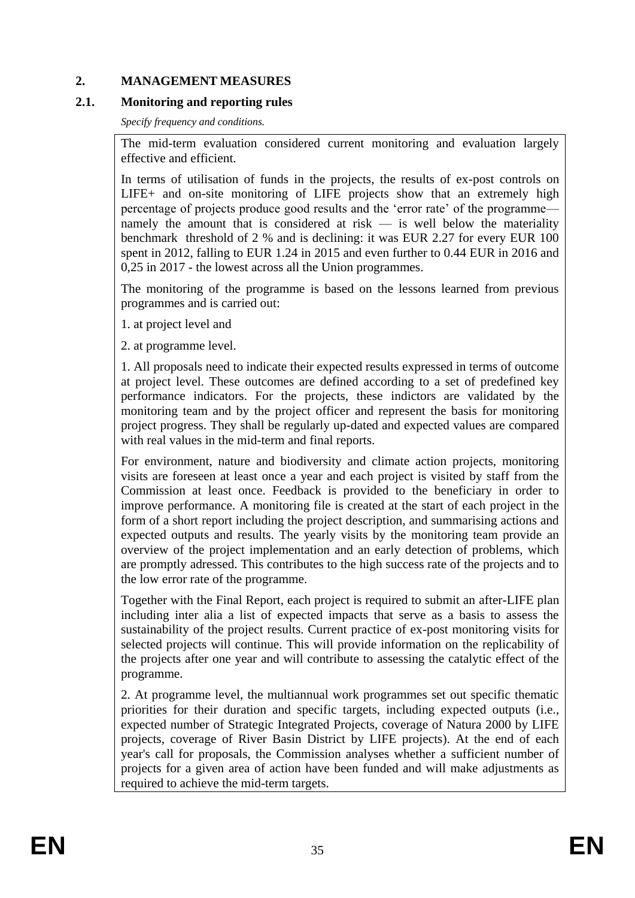## 2. MANAGEMENT MEASURES

### 2.1. Monitoring and reporting rules

*Specify frequency and conditions.*

The mid-term evaluation considered current monitoring and evaluation largely effective and efficient.

In terms of utilisation of funds in the projects, the results of ex-post controls on LIFE+ and on-site monitoring of LIFE projects show that an extremely high percentage of projects produce good results and the 'error rate' of the programme— namely the amount that is considered at risk — is well below the materiality benchmark threshold of 2 % and is declining: it was EUR 2.27 for every EUR 100 spent in 2012, falling to EUR 1.24 in 2015 and even further to 0.44 EUR in 2016 and 0,25 in 2017 - the lowest across all the Union programmes.

The monitoring of the programme is based on the lessons learned from previous programmes and is carried out:

1. at project level and

2. at programme level.

1. All proposals need to indicate their expected results expressed in terms of outcome at project level. These outcomes are defined according to a set of predefined key performance indicators. For the projects, these indictors are validated by the monitoring team and by the project officer and represent the basis for monitoring project progress. They shall be regularly up-dated and expected values are compared with real values in the mid-term and final reports.

For environment, nature and biodiversity and climate action projects, monitoring visits are foreseen at least once a year and each project is visited by staff from the Commission at least once. Feedback is provided to the beneficiary in order to improve performance. A monitoring file is created at the start of each project in the form of a short report including the project description, and summarising actions and expected outputs and results. The yearly visits by the monitoring team provide an overview of the project implementation and an early detection of problems, which are promptly adressed. This contributes to the high success rate of the projects and to the low error rate of the programme.

Together with the Final Report, each project is required to submit an after-LIFE plan including inter alia a list of expected impacts that serve as a basis to assess the sustainability of the project results. Current practice of ex-post monitoring visits for selected projects will continue. This will provide information on the replicability of the projects after one year and will contribute to assessing the catalytic effect of the programme.

2. At programme level, the multiannual work programmes set out specific thematic priorities for their duration and specific targets, including expected outputs (i.e., expected number of Strategic Integrated Projects, coverage of Natura 2000 by LIFE projects, coverage of River Basin District by LIFE projects). At the end of each year's call for proposals, the Commission analyses whether a sufficient number of projects for a given area of action have been funded and will make adjustments as required to achieve the mid-term targets.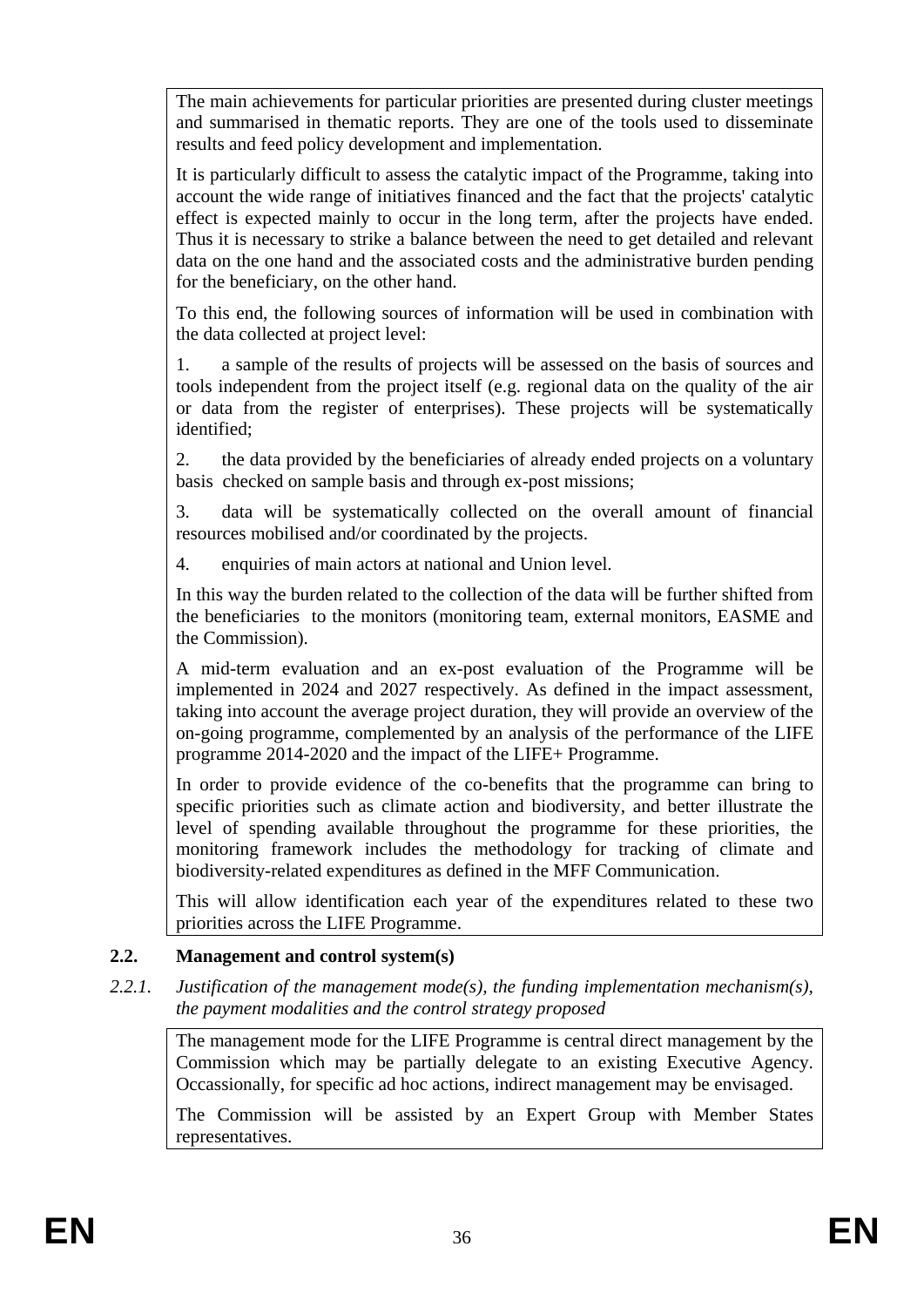The main achievements for particular priorities are presented during cluster meetings and summarised in thematic reports. They are one of the tools used to disseminate results and feed policy development and implementation.

It is particularly difficult to assess the catalytic impact of the Programme, taking into account the wide range of initiatives financed and the fact that the projects' catalytic effect is expected mainly to occur in the long term, after the projects have ended. Thus it is necessary to strike a balance between the need to get detailed and relevant data on the one hand and the associated costs and the administrative burden pending for the beneficiary, on the other hand.

To this end, the following sources of information will be used in combination with the data collected at project level:

1. a sample of the results of projects will be assessed on the basis of sources and tools independent from the project itself (e.g. regional data on the quality of the air or data from the register of enterprises). These projects will be systematically identified;

2. the data provided by the beneficiaries of already ended projects on a voluntary basis checked on sample basis and through ex-post missions;

3. data will be systematically collected on the overall amount of financial resources mobilised and/or coordinated by the projects.

4. enquiries of main actors at national and Union level.

In this way the burden related to the collection of the data will be further shifted from the beneficiaries to the monitors (monitoring team, external monitors, EASME and the Commission).

A mid-term evaluation and an ex-post evaluation of the Programme will be implemented in 2024 and 2027 respectively. As defined in the impact assessment, taking into account the average project duration, they will provide an overview of the on-going programme, complemented by an analysis of the performance of the LIFE programme 2014-2020 and the impact of the LIFE+ Programme.

In order to provide evidence of the co-benefits that the programme can bring to specific priorities such as climate action and biodiversity, and better illustrate the level of spending available throughout the programme for these priorities, the monitoring framework includes the methodology for tracking of climate and biodiversity-related expenditures as defined in the MFF Communication.

This will allow identification each year of the expenditures related to these two priorities across the LIFE Programme.

## 2.2. Management and control system(s)

### *2.2.1. Justification of the management mode(s), the funding implementation mechanism(s), the payment modalities and the control strategy proposed*

The management mode for the LIFE Programme is central direct management by the Commission which may be partially delegate to an existing Executive Agency. Occassionally, for specific ad hoc actions, indirect management may be envisaged.

The Commission will be assisted by an Expert Group with Member States representatives.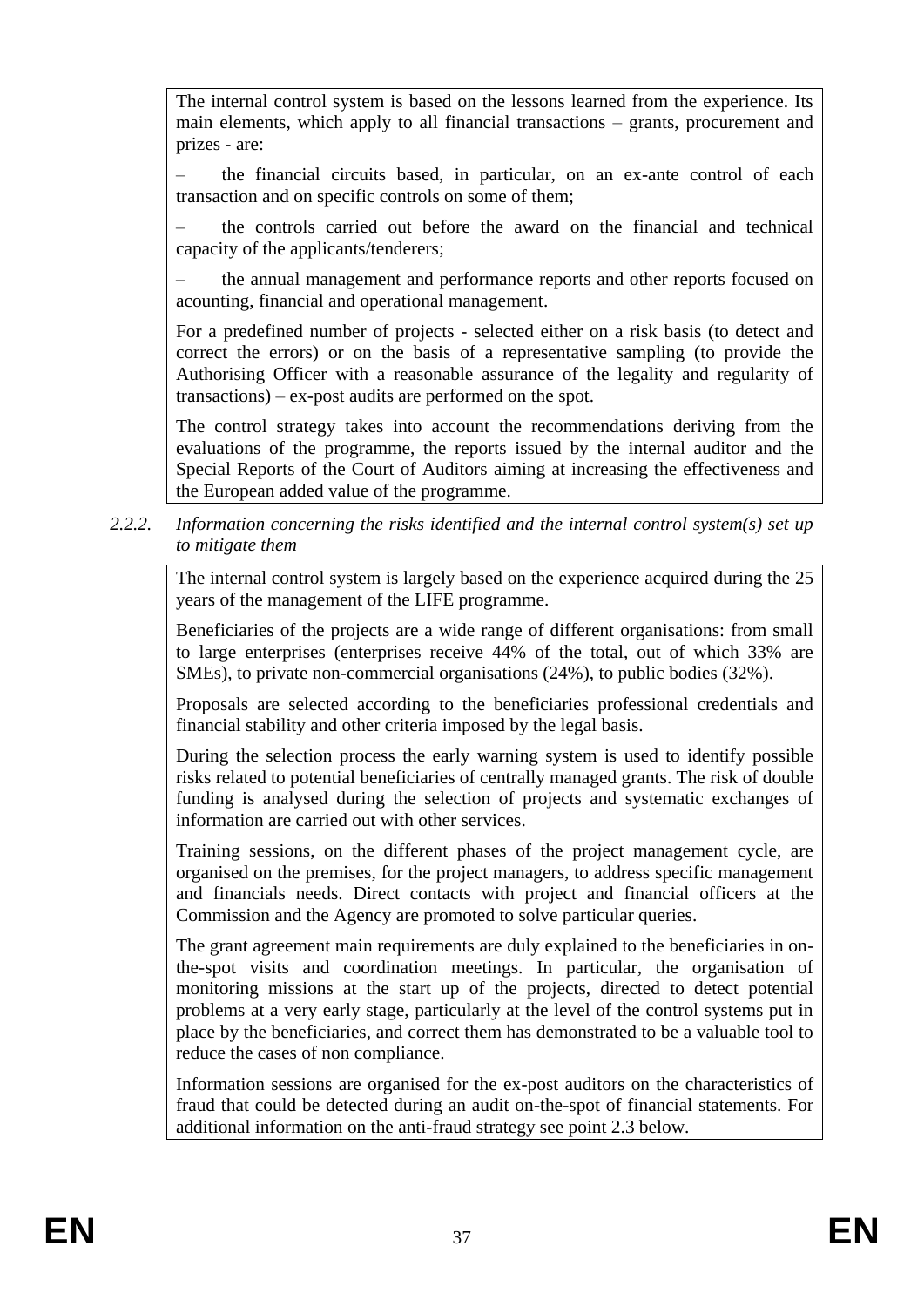The internal control system is based on the lessons learned from the experience. Its main elements, which apply to all financial transactions – grants, procurement and prizes - are:

– the financial circuits based, in particular, on an ex-ante control of each transaction and on specific controls on some of them;

– the controls carried out before the award on the financial and technical capacity of the applicants/tenderers;

– the annual management and performance reports and other reports focused on acounting, financial and operational management.

For a predefined number of projects - selected either on a risk basis (to detect and correct the errors) or on the basis of a representative sampling (to provide the Authorising Officer with a reasonable assurance of the legality and regularity of transactions) – ex-post audits are performed on the spot.

The control strategy takes into account the recommendations deriving from the evaluations of the programme, the reports issued by the internal auditor and the Special Reports of the Court of Auditors aiming at increasing the effectiveness and the European added value of the programme.

### 2.2.2. *Information concerning the risks identified and the internal control system(s) set up to mitigate them*

The internal control system is largely based on the experience acquired during the 25 years of the management of the LIFE programme.

Beneficiaries of the projects are a wide range of different organisations: from small to large enterprises (enterprises receive 44% of the total, out of which 33% are SMEs), to private non-commercial organisations (24%), to public bodies (32%).

Proposals are selected according to the beneficiaries professional credentials and financial stability and other criteria imposed by the legal basis.

During the selection process the early warning system is used to identify possible risks related to potential beneficiaries of centrally managed grants. The risk of double funding is analysed during the selection of projects and systematic exchanges of information are carried out with other services.

Training sessions, on the different phases of the project management cycle, are organised on the premises, for the project managers, to address specific management and financials needs. Direct contacts with project and financial officers at the Commission and the Agency are promoted to solve particular queries.

The grant agreement main requirements are duly explained to the beneficiaries in on-the-spot visits and coordination meetings. In particular, the organisation of monitoring missions at the start up of the projects, directed to detect potential problems at a very early stage, particularly at the level of the control systems put in place by the beneficiaries, and correct them has demonstrated to be a valuable tool to reduce the cases of non compliance.

Information sessions are organised for the ex-post auditors on the characteristics of fraud that could be detected during an audit on-the-spot of financial statements. For additional information on the anti-fraud strategy see point 2.3 below.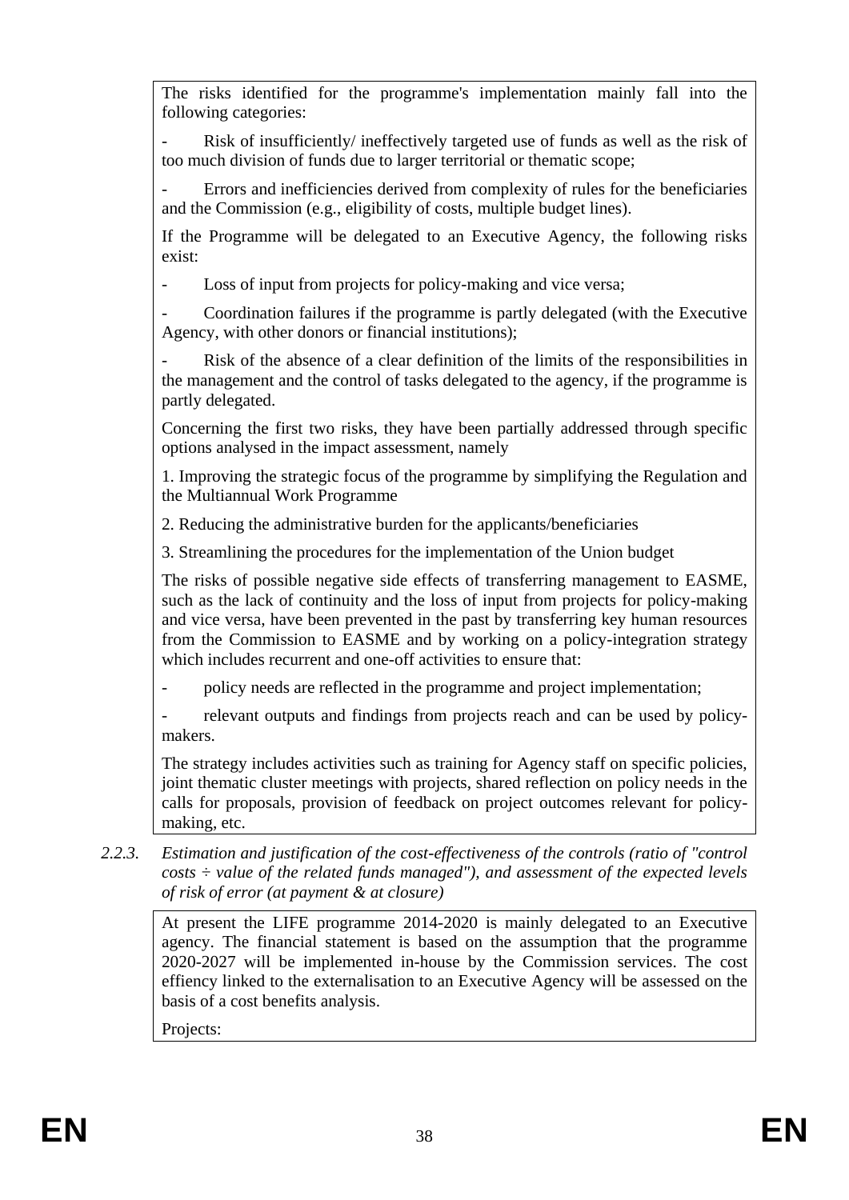The risks identified for the programme's implementation mainly fall into the following categories:

- Risk of insufficiently/ ineffectively targeted use of funds as well as the risk of too much division of funds due to larger territorial or thematic scope;
- Errors and inefficiencies derived from complexity of rules for the beneficiaries and the Commission (e.g., eligibility of costs, multiple budget lines).

If the Programme will be delegated to an Executive Agency, the following risks exist:

- Loss of input from projects for policy-making and vice versa;
- Coordination failures if the programme is partly delegated (with the Executive Agency, with other donors or financial institutions);
- Risk of the absence of a clear definition of the limits of the responsibilities in the management and the control of tasks delegated to the agency, if the programme is partly delegated.

Concerning the first two risks, they have been partially addressed through specific options analysed in the impact assessment, namely

1. Improving the strategic focus of the programme by simplifying the Regulation and the Multiannual Work Programme
2. Reducing the administrative burden for the applicants/beneficiaries
3. Streamlining the procedures for the implementation of the Union budget

The risks of possible negative side effects of transferring management to EASME, such as the lack of continuity and the loss of input from projects for policy-making and vice versa, have been prevented in the past by transferring key human resources from the Commission to EASME and by working on a policy-integration strategy which includes recurrent and one-off activities to ensure that:

- policy needs are reflected in the programme and project implementation;
- relevant outputs and findings from projects reach and can be used by policy-makers.

The strategy includes activities such as training for Agency staff on specific policies, joint thematic cluster meetings with projects, shared reflection on policy needs in the calls for proposals, provision of feedback on project outcomes relevant for policy-making, etc.

*2.2.3. Estimation and justification of the cost-effectiveness of the controls (ratio of "control costs ÷ value of the related funds managed"), and assessment of the expected levels of risk of error (at payment & at closure)*

At present the LIFE programme 2014-2020 is mainly delegated to an Executive agency. The financial statement is based on the assumption that the programme 2020-2027 will be implemented in-house by the Commission services. The cost effiency linked to the externalisation to an Executive Agency will be assessed on the basis of a cost benefits analysis.

Projects: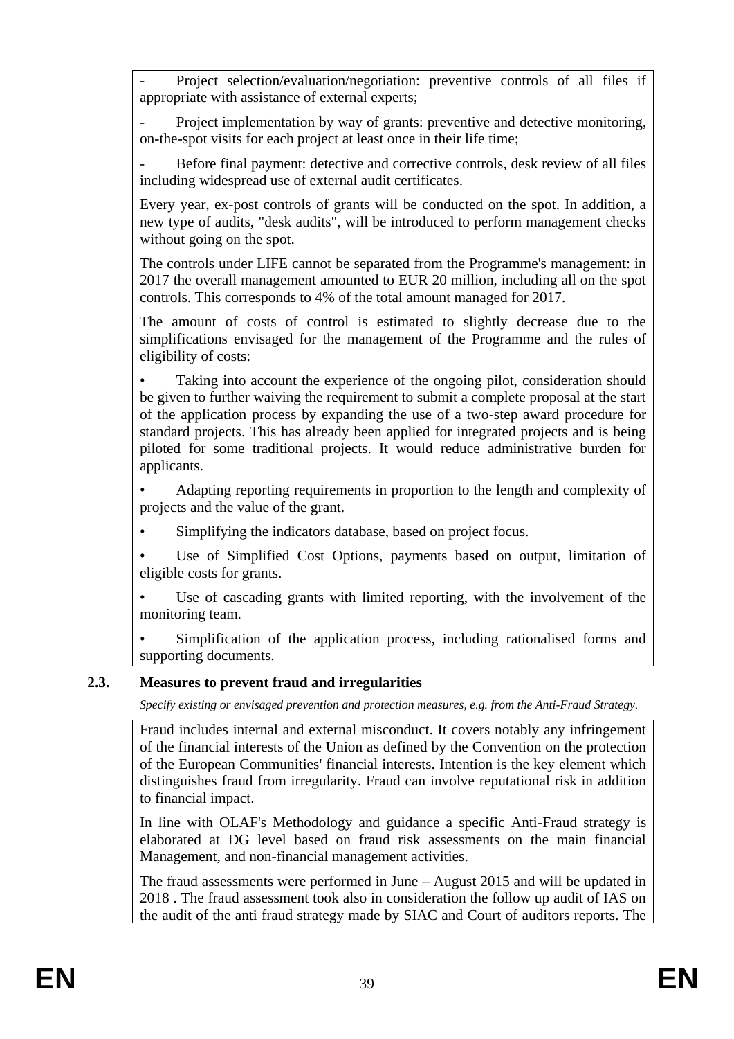- Project selection/evaluation/negotiation: preventive controls of all files if appropriate with assistance of external experts;

- Project implementation by way of grants: preventive and detective monitoring, on-the-spot visits for each project at least once in their life time;

- Before final payment: detective and corrective controls, desk review of all files including widespread use of external audit certificates.

Every year, ex-post controls of grants will be conducted on the spot. In addition, a new type of audits, "desk audits", will be introduced to perform management checks without going on the spot.

The controls under LIFE cannot be separated from the Programme's management: in 2017 the overall management amounted to EUR 20 million, including all on the spot controls. This corresponds to 4% of the total amount managed for 2017.

The amount of costs of control is estimated to slightly decrease due to the simplifications envisaged for the management of the Programme and the rules of eligibility of costs:

- Taking into account the experience of the ongoing pilot, consideration should be given to further waiving the requirement to submit a complete proposal at the start of the application process by expanding the use of a two-step award procedure for standard projects. This has already been applied for integrated projects and is being piloted for some traditional projects. It would reduce administrative burden for applicants.
- Adapting reporting requirements in proportion to the length and complexity of projects and the value of the grant.
- Simplifying the indicators database, based on project focus.
- Use of Simplified Cost Options, payments based on output, limitation of eligible costs for grants.
- Use of cascading grants with limited reporting, with the involvement of the monitoring team.
- Simplification of the application process, including rationalised forms and supporting documents.

### 2.3. Measures to prevent fraud and irregularities

*Specify existing or envisaged prevention and protection measures, e.g. from the Anti-Fraud Strategy.*

Fraud includes internal and external misconduct. It covers notably any infringement of the financial interests of the Union as defined by the Convention on the protection of the European Communities' financial interests. Intention is the key element which distinguishes fraud from irregularity. Fraud can involve reputational risk in addition to financial impact.

In line with OLAF's Methodology and guidance a specific Anti-Fraud strategy is elaborated at DG level based on fraud risk assessments on the main financial Management, and non-financial management activities.

The fraud assessments were performed in June – August 2015 and will be updated in 2018 . The fraud assessment took also in consideration the follow up audit of IAS on the audit of the anti fraud strategy made by SIAC and Court of auditors reports. The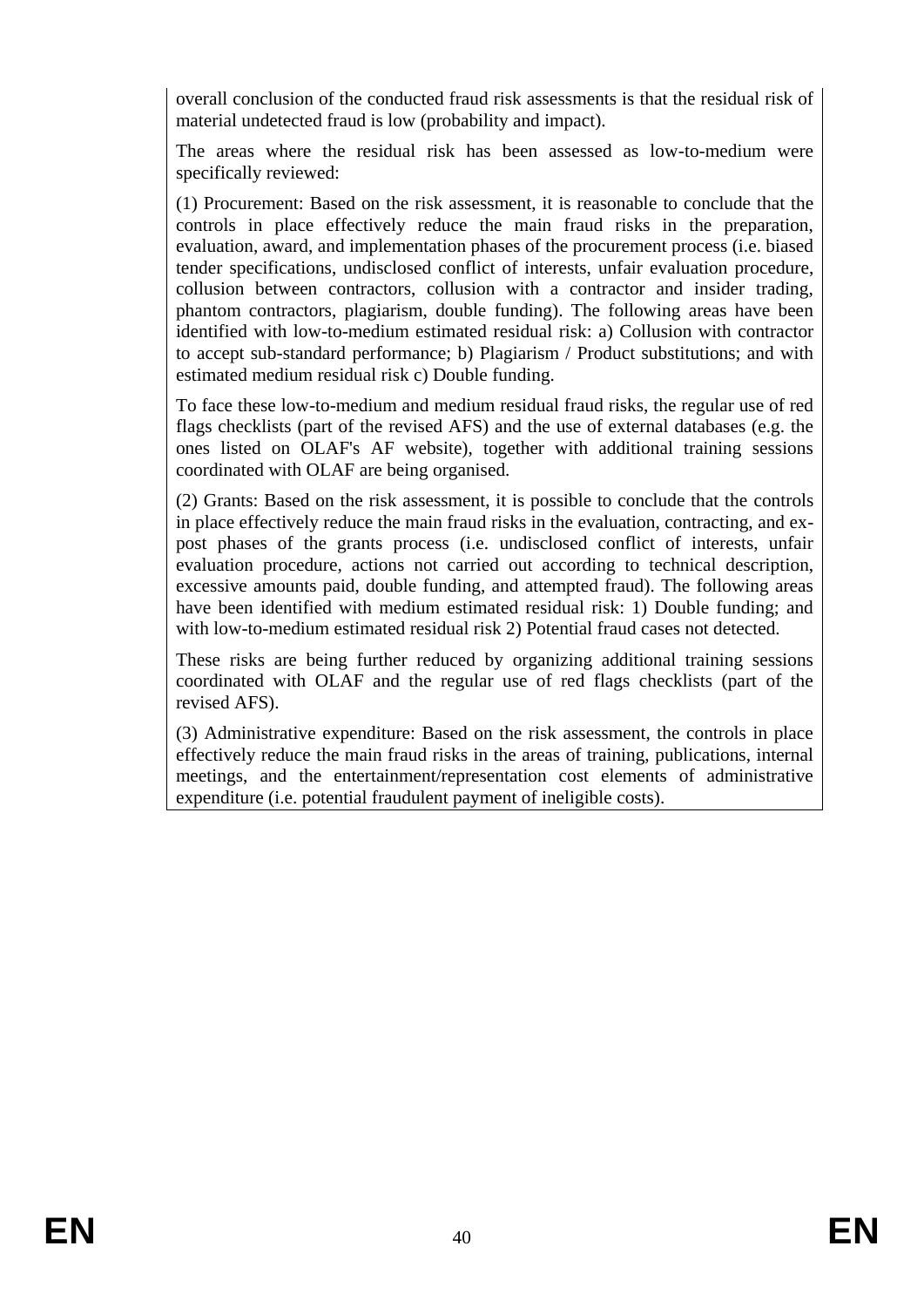overall conclusion of the conducted fraud risk assessments is that the residual risk of material undetected fraud is low (probability and impact).

The areas where the residual risk has been assessed as low-to-medium were specifically reviewed:

(1) Procurement: Based on the risk assessment, it is reasonable to conclude that the controls in place effectively reduce the main fraud risks in the preparation, evaluation, award, and implementation phases of the procurement process (i.e. biased tender specifications, undisclosed conflict of interests, unfair evaluation procedure, collusion between contractors, collusion with a contractor and insider trading, phantom contractors, plagiarism, double funding). The following areas have been identified with low-to-medium estimated residual risk: a) Collusion with contractor to accept sub-standard performance; b) Plagiarism / Product substitutions; and with estimated medium residual risk c) Double funding.

To face these low-to-medium and medium residual fraud risks, the regular use of red flags checklists (part of the revised AFS) and the use of external databases (e.g. the ones listed on OLAF's AF website), together with additional training sessions coordinated with OLAF are being organised.

(2) Grants: Based on the risk assessment, it is possible to conclude that the controls in place effectively reduce the main fraud risks in the evaluation, contracting, and ex-post phases of the grants process (i.e. undisclosed conflict of interests, unfair evaluation procedure, actions not carried out according to technical description, excessive amounts paid, double funding, and attempted fraud). The following areas have been identified with medium estimated residual risk: 1) Double funding; and with low-to-medium estimated residual risk 2) Potential fraud cases not detected.

These risks are being further reduced by organizing additional training sessions coordinated with OLAF and the regular use of red flags checklists (part of the revised AFS).

(3) Administrative expenditure: Based on the risk assessment, the controls in place effectively reduce the main fraud risks in the areas of training, publications, internal meetings, and the entertainment/representation cost elements of administrative expenditure (i.e. potential fraudulent payment of ineligible costs).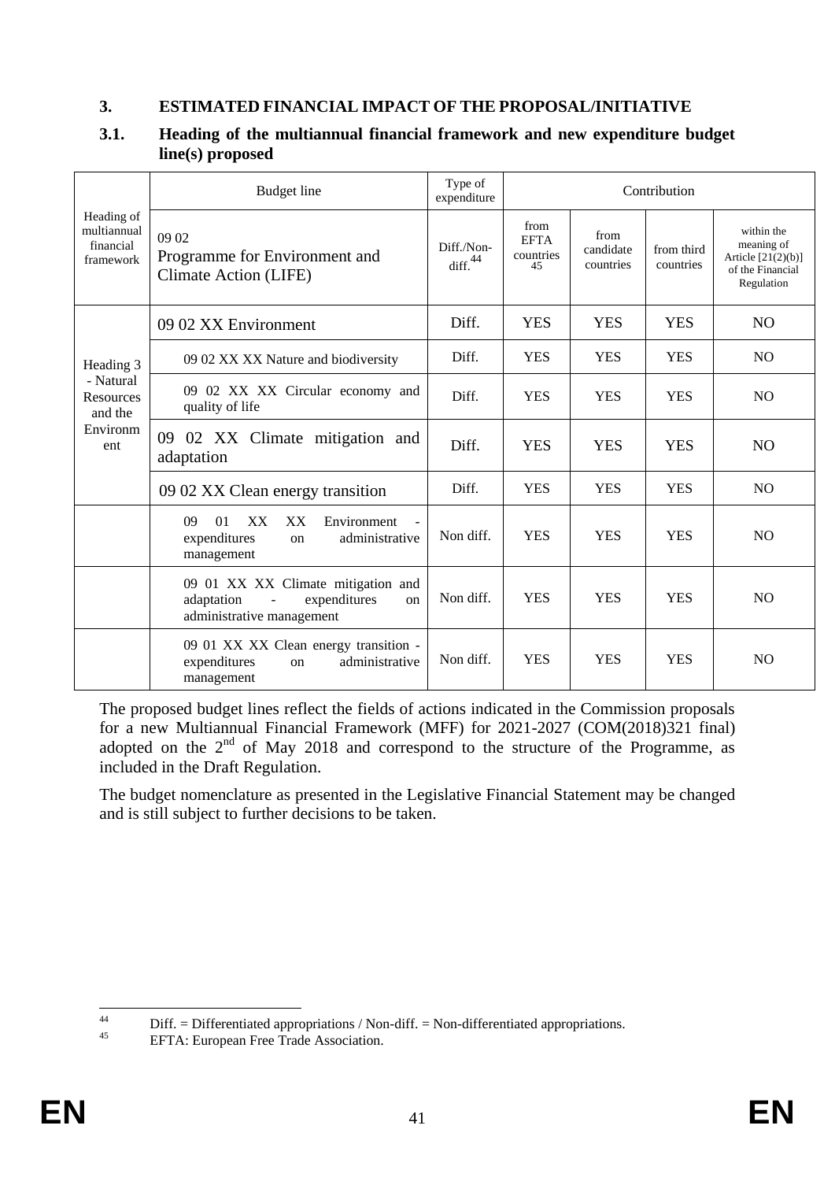## 3. ESTIMATED FINANCIAL IMPACT OF THE PROPOSAL/INITIATIVE

### 3.1. Heading of the multiannual financial framework and new expenditure budget line(s) proposed

| Heading of multiannual financial framework | Budget line | Type of expenditure | Contribution | | | |
|---|---|---|---|---|---|---|
| | 09 02 Programme for Environment and Climate Action (LIFE) | Diff./Non-diff.[44] | from EFTA countries[45] | from candidate countries | from third countries | within the meaning of Article [21(2)(b)] of the Financial Regulation |
| Heading 3 - Natural Resources and the Environment | 09 02 XX Environment | Diff. | YES | YES | YES | NO |
| | 09 02 XX XX Nature and biodiversity | Diff. | YES | YES | YES | NO |
| | 09 02 XX XX Circular economy and quality of life | Diff. | YES | YES | YES | NO |
| | 09 02 XX Climate mitigation and adaptation | Diff. | YES | YES | YES | NO |
| | 09 02 XX Clean energy transition | Diff. | YES | YES | YES | NO |
| | 09 01 XX XX Environment - expenditures on administrative management | Non diff. | YES | YES | YES | NO |
| | 09 01 XX XX Climate mitigation and adaptation - expenditures on administrative management | Non diff. | YES | YES | YES | NO |
| | 09 01 XX XX Clean energy transition - expenditures on administrative management | Non diff. | YES | YES | YES | NO |

The proposed budget lines reflect the fields of actions indicated in the Commission proposals for a new Multiannual Financial Framework (MFF) for 2021-2027 (COM(2018)321 final) adopted on the 2nd of May 2018 and correspond to the structure of the Programme, as included in the Draft Regulation.

The budget nomenclature as presented in the Legislative Financial Statement may be changed and is still subject to further decisions to be taken.

[44] Diff. = Differentiated appropriations / Non-diff. = Non-differentiated appropriations.

[45] EFTA: European Free Trade Association.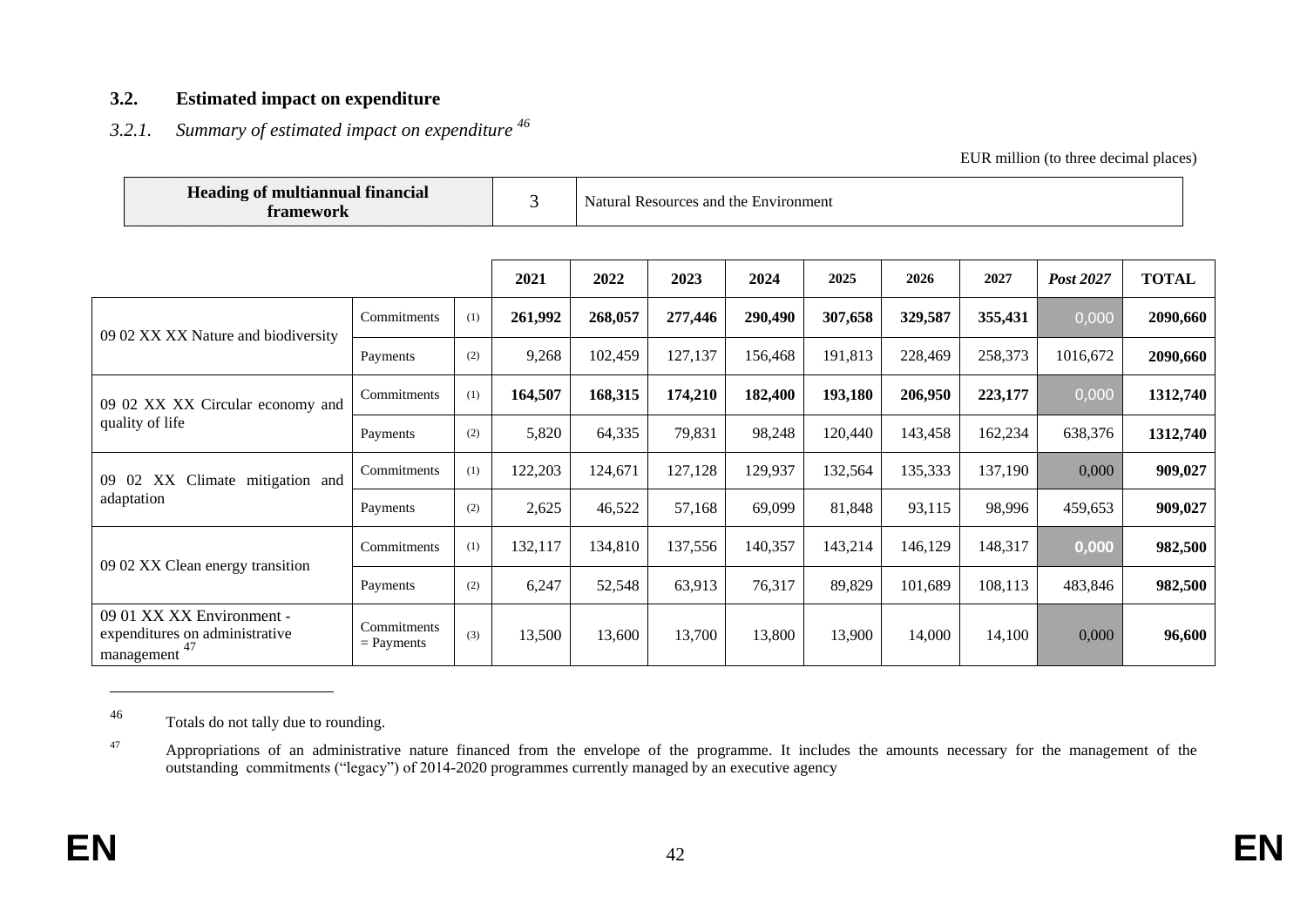### 3.2. Estimated impact on expenditure

#### *3.2.1. Summary of estimated impact on expenditure* [46]

EUR million (to three decimal places)

| **Heading of multiannual financial framework** | 3 | Natural Resources and the Environment |
|---|---|---|

| | | | 2021 | 2022 | 2023 | 2024 | 2025 | 2026 | 2027 | *Post 2027* | TOTAL |
|---|---|---|---|---|---|---|---|---|---|---|---|
| 09 02 XX XX Nature and biodiversity | Commitments | (1) | **261,992** | **268,057** | **277,446** | **290,490** | **307,658** | **329,587** | **355,431** | 0,000 | **2090,660** |
| | Payments | (2) | 9,268 | 102,459 | 127,137 | 156,468 | 191,813 | 228,469 | 258,373 | 1016,672 | **2090,660** |
| 09 02 XX XX Circular economy and quality of life | Commitments | (1) | **164,507** | **168,315** | **174,210** | **182,400** | **193,180** | **206,950** | **223,177** | 0,000 | **1312,740** |
| | Payments | (2) | 5,820 | 64,335 | 79,831 | 98,248 | 120,440 | 143,458 | 162,234 | 638,376 | **1312,740** |
| 09 02 XX Climate mitigation and adaptation | Commitments | (1) | 122,203 | 124,671 | 127,128 | 129,937 | 132,564 | 135,333 | 137,190 | 0,000 | **909,027** |
| | Payments | (2) | 2,625 | 46,522 | 57,168 | 69,099 | 81,848 | 93,115 | 98,996 | 459,653 | **909,027** |
| 09 02 XX Clean energy transition | Commitments | (1) | 132,117 | 134,810 | 137,556 | 140,357 | 143,214 | 146,129 | 148,317 | **0,000** | **982,500** |
| | Payments | (2) | 6,247 | 52,548 | 63,913 | 76,317 | 89,829 | 101,689 | 108,113 | 483,846 | **982,500** |
| 09 01 XX XX Environment - expenditures on administrative management [47] | Commitments = Payments | (3) | 13,500 | 13,600 | 13,700 | 13,800 | 13,900 | 14,000 | 14,100 | 0,000 | **96,600** |

[46] Totals do not tally due to rounding.

[47] Appropriations of an administrative nature financed from the envelope of the programme. It includes the amounts necessary for the management of the outstanding commitments ("legacy") of 2014-2020 programmes currently managed by an executive agency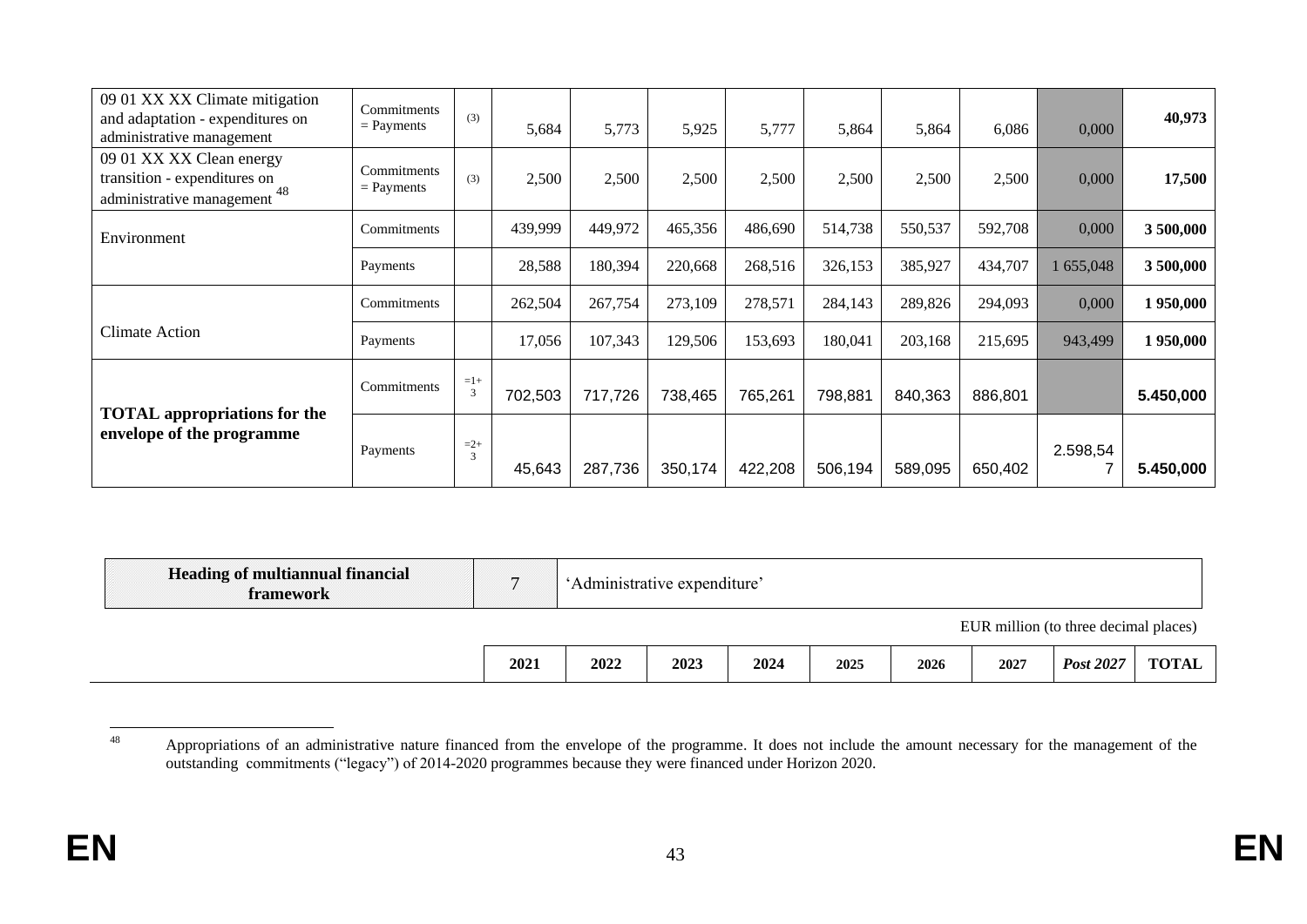| | | | | | | | | | | | |
|---|---|---|---|---|---|---|---|---|---|---|---|
| 09 01 XX XX Climate mitigation and adaptation - expenditures on administrative management | Commitments = Payments | (3) | 5,684 | 5,773 | 5,925 | 5,777 | 5,864 | 5,864 | 6,086 | 0,000 | **40,973** |
| 09 01 XX XX Clean energy transition - expenditures on administrative management [48] | Commitments = Payments | (3) | 2,500 | 2,500 | 2,500 | 2,500 | 2,500 | 2,500 | 2,500 | 0,000 | **17,500** |
| Environment | Commitments | | 439,999 | 449,972 | 465,356 | 486,690 | 514,738 | 550,537 | 592,708 | 0,000 | **3 500,000** |
| | Payments | | 28,588 | 180,394 | 220,668 | 268,516 | 326,153 | 385,927 | 434,707 | 1 655,048 | **3 500,000** |
| Climate Action | Commitments | | 262,504 | 267,754 | 273,109 | 278,571 | 284,143 | 289,826 | 294,093 | 0,000 | **1 950,000** |
| | Payments | | 17,056 | 107,343 | 129,506 | 153,693 | 180,041 | 203,168 | 215,695 | 943,499 | **1 950,000** |
| **TOTAL appropriations for the envelope of the programme** | Commitments | =1+3 | 702,503 | 717,726 | 738,465 | 765,261 | 798,881 | 840,363 | 886,801 | | **5.450,000** |
| | Payments | =2+3 | 45,643 | 287,736 | 350,174 | 422,208 | 506,194 | 589,095 | 650,402 | 2.598,547 | **5.450,000** |

| **Heading of multiannual financial framework** | 7 | 'Administrative expenditure' |
|---|---|---|

EUR million (to three decimal places)

| | 2021 | 2022 | 2023 | 2024 | 2025 | 2026 | 2027 | *Post 2027* | TOTAL |
|---|---|---|---|---|---|---|---|---|---|

[48] Appropriations of an administrative nature financed from the envelope of the programme. It does not include the amount necessary for the management of the outstanding commitments ("legacy") of 2014-2020 programmes because they were financed under Horizon 2020.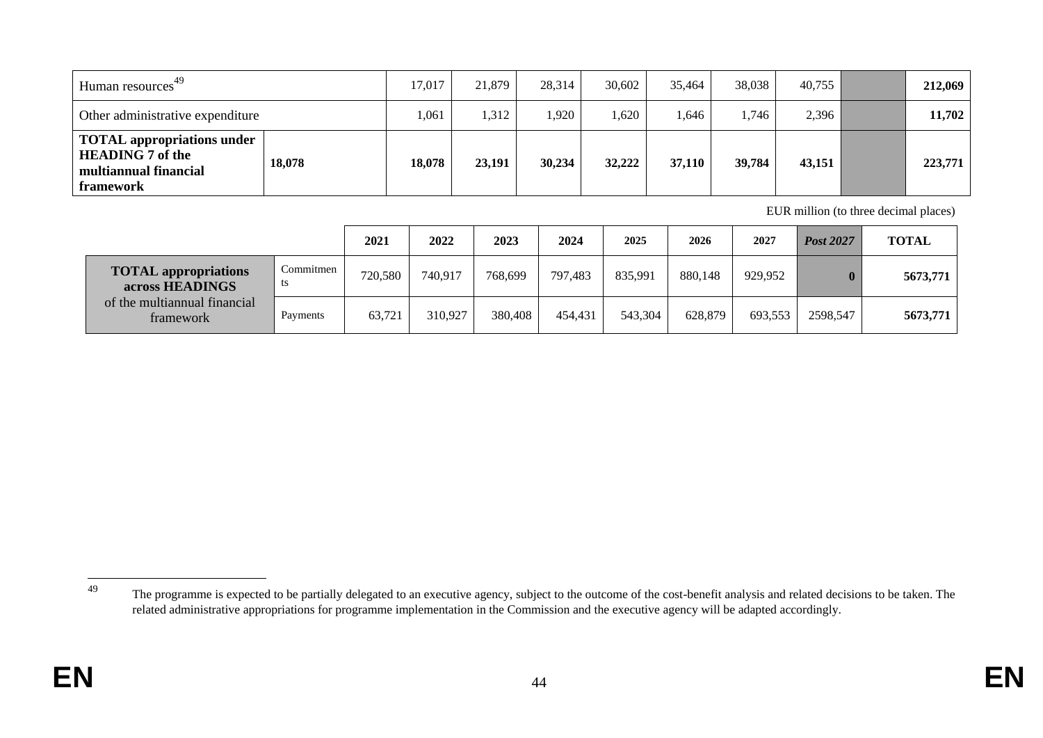| | | | | | | | | | | |
|---|---|---|---|---|---|---|---|---|---|---|
| Human resources[49] | | 17,017 | 21,879 | 28,314 | 30,602 | 35,464 | 38,038 | 40,755 | | **212,069** |
| Other administrative expenditure | | 1,061 | 1,312 | 1,920 | 1,620 | 1,646 | 1,746 | 2,396 | | **11,702** |
| **TOTAL appropriations under HEADING 7 of the multiannual financial framework** | **18,078** | **18,078** | **23,191** | **30,234** | **32,222** | **37,110** | **39,784** | **43,151** | | **223,771** |

EUR million (to three decimal places)

| | | 2021 | 2022 | 2023 | 2024 | 2025 | 2026 | 2027 | *Post 2027* | TOTAL |
|---|---|---|---|---|---|---|---|---|---|---|
| **TOTAL appropriations across HEADINGS** of the multiannual financial framework | Commitments | 720,580 | 740,917 | 768,699 | 797,483 | 835,991 | 880,148 | 929,952 | **0** | **5673,771** |
| | Payments | 63,721 | 310,927 | 380,408 | 454,431 | 543,304 | 628,879 | 693,553 | 2598,547 | **5673,771** |

[49] The programme is expected to be partially delegated to an executive agency, subject to the outcome of the cost-benefit analysis and related decisions to be taken. The related administrative appropriations for programme implementation in the Commission and the executive agency will be adapted accordingly.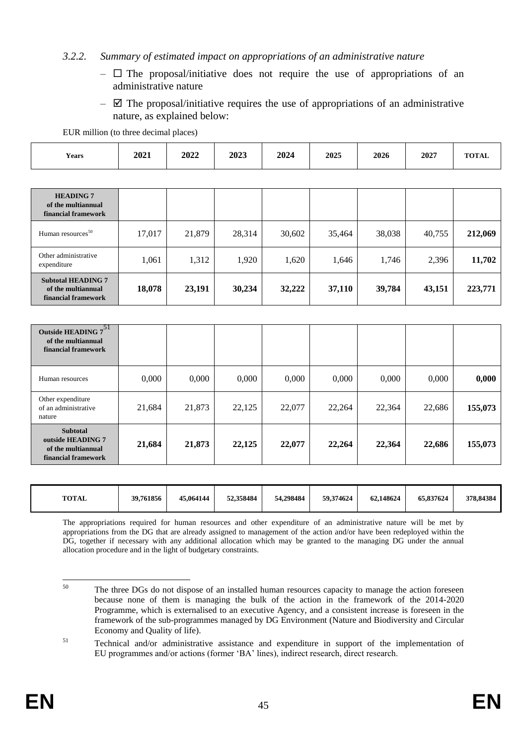### 3.2.2. *Summary of estimated impact on appropriations of an administrative nature*

- ☐ The proposal/initiative does not require the use of appropriations of an administrative nature
- ☑ The proposal/initiative requires the use of appropriations of an administrative nature, as explained below:

EUR million (to three decimal places)

| Years | 2021 | 2022 | 2023 | 2024 | 2025 | 2026 | 2027 | TOTAL |
|---|---|---|---|---|---|---|---|---|
| **HEADING 7 of the multiannual financial framework** | | | | | | | | |
| Human resources[50] | 17,017 | 21,879 | 28,314 | 30,602 | 35,464 | 38,038 | 40,755 | **212,069** |
| Other administrative expenditure | 1,061 | 1,312 | 1,920 | 1,620 | 1,646 | 1,746 | 2,396 | **11,702** |
| **Subtotal HEADING 7 of the multiannual financial framework** | **18,078** | **23,191** | **30,234** | **32,222** | **37,110** | **39,784** | **43,151** | **223,771** |
| **Outside HEADING 7[51] of the multiannual financial framework** | | | | | | | | |
| Human resources | 0,000 | 0,000 | 0,000 | 0,000 | 0,000 | 0,000 | 0,000 | **0,000** |
| Other expenditure of an administrative nature | 21,684 | 21,873 | 22,125 | 22,077 | 22,264 | 22,364 | 22,686 | **155,073** |
| **Subtotal outside HEADING 7 of the multiannual financial framework** | **21,684** | **21,873** | **22,125** | **22,077** | **22,264** | **22,364** | **22,686** | **155,073** |
| **TOTAL** | **39,761856** | **45,064144** | **52,358484** | **54,298484** | **59,374624** | **62,148624** | **65,837624** | **378,84384** |

The appropriations required for human resources and other expenditure of an administrative nature will be met by appropriations from the DG that are already assigned to management of the action and/or have been redeployed within the DG, together if necessary with any additional allocation which may be granted to the managing DG under the annual allocation procedure and in the light of budgetary constraints.

---

[50] The three DGs do not dispose of an installed human resources capacity to manage the action foreseen because none of them is managing the bulk of the action in the framework of the 2014-2020 Programme, which is externalised to an executive Agency, and a consistent increase is foreseen in the framework of the sub-programmes managed by DG Environment (Nature and Biodiversity and Circular Economy and Quality of life).

[51] Technical and/or administrative assistance and expenditure in support of the implementation of EU programmes and/or actions (former 'BA' lines), indirect research, direct research.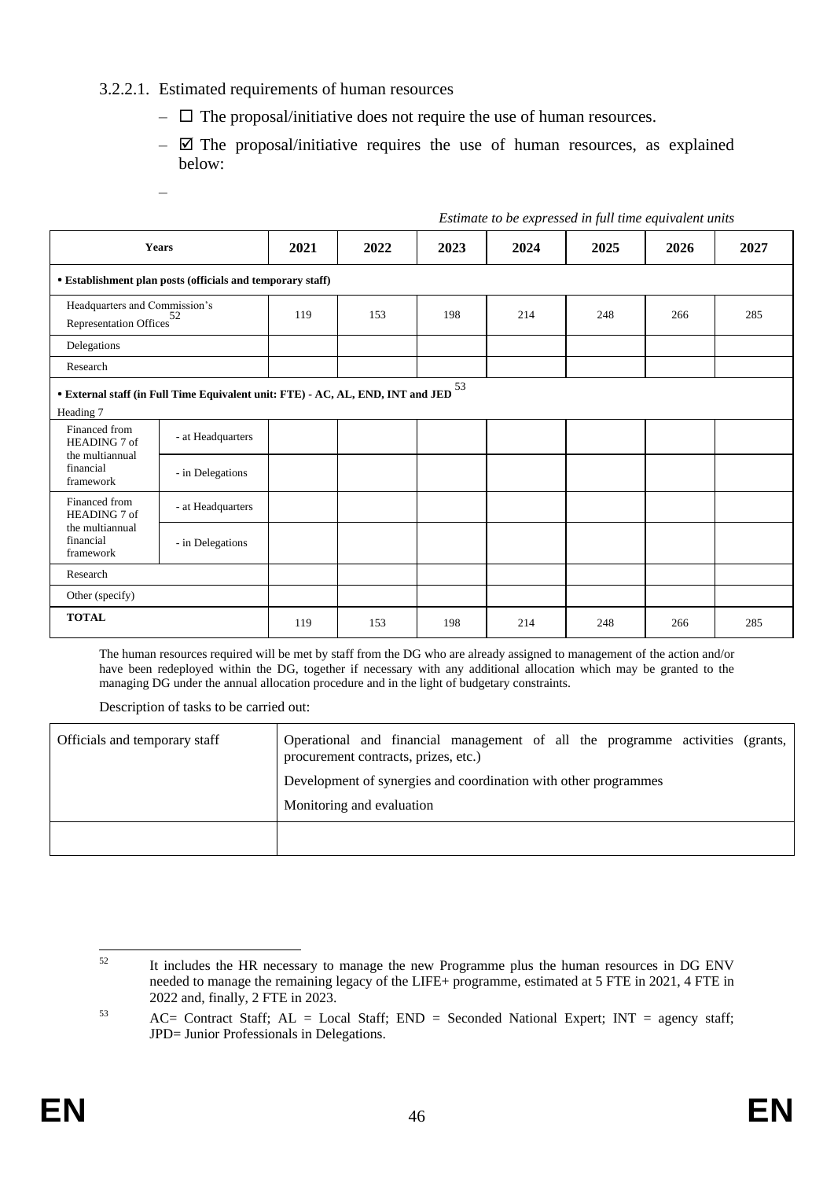### 3.2.2.1. Estimated requirements of human resources

- ☐ The proposal/initiative does not require the use of human resources.
- ☑ The proposal/initiative requires the use of human resources, as explained below:
- 

*Estimate to be expressed in full time equivalent units*

| Years | | 2021 | 2022 | 2023 | 2024 | 2025 | 2026 | 2027 |
|---|---|---|---|---|---|---|---|---|
| **• Establishment plan posts (officials and temporary staff)** | | | | | | | | |
| Headquarters and Commission's Representation Offices[52] | | 119 | 153 | 198 | 214 | 248 | 266 | 285 |
| Delegations | | | | | | | | |
| Research | | | | | | | | |
| **• External staff (in Full Time Equivalent unit: FTE) - AC, AL, END, INT and JED**[53] Heading 7 | | | | | | | | |
| Financed from HEADING 7 of the multiannual financial framework | - at Headquarters | | | | | | | |
| | - in Delegations | | | | | | | |
| Financed from HEADING 7 of the multiannual financial framework | - at Headquarters | | | | | | | |
| | - in Delegations | | | | | | | |
| Research | | | | | | | | |
| Other (specify) | | | | | | | | |
| **TOTAL** | | 119 | 153 | 198 | 214 | 248 | 266 | 285 |

The human resources required will be met by staff from the DG who are already assigned to management of the action and/or have been redeployed within the DG, together if necessary with any additional allocation which may be granted to the managing DG under the annual allocation procedure and in the light of budgetary constraints.

Description of tasks to be carried out:

| Officials and temporary staff | Operational and financial management of all the programme activities (grants, procurement contracts, prizes, etc.)<br>Development of synergies and coordination with other programmes<br>Monitoring and evaluation |
|---|---|
| | |

[52] It includes the HR necessary to manage the new Programme plus the human resources in DG ENV needed to manage the remaining legacy of the LIFE+ programme, estimated at 5 FTE in 2021, 4 FTE in 2022 and, finally, 2 FTE in 2023.

[53] AC= Contract Staff; AL = Local Staff; END = Seconded National Expert; INT = agency staff; JPD= Junior Professionals in Delegations.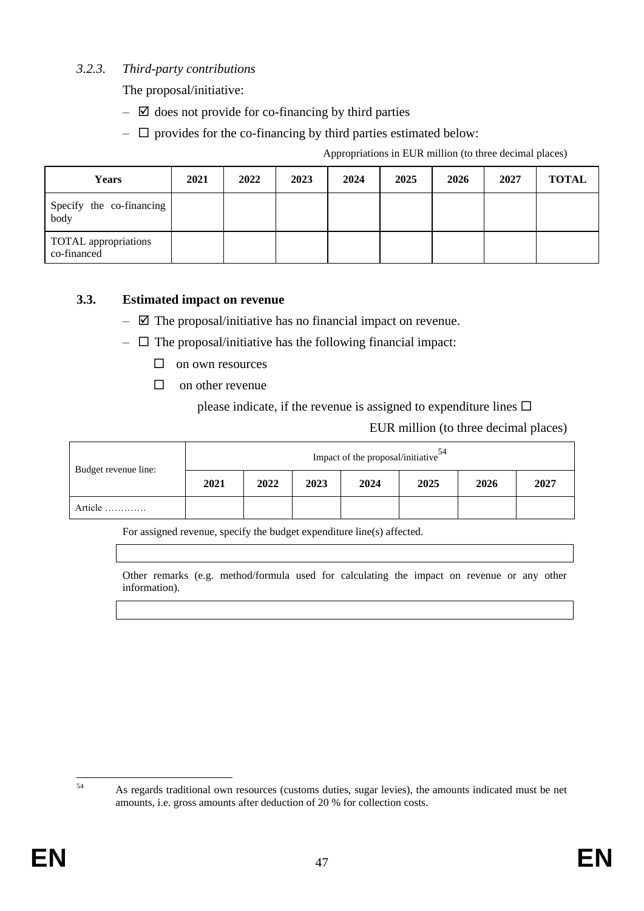#### 3.2.3. *Third-party contributions*

The proposal/initiative:

– ☑ does not provide for co-financing by third parties

– ☐ provides for the co-financing by third parties estimated below:

Appropriations in EUR million (to three decimal places)

| Years | 2021 | 2022 | 2023 | 2024 | 2025 | 2026 | 2027 | TOTAL |
|---|---|---|---|---|---|---|---|---|
| Specify the co-financing body | | | | | | | | |
| TOTAL appropriations co-financed | | | | | | | | |

### 3.3. Estimated impact on revenue

– ☑ The proposal/initiative has no financial impact on revenue.

– ☐ The proposal/initiative has the following financial impact:

☐ on own resources

☐ on other revenue

please indicate, if the revenue is assigned to expenditure lines ☐

EUR million (to three decimal places)

| Budget revenue line: | Impact of the proposal/initiative[54] | | | | | | |
|---|---|---|---|---|---|---|---|
| | 2021 | 2022 | 2023 | 2024 | 2025 | 2026 | 2027 |
| Article …………. | | | | | | | |

For assigned revenue, specify the budget expenditure line(s) affected.

| |
|---|
| |

Other remarks (e.g. method/formula used for calculating the impact on revenue or any other information).

| |
|---|
| |

[54] As regards traditional own resources (customs duties, sugar levies), the amounts indicated must be net amounts, i.e. gross amounts after deduction of 20 % for collection costs.